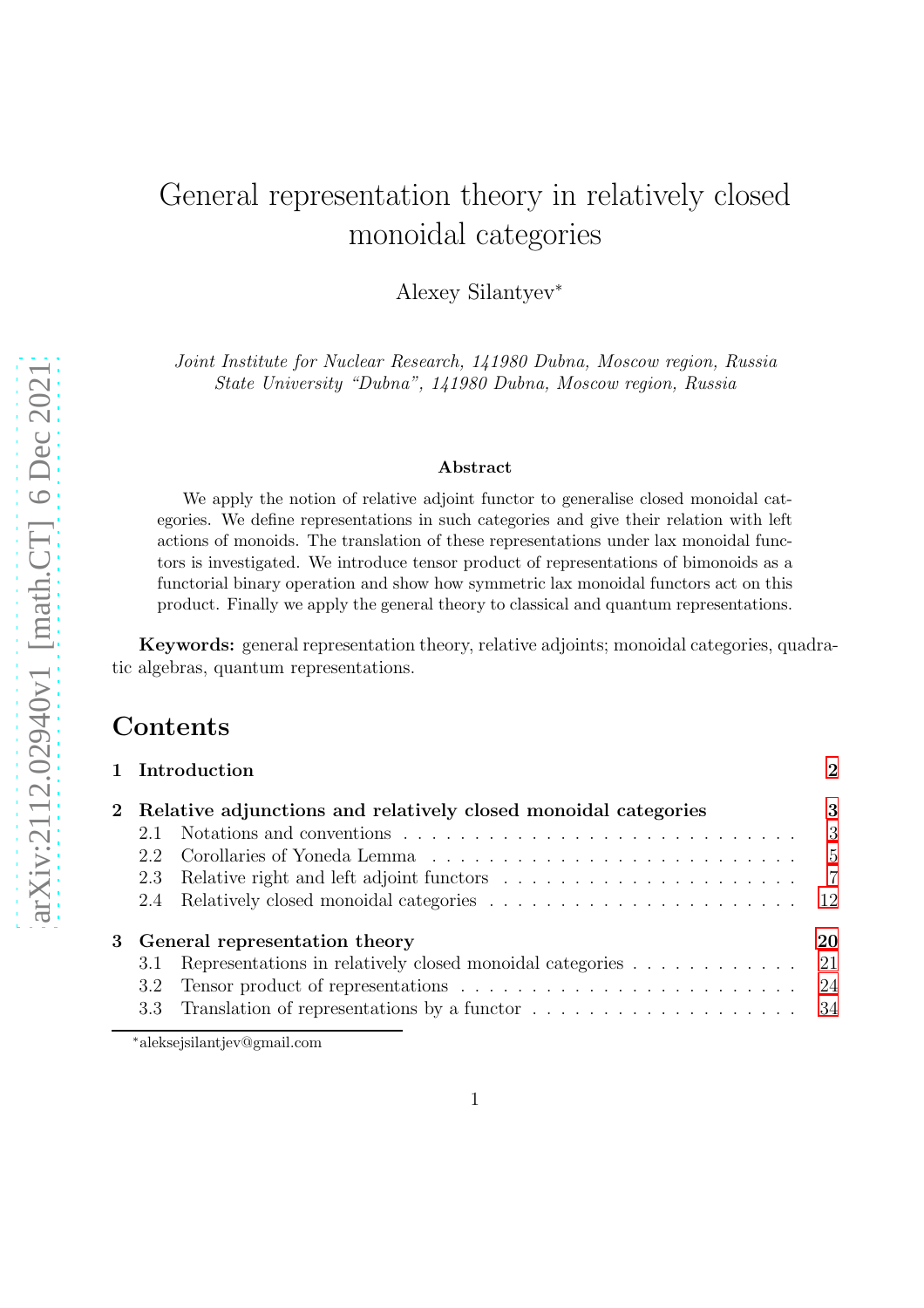# General representation theory in relatively closed monoidal categories

Alexey Silantyev*

*Joint Institute for Nuclear Research, 141980 Dubna, Moscow region, Russia*
*State University "Dubna", 141980 Dubna, Moscow region, Russia*

### Abstract

We apply the notion of relative adjoint functor to generalise closed monoidal categories. We define representations in such categories and give their relation with left actions of monoids. The translation of these representations under lax monoidal functors is investigated. We introduce tensor product of representations of bimonoids as a functorial binary operation and show how symmetric lax monoidal functors act on this product. Finally we apply the general theory to classical and quantum representations.

**Keywords:** general representation theory, relative adjoints; monoidal categories, quadratic algebras, quantum representations.

## Contents

| | | |
|---|---|---|
| **1** | **Introduction** | **2** |
| **2** | **Relative adjunctions and relatively closed monoidal categories** | **3** |
| 2.1 | Notations and conventions | 3 |
| 2.2 | Corollaries of Yoneda Lemma | 5 |
| 2.3 | Relative right and left adjoint functors | 7 |
| 2.4 | Relatively closed monoidal categories | 12 |
| **3** | **General representation theory** | **20** |
| 3.1 | Representations in relatively closed monoidal categories | 21 |
| 3.2 | Tensor product of representations | 24 |
| 3.3 | Translation of representations by a functor | 34 |

*aleksejsilantjev@gmail.com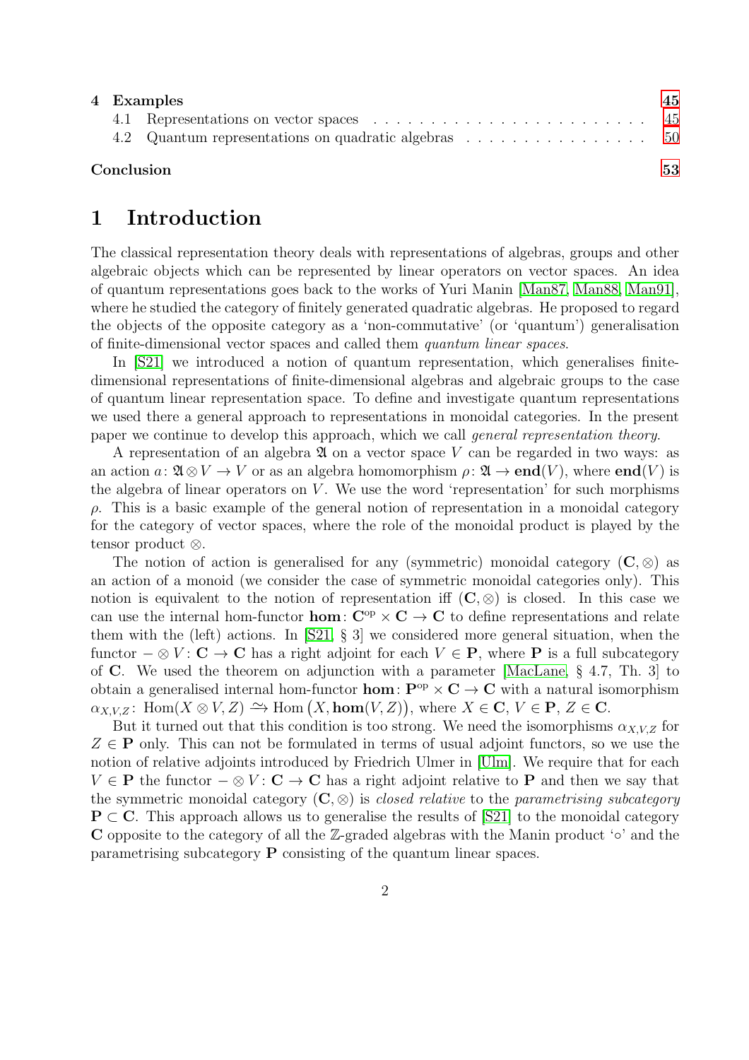| | |
|---|---|
| **4 Examples** | **45** |
| 4.1 Representations on vector spaces | 45 |
| 4.2 Quantum representations on quadratic algebras | 50 |
| **Conclusion** | **53** |

# 1 Introduction

The classical representation theory deals with representations of algebras, groups and other algebraic objects which can be represented by linear operators on vector spaces. An idea of quantum representations goes back to the works of Yuri Manin [Man87, Man88, Man91], where he studied the category of finitely generated quadratic algebras. He proposed to regard the objects of the opposite category as a 'non-commutative' (or 'quantum') generalisation of finite-dimensional vector spaces and called them *quantum linear spaces*.

In [S21] we introduced a notion of quantum representation, which generalises finite-dimensional representations of finite-dimensional algebras and algebraic groups to the case of quantum linear representation space. To define and investigate quantum representations we used there a general approach to representations in monoidal categories. In the present paper we continue to develop this approach, which we call *general representation theory*.

A representation of an algebra $\mathfrak{A}$ on a vector space $V$ can be regarded in two ways: as an action $a\colon \mathfrak{A}\otimes V \to V$ or as an algebra homomorphism $\rho\colon \mathfrak{A} \to \mathbf{end}(V)$, where $\mathbf{end}(V)$ is the algebra of linear operators on $V$. We use the word 'representation' for such morphisms $\rho$. This is a basic example of the general notion of representation in a monoidal category for the category of vector spaces, where the role of the monoidal product is played by the tensor product $\otimes$.

The notion of action is generalised for any (symmetric) monoidal category $(\mathbf{C}, \otimes)$ as an action of a monoid (we consider the case of symmetric monoidal categories only). This notion is equivalent to the notion of representation iff $(\mathbf{C}, \otimes)$ is closed. In this case we can use the internal hom-functor $\mathbf{hom}\colon \mathbf{C}^{\mathrm{op}} \times \mathbf{C} \to \mathbf{C}$ to define representations and relate them with the (left) actions. In [S21, § 3] we considered more general situation, when the functor $-\otimes V\colon \mathbf{C} \to \mathbf{C}$ has a right adjoint for each $V \in \mathbf{P}$, where $\mathbf{P}$ is a full subcategory of $\mathbf{C}$. We used the theorem on adjunction with a parameter [MacLane, § 4.7, Th. 3] to obtain a generalised internal hom-functor $\mathbf{hom}\colon \mathbf{P}^{\mathrm{op}} \times \mathbf{C} \to \mathbf{C}$ with a natural isomorphism $\alpha_{X,V,Z}\colon \operatorname{Hom}(X \otimes V, Z) \xrightarrow{\sim} \operatorname{Hom}\big(X, \mathbf{hom}(V, Z)\big)$, where $X \in \mathbf{C}$, $V \in \mathbf{P}$, $Z \in \mathbf{C}$.

But it turned out that this condition is too strong. We need the isomorphisms $\alpha_{X,V,Z}$ for $Z \in \mathbf{P}$ only. This can not be formulated in terms of usual adjoint functors, so we use the notion of relative adjoints introduced by Friedrich Ulmer in [Ulm]. We require that for each $V \in \mathbf{P}$ the functor $-\otimes V\colon \mathbf{C} \to \mathbf{C}$ has a right adjoint relative to $\mathbf{P}$ and then we say that the symmetric monoidal category $(\mathbf{C}, \otimes)$ is *closed relative* to the *parametrising subcategory* $\mathbf{P} \subset \mathbf{C}$. This approach allows us to generalise the results of [S21] to the monoidal category $\mathbf{C}$ opposite to the category of all the $\mathbb{Z}$-graded algebras with the Manin product '$\circ$' and the parametrising subcategory $\mathbf{P}$ consisting of the quantum linear spaces.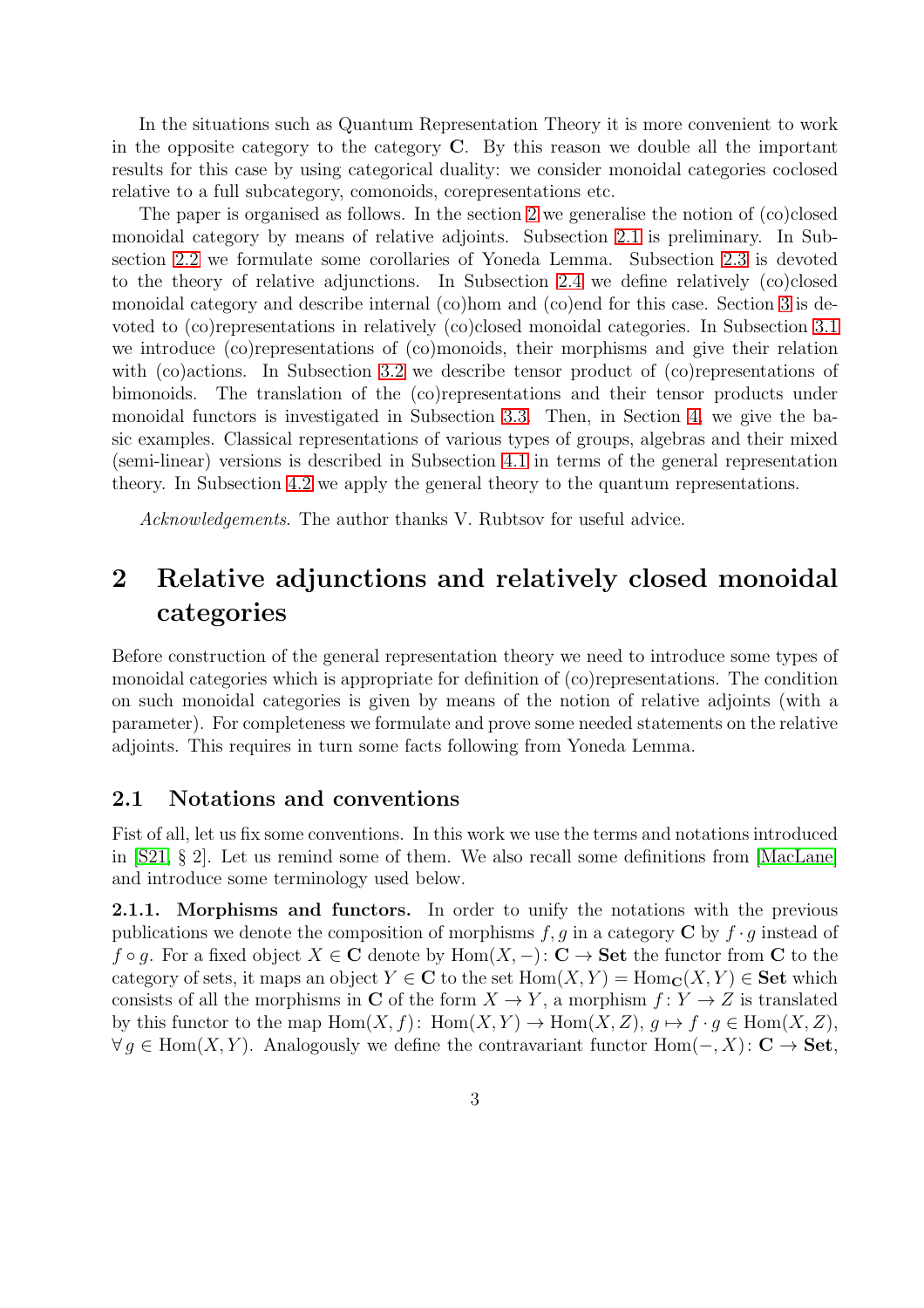In the situations such as Quantum Representation Theory it is more convenient to work in the opposite category to the category $\mathbf{C}$. By this reason we double all the important results for this case by using categorical duality: we consider monoidal categories coclosed relative to a full subcategory, comonoids, corepresentations etc.

The paper is organised as follows. In the section 2 we generalise the notion of (co)closed monoidal category by means of relative adjoints. Subsection 2.1 is preliminary. In Subsection 2.2 we formulate some corollaries of Yoneda Lemma. Subsection 2.3 is devoted to the theory of relative adjunctions. In Subsection 2.4 we define relatively (co)closed monoidal category and describe internal (co)hom and (co)end for this case. Section 3 is devoted to (co)representations in relatively (co)closed monoidal categories. In Subsection 3.1 we introduce (co)representations of (co)monoids, their morphisms and give their relation with (co)actions. In Subsection 3.2 we describe tensor product of (co)representations of bimonoids. The translation of the (co)representations and their tensor products under monoidal functors is investigated in Subsection 3.3. Then, in Section 4, we give the basic examples. Classical representations of various types of groups, algebras and their mixed (semi-linear) versions is described in Subsection 4.1 in terms of the general representation theory. In Subsection 4.2 we apply the general theory to the quantum representations.

*Acknowledgements.* The author thanks V. Rubtsov for useful advice.

# 2 Relative adjunctions and relatively closed monoidal categories

Before construction of the general representation theory we need to introduce some types of monoidal categories which is appropriate for definition of (co)representations. The condition on such monoidal categories is given by means of the notion of relative adjoints (with a parameter). For completeness we formulate and prove some needed statements on the relative adjoints. This requires in turn some facts following from Yoneda Lemma.

## 2.1 Notations and conventions

Fist of all, let us fix some conventions. In this work we use the terms and notations introduced in [S21, § 2]. Let us remind some of them. We also recall some definitions from [MacLane] and introduce some terminology used below.

**2.1.1. Morphisms and functors.** In order to unify the notations with the previous publications we denote the composition of morphisms $f, g$ in a category $\mathbf{C}$ by $f \cdot g$ instead of $f \circ g$. For a fixed object $X \in \mathbf{C}$ denote by $\mathrm{Hom}(X, -)\colon \mathbf{C} \to \mathbf{Set}$ the functor from $\mathbf{C}$ to the category of sets, it maps an object $Y \in \mathbf{C}$ to the set $\mathrm{Hom}(X, Y) = \mathrm{Hom}_{\mathbf{C}}(X, Y) \in \mathbf{Set}$ which consists of all the morphisms in $\mathbf{C}$ of the form $X \to Y$, a morphism $f\colon Y \to Z$ is translated by this functor to the map $\mathrm{Hom}(X, f)\colon \mathrm{Hom}(X, Y) \to \mathrm{Hom}(X, Z)$, $g \mapsto f \cdot g \in \mathrm{Hom}(X, Z)$, $\forall\, g \in \mathrm{Hom}(X, Y)$. Analogously we define the contravariant functor $\mathrm{Hom}(-, X)\colon \mathbf{C} \to \mathbf{Set}$,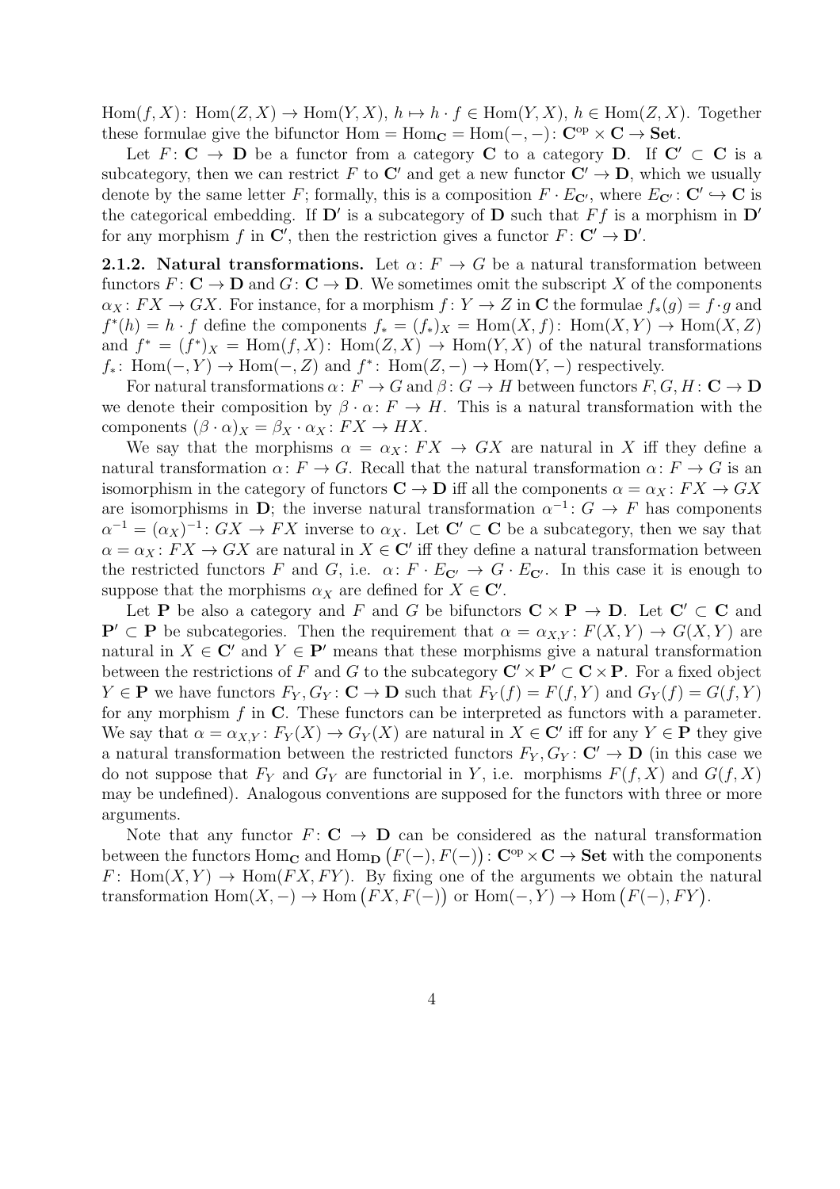$\mathrm{Hom}(f,X)\colon \mathrm{Hom}(Z,X) \to \mathrm{Hom}(Y,X)$, $h \mapsto h \cdot f \in \mathrm{Hom}(Y,X)$, $h \in \mathrm{Hom}(Z,X)$. Together these formulae give the bifunctor $\mathrm{Hom} = \mathrm{Hom}_{\mathbf{C}} = \mathrm{Hom}(-,-)\colon \mathbf{C}^{\mathrm{op}} \times \mathbf{C} \to \mathbf{Set}$.

Let $F\colon \mathbf{C} \to \mathbf{D}$ be a functor from a category $\mathbf{C}$ to a category $\mathbf{D}$. If $\mathbf{C}' \subset \mathbf{C}$ is a subcategory, then we can restrict $F$ to $\mathbf{C}'$ and get a new functor $\mathbf{C}' \to \mathbf{D}$, which we usually denote by the same letter $F$; formally, this is a composition $F \cdot E_{\mathbf{C}'}$, where $E_{\mathbf{C}'}\colon \mathbf{C}' \hookrightarrow \mathbf{C}$ is the categorical embedding. If $\mathbf{D}'$ is a subcategory of $\mathbf{D}$ such that $Ff$ is a morphism in $\mathbf{D}'$ for any morphism $f$ in $\mathbf{C}'$, then the restriction gives a functor $F\colon \mathbf{C}' \to \mathbf{D}'$.

**2.1.2. Natural transformations.** Let $\alpha\colon F \to G$ be a natural transformation between functors $F\colon \mathbf{C} \to \mathbf{D}$ and $G\colon \mathbf{C} \to \mathbf{D}$. We sometimes omit the subscript $X$ of the components $\alpha_X\colon FX \to GX$. For instance, for a morphism $f\colon Y \to Z$ in $\mathbf{C}$ the formulae $f_*(g) = f \cdot g$ and $f^*(h) = h \cdot f$ define the components $f_* = (f_*)_X = \mathrm{Hom}(X,f)\colon \mathrm{Hom}(X,Y) \to \mathrm{Hom}(X,Z)$ and $f^* = (f^*)_X = \mathrm{Hom}(f,X)\colon \mathrm{Hom}(Z,X) \to \mathrm{Hom}(Y,X)$ of the natural transformations $f_*\colon \mathrm{Hom}(-,Y) \to \mathrm{Hom}(-,Z)$ and $f^*\colon \mathrm{Hom}(Z,-) \to \mathrm{Hom}(Y,-)$ respectively.

For natural transformations $\alpha\colon F \to G$ and $\beta\colon G \to H$ between functors $F, G, H\colon \mathbf{C} \to \mathbf{D}$ we denote their composition by $\beta \cdot \alpha\colon F \to H$. This is a natural transformation with the components $(\beta \cdot \alpha)_X = \beta_X \cdot \alpha_X\colon FX \to HX$.

We say that the morphisms $\alpha = \alpha_X\colon FX \to GX$ are natural in $X$ iff they define a natural transformation $\alpha\colon F \to G$. Recall that the natural transformation $\alpha\colon F \to G$ is an isomorphism in the category of functors $\mathbf{C} \to \mathbf{D}$ iff all the components $\alpha = \alpha_X\colon FX \to GX$ are isomorphisms in $\mathbf{D}$; the inverse natural transformation $\alpha^{-1}\colon G \to F$ has components $\alpha^{-1} = (\alpha_X)^{-1}\colon GX \to FX$ inverse to $\alpha_X$. Let $\mathbf{C}' \subset \mathbf{C}$ be a subcategory, then we say that $\alpha = \alpha_X\colon FX \to GX$ are natural in $X \in \mathbf{C}'$ iff they define a natural transformation between the restricted functors $F$ and $G$, i.e. $\alpha\colon F \cdot E_{\mathbf{C}'} \to G \cdot E_{\mathbf{C}'}$. In this case it is enough to suppose that the morphisms $\alpha_X$ are defined for $X \in \mathbf{C}'$.

Let $\mathbf{P}$ be also a category and $F$ and $G$ be bifunctors $\mathbf{C} \times \mathbf{P} \to \mathbf{D}$. Let $\mathbf{C}' \subset \mathbf{C}$ and $\mathbf{P}' \subset \mathbf{P}$ be subcategories. Then the requirement that $\alpha = \alpha_{X,Y}\colon F(X,Y) \to G(X,Y)$ are natural in $X \in \mathbf{C}'$ and $Y \in \mathbf{P}'$ means that these morphisms give a natural transformation between the restrictions of $F$ and $G$ to the subcategory $\mathbf{C}' \times \mathbf{P}' \subset \mathbf{C} \times \mathbf{P}$. For a fixed object $Y \in \mathbf{P}$ we have functors $F_Y, G_Y\colon \mathbf{C} \to \mathbf{D}$ such that $F_Y(f) = F(f,Y)$ and $G_Y(f) = G(f,Y)$ for any morphism $f$ in $\mathbf{C}$. These functors can be interpreted as functors with a parameter. We say that $\alpha = \alpha_{X,Y}\colon F_Y(X) \to G_Y(X)$ are natural in $X \in \mathbf{C}'$ iff for any $Y \in \mathbf{P}$ they give a natural transformation between the restricted functors $F_Y, G_Y\colon \mathbf{C}' \to \mathbf{D}$ (in this case we do not suppose that $F_Y$ and $G_Y$ are functorial in $Y$, i.e. morphisms $F(f,X)$ and $G(f,X)$ may be undefined). Analogous conventions are supposed for the functors with three or more arguments.

Note that any functor $F\colon \mathbf{C} \to \mathbf{D}$ can be considered as the natural transformation between the functors $\mathrm{Hom}_{\mathbf{C}}$ and $\mathrm{Hom}_{\mathbf{D}}\big(F(-),F(-)\big)\colon \mathbf{C}^{\mathrm{op}} \times \mathbf{C} \to \mathbf{Set}$ with the components $F\colon \mathrm{Hom}(X,Y) \to \mathrm{Hom}(FX,FY)$. By fixing one of the arguments we obtain the natural transformation $\mathrm{Hom}(X,-) \to \mathrm{Hom}\big(FX,F(-)\big)$ or $\mathrm{Hom}(-,Y) \to \mathrm{Hom}\big(F(-),FY\big)$.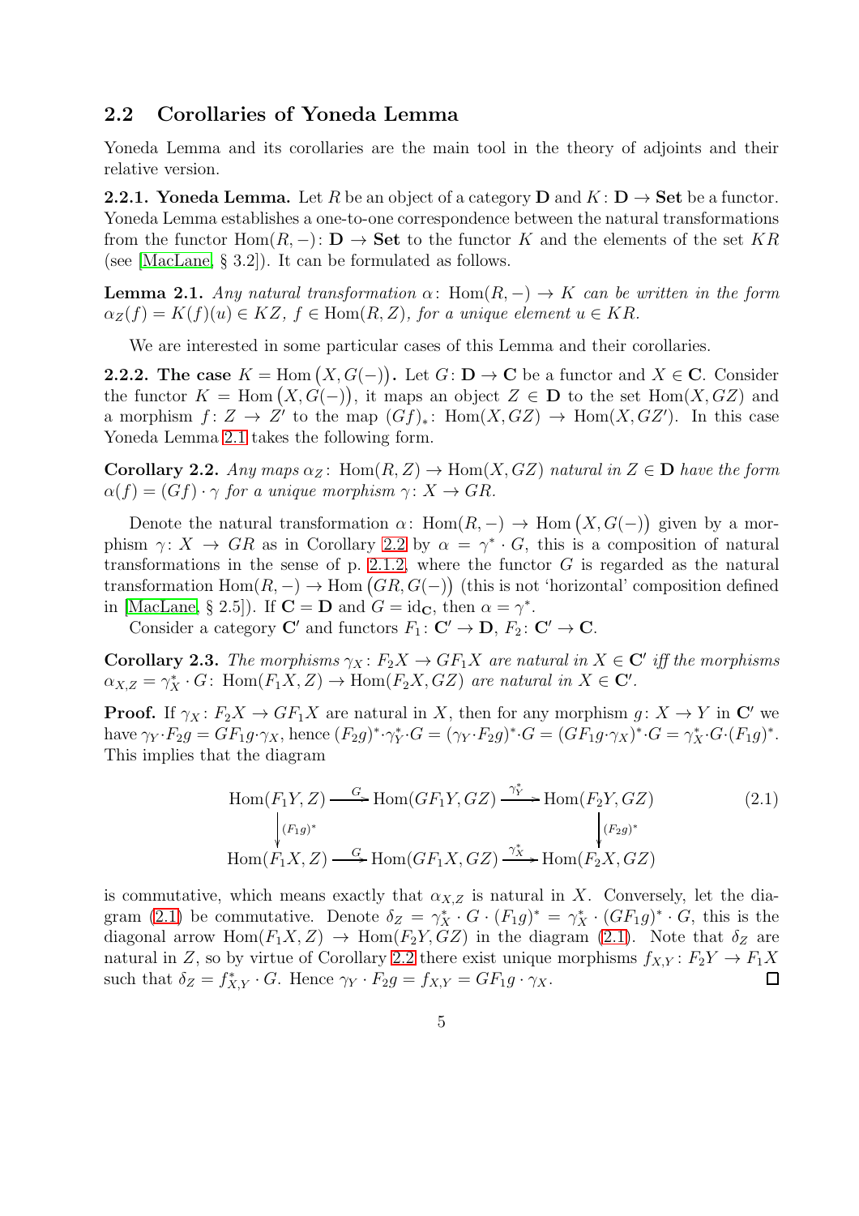## 2.2 Corollaries of Yoneda Lemma

Yoneda Lemma and its corollaries are the main tool in the theory of adjoints and their relative version.

**2.2.1. Yoneda Lemma.** Let $R$ be an object of a category $\mathbf{D}$ and $K\colon \mathbf{D}\to\mathbf{Set}$ be a functor. Yoneda Lemma establishes a one-to-one correspondence between the natural transformations from the functor $\mathrm{Hom}(R,-)\colon \mathbf{D}\to\mathbf{Set}$ to the functor $K$ and the elements of the set $KR$ (see [MacLane, § 3.2]). It can be formulated as follows.

**Lemma 2.1.** *Any natural transformation $\alpha\colon \mathrm{Hom}(R,-)\to K$ can be written in the form $\alpha_Z(f)=K(f)(u)\in KZ$, $f\in\mathrm{Hom}(R,Z)$, for a unique element $u\in KR$.*

We are interested in some particular cases of this Lemma and their corollaries.

**2.2.2. The case $K=\mathrm{Hom}\big(X,G(-)\big)$.** Let $G\colon\mathbf{D}\to\mathbf{C}$ be a functor and $X\in\mathbf{C}$. Consider the functor $K=\mathrm{Hom}\big(X,G(-)\big)$, it maps an object $Z\in\mathbf{D}$ to the set $\mathrm{Hom}(X,GZ)$ and a morphism $f\colon Z\to Z'$ to the map $(Gf)_*\colon \mathrm{Hom}(X,GZ)\to\mathrm{Hom}(X,GZ')$. In this case Yoneda Lemma 2.1 takes the following form.

**Corollary 2.2.** *Any maps $\alpha_Z\colon \mathrm{Hom}(R,Z)\to\mathrm{Hom}(X,GZ)$ natural in $Z\in\mathbf{D}$ have the form $\alpha(f)=(Gf)\cdot\gamma$ for a unique morphism $\gamma\colon X\to GR$.*

Denote the natural transformation $\alpha\colon\mathrm{Hom}(R,-)\to\mathrm{Hom}\big(X,G(-)\big)$ given by a morphism $\gamma\colon X\to GR$ as in Corollary 2.2 by $\alpha=\gamma^*\cdot G$, this is a composition of natural transformations in the sense of p. 2.1.2, where the functor $G$ is regarded as the natural transformation $\mathrm{Hom}(R,-)\to\mathrm{Hom}\big(GR,G(-)\big)$ (this is not 'horizontal' composition defined in [MacLane, § 2.5]). If $\mathbf{C}=\mathbf{D}$ and $G=\mathrm{id}_{\mathbf{C}}$, then $\alpha=\gamma^*$.

Consider a category $\mathbf{C}'$ and functors $F_1\colon\mathbf{C}'\to\mathbf{D}$, $F_2\colon\mathbf{C}'\to\mathbf{C}$.

**Corollary 2.3.** *The morphisms $\gamma_X\colon F_2X\to GF_1X$ are natural in $X\in\mathbf{C}'$ iff the morphisms $\alpha_{X,Z}=\gamma_X^*\cdot G\colon \mathrm{Hom}(F_1X,Z)\to\mathrm{Hom}(F_2X,GZ)$ are natural in $X\in\mathbf{C}'$.*

**Proof.** If $\gamma_X\colon F_2X\to GF_1X$ are natural in $X$, then for any morphism $g\colon X\to Y$ in $\mathbf{C}'$ we have $\gamma_Y\cdot F_2g=GF_1g\cdot\gamma_X$, hence $(F_2g)^*\cdot\gamma_Y^*\cdot G=(\gamma_Y\cdot F_2g)^*\cdot G=(GF_1g\cdot\gamma_X)^*\cdot G=\gamma_X^*\cdot G\cdot(F_1g)^*$. This implies that the diagram

$$\begin{array}{ccccc}
\mathrm{Hom}(F_1Y,Z) & \xrightarrow{G} & \mathrm{Hom}(GF_1Y,GZ) & \xrightarrow{\gamma_Y^*} & \mathrm{Hom}(F_2Y,GZ)\\
\big\downarrow{\scriptstyle (F_1g)^*} & & & & \big\downarrow{\scriptstyle (F_2g)^*}\\
\mathrm{Hom}(F_1X,Z) & \xrightarrow{G} & \mathrm{Hom}(GF_1X,GZ) & \xrightarrow{\gamma_X^*} & \mathrm{Hom}(F_2X,GZ)
\end{array}\tag{2.1}$$

is commutative, which means exactly that $\alpha_{X,Z}$ is natural in $X$. Conversely, let the diagram (2.1) be commutative. Denote $\delta_Z=\gamma_X^*\cdot G\cdot(F_1g)^*=\gamma_X^*\cdot(GF_1g)^*\cdot G$, this is the diagonal arrow $\mathrm{Hom}(F_1X,Z)\to\mathrm{Hom}(F_2Y,GZ)$ in the diagram (2.1). Note that $\delta_Z$ are natural in $Z$, so by virtue of Corollary 2.2 there exist unique morphisms $f_{X,Y}\colon F_2Y\to F_1X$ such that $\delta_Z=f_{X,Y}^*\cdot G$. Hence $\gamma_Y\cdot F_2g=f_{X,Y}=GF_1g\cdot\gamma_X$. $\square$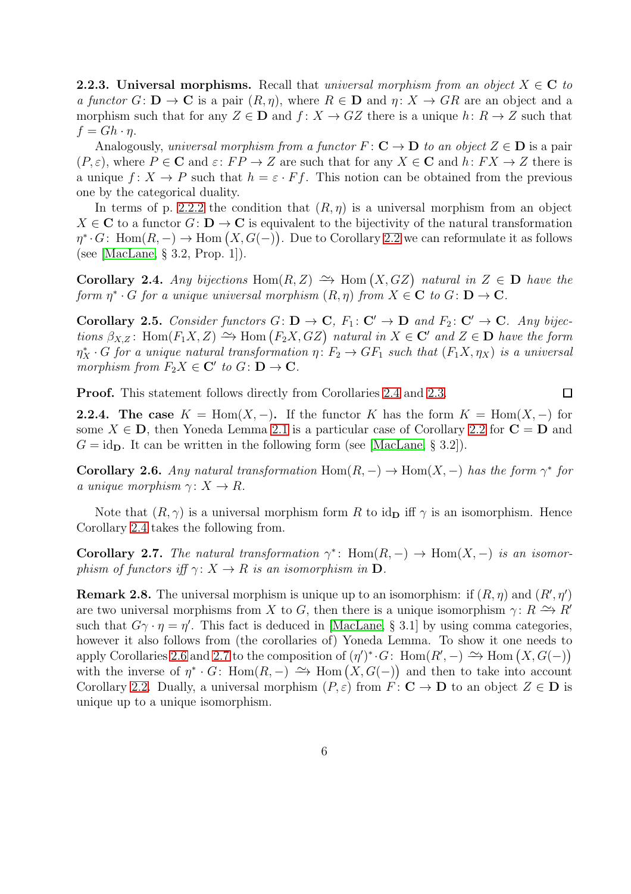**2.2.3. Universal morphisms.** Recall that *universal morphism from an object $X \in \mathbf{C}$ to a functor $G\colon \mathbf{D} \to \mathbf{C}$* is a pair $(R, \eta)$, where $R \in \mathbf{D}$ and $\eta\colon X \to GR$ are an object and a morphism such that for any $Z \in \mathbf{D}$ and $f\colon X \to GZ$ there is a unique $h\colon R \to Z$ such that $f = Gh \cdot \eta$.

Analogously, *universal morphism from a functor $F\colon \mathbf{C} \to \mathbf{D}$ to an object $Z \in \mathbf{D}$* is a pair $(P, \varepsilon)$, where $P \in \mathbf{C}$ and $\varepsilon\colon FP \to Z$ are such that for any $X \in \mathbf{C}$ and $h\colon FX \to Z$ there is a unique $f\colon X \to P$ such that $h = \varepsilon \cdot Ff$. This notion can be obtained from the previous one by the categorical duality.

In terms of p. 2.2.2 the condition that $(R, \eta)$ is a universal morphism from an object $X \in \mathbf{C}$ to a functor $G\colon \mathbf{D} \to \mathbf{C}$ is equivalent to the bijectivity of the natural transformation $\eta^* \cdot G\colon \operatorname{Hom}(R, -) \to \operatorname{Hom}\big(X, G(-)\big)$. Due to Corollary 2.2 we can reformulate it as follows (see [MacLane, § 3.2, Prop. 1]).

**Corollary 2.4.** *Any bijections $\operatorname{Hom}(R, Z) \xrightarrow{\sim} \operatorname{Hom}\big(X, GZ\big)$ natural in $Z \in \mathbf{D}$ have the form $\eta^* \cdot G$ for a unique universal morphism $(R, \eta)$ from $X \in \mathbf{C}$ to $G\colon \mathbf{D} \to \mathbf{C}$.*

**Corollary 2.5.** *Consider functors $G\colon \mathbf{D} \to \mathbf{C}$, $F_1\colon \mathbf{C}' \to \mathbf{D}$ and $F_2\colon \mathbf{C}' \to \mathbf{C}$. Any bijections $\beta_{X,Z}\colon \operatorname{Hom}(F_1X, Z) \xrightarrow{\sim} \operatorname{Hom}\big(F_2X, GZ\big)$ natural in $X \in \mathbf{C}'$ and $Z \in \mathbf{D}$ have the form $\eta_X^* \cdot G$ for a unique natural transformation $\eta\colon F_2 \to GF_1$ such that $(F_1X, \eta_X)$ is a universal morphism from $F_2X \in \mathbf{C}'$ to $G\colon \mathbf{D} \to \mathbf{C}$.*

**Proof.** This statement follows directly from Corollaries 2.4 and 2.3. $\square$

**2.2.4. The case $K = \operatorname{Hom}(X, -)$.** If the functor $K$ has the form $K = \operatorname{Hom}(X, -)$ for some $X \in \mathbf{D}$, then Yoneda Lemma 2.1 is a particular case of Corollary 2.2 for $\mathbf{C} = \mathbf{D}$ and $G = \mathrm{id}_{\mathbf{D}}$. It can be written in the following form (see [MacLane, § 3.2]).

**Corollary 2.6.** *Any natural transformation $\operatorname{Hom}(R, -) \to \operatorname{Hom}(X, -)$ has the form $\gamma^*$ for a unique morphism $\gamma\colon X \to R$.*

Note that $(R, \gamma)$ is a universal morphism form $R$ to $\mathrm{id}_{\mathbf{D}}$ iff $\gamma$ is an isomorphism. Hence Corollary 2.4 takes the following from.

**Corollary 2.7.** *The natural transformation $\gamma^*\colon \operatorname{Hom}(R, -) \to \operatorname{Hom}(X, -)$ is an isomorphism of functors iff $\gamma\colon X \to R$ is an isomorphism in $\mathbf{D}$.*

**Remark 2.8.** The universal morphism is unique up to an isomorphism: if $(R, \eta)$ and $(R', \eta')$ are two universal morphisms from $X$ to $G$, then there is a unique isomorphism $\gamma\colon R \xrightarrow{\sim} R'$ such that $G\gamma \cdot \eta = \eta'$. This fact is deduced in [MacLane, § 3.1] by using comma categories, however it also follows from (the corollaries of) Yoneda Lemma. To show it one needs to apply Corollaries 2.6 and 2.7 to the composition of $(\eta')^* \cdot G\colon \operatorname{Hom}(R', -) \xrightarrow{\sim} \operatorname{Hom}\big(X, G(-)\big)$ with the inverse of $\eta^* \cdot G\colon \operatorname{Hom}(R, -) \xrightarrow{\sim} \operatorname{Hom}\big(X, G(-)\big)$ and then to take into account Corollary 2.2. Dually, a universal morphism $(P, \varepsilon)$ from $F\colon \mathbf{C} \to \mathbf{D}$ to an object $Z \in \mathbf{D}$ is unique up to a unique isomorphism.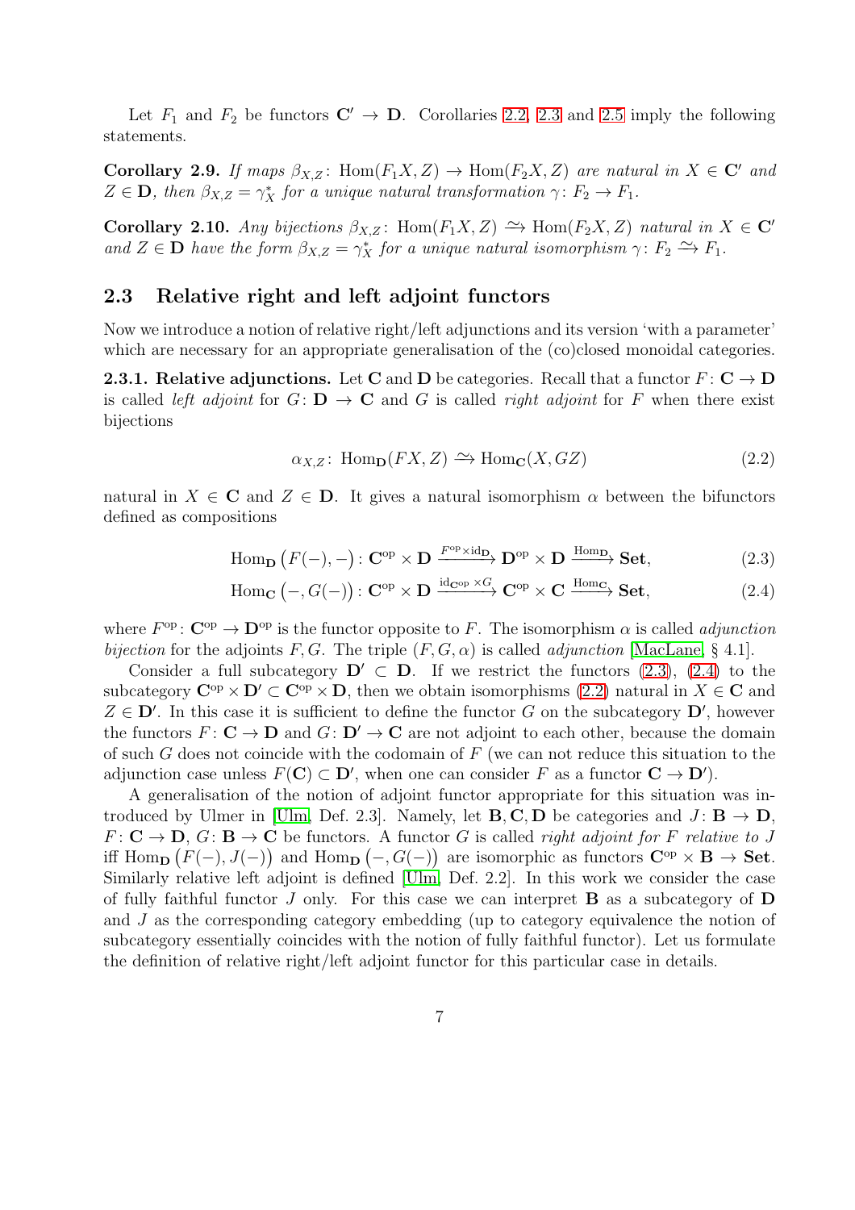Let $F_1$ and $F_2$ be functors $\mathbf{C}' \to \mathbf{D}$. Corollaries 2.2, 2.3 and 2.5 imply the following statements.

**Corollary 2.9.** *If maps $\beta_{X,Z} \colon \operatorname{Hom}(F_1X, Z) \to \operatorname{Hom}(F_2X, Z)$ are natural in $X \in \mathbf{C}'$ and $Z \in \mathbf{D}$, then $\beta_{X,Z} = \gamma_X^*$ for a unique natural transformation $\gamma \colon F_2 \to F_1$.*

**Corollary 2.10.** *Any bijections $\beta_{X,Z} \colon \operatorname{Hom}(F_1X, Z) \xrightarrow{\sim} \operatorname{Hom}(F_2X, Z)$ natural in $X \in \mathbf{C}'$ and $Z \in \mathbf{D}$ have the form $\beta_{X,Z} = \gamma_X^*$ for a unique natural isomorphism $\gamma \colon F_2 \xrightarrow{\sim} F_1$.*

## 2.3 Relative right and left adjoint functors

Now we introduce a notion of relative right/left adjunctions and its version 'with a parameter' which are necessary for an appropriate generalisation of the (co)closed monoidal categories.

**2.3.1. Relative adjunctions.** Let $\mathbf{C}$ and $\mathbf{D}$ be categories. Recall that a functor $F \colon \mathbf{C} \to \mathbf{D}$ is called *left adjoint* for $G \colon \mathbf{D} \to \mathbf{C}$ and $G$ is called *right adjoint* for $F$ when there exist bijections

$$\alpha_{X,Z} \colon \operatorname{Hom}_{\mathbf{D}}(FX, Z) \xrightarrow{\sim} \operatorname{Hom}_{\mathbf{C}}(X, GZ) \tag{2.2}$$

natural in $X \in \mathbf{C}$ and $Z \in \mathbf{D}$. It gives a natural isomorphism $\alpha$ between the bifunctors defined as compositions

$$\operatorname{Hom}_{\mathbf{D}}\big(F(-), -\big) \colon \mathbf{C}^{\mathrm{op}} \times \mathbf{D} \xrightarrow{F^{\mathrm{op}} \times \mathrm{id}_{\mathbf{D}}} \mathbf{D}^{\mathrm{op}} \times \mathbf{D} \xrightarrow{\operatorname{Hom}_{\mathbf{D}}} \mathbf{Set}, \tag{2.3}$$

$$\operatorname{Hom}_{\mathbf{C}}\big(-, G(-)\big) \colon \mathbf{C}^{\mathrm{op}} \times \mathbf{D} \xrightarrow{\mathrm{id}_{\mathbf{C}^{\mathrm{op}}} \times G} \mathbf{C}^{\mathrm{op}} \times \mathbf{C} \xrightarrow{\operatorname{Hom}_{\mathbf{C}}} \mathbf{Set}, \tag{2.4}$$

where $F^{\mathrm{op}} \colon \mathbf{C}^{\mathrm{op}} \to \mathbf{D}^{\mathrm{op}}$ is the functor opposite to $F$. The isomorphism $\alpha$ is called *adjunction bijection* for the adjoints $F, G$. The triple $(F, G, \alpha)$ is called *adjunction* [MacLane, § 4.1].

Consider a full subcategory $\mathbf{D}' \subset \mathbf{D}$. If we restrict the functors (2.3), (2.4) to the subcategory $\mathbf{C}^{\mathrm{op}} \times \mathbf{D}' \subset \mathbf{C}^{\mathrm{op}} \times \mathbf{D}$, then we obtain isomorphisms (2.2) natural in $X \in \mathbf{C}$ and $Z \in \mathbf{D}'$. In this case it is sufficient to define the functor $G$ on the subcategory $\mathbf{D}'$, however the functors $F \colon \mathbf{C} \to \mathbf{D}$ and $G \colon \mathbf{D}' \to \mathbf{C}$ are not adjoint to each other, because the domain of such $G$ does not coincide with the codomain of $F$ (we can not reduce this situation to the adjunction case unless $F(\mathbf{C}) \subset \mathbf{D}'$, when one can consider $F$ as a functor $\mathbf{C} \to \mathbf{D}'$).

A generalisation of the notion of adjoint functor appropriate for this situation was introduced by Ulmer in [Ulm, Def. 2.3]. Namely, let $\mathbf{B}, \mathbf{C}, \mathbf{D}$ be categories and $J \colon \mathbf{B} \to \mathbf{D}$, $F \colon \mathbf{C} \to \mathbf{D}$, $G \colon \mathbf{B} \to \mathbf{C}$ be functors. A functor $G$ is called *right adjoint for $F$ relative to $J$* iff $\operatorname{Hom}_{\mathbf{D}}\big(F(-), J(-)\big)$ and $\operatorname{Hom}_{\mathbf{D}}\big(-, G(-)\big)$ are isomorphic as functors $\mathbf{C}^{\mathrm{op}} \times \mathbf{B} \to \mathbf{Set}$. Similarly relative left adjoint is defined [Ulm, Def. 2.2]. In this work we consider the case of fully faithful functor $J$ only. For this case we can interpret $\mathbf{B}$ as a subcategory of $\mathbf{D}$ and $J$ as the corresponding category embedding (up to category equivalence the notion of subcategory essentially coincides with the notion of fully faithful functor). Let us formulate the definition of relative right/left adjoint functor for this particular case in details.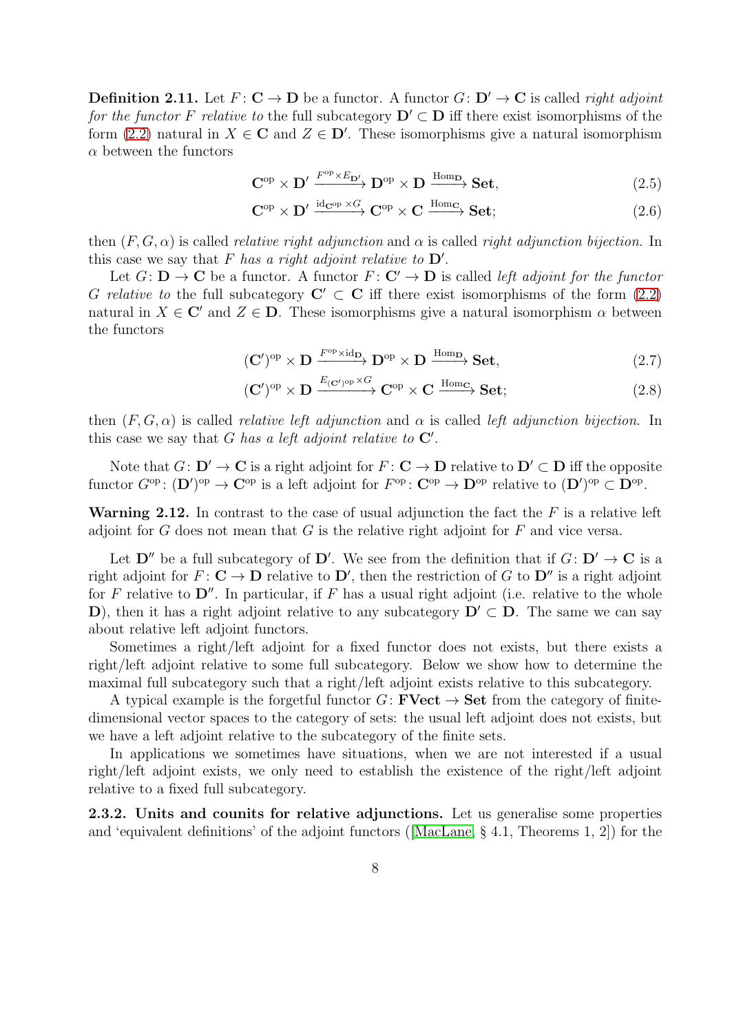**Definition 2.11.** Let $F: \mathbf{C} \to \mathbf{D}$ be a functor. A functor $G: \mathbf{D}' \to \mathbf{C}$ is called *right adjoint for the functor $F$ relative to* the full subcategory $\mathbf{D}' \subset \mathbf{D}$ iff there exist isomorphisms of the form (2.2) natural in $X \in \mathbf{C}$ and $Z \in \mathbf{D}'$. These isomorphisms give a natural isomorphism $\alpha$ between the functors

$$\mathbf{C}^{\mathrm{op}} \times \mathbf{D}' \xrightarrow{F^{\mathrm{op}} \times E_{\mathbf{D}'}} \mathbf{D}^{\mathrm{op}} \times \mathbf{D} \xrightarrow{\mathrm{Hom}_{\mathbf{D}}} \mathbf{Set}, \tag{2.5}$$

$$\mathbf{C}^{\mathrm{op}} \times \mathbf{D}' \xrightarrow{\mathrm{id}_{\mathbf{C}^{\mathrm{op}}} \times G} \mathbf{C}^{\mathrm{op}} \times \mathbf{C} \xrightarrow{\mathrm{Hom}_{\mathbf{C}}} \mathbf{Set}; \tag{2.6}$$

then $(F, G, \alpha)$ is called *relative right adjunction* and $\alpha$ is called *right adjunction bijection*. In this case we say that *$F$ has a right adjoint relative to $\mathbf{D}'$*.

Let $G: \mathbf{D} \to \mathbf{C}$ be a functor. A functor $F: \mathbf{C}' \to \mathbf{D}$ is called *left adjoint for the functor $G$ relative to* the full subcategory $\mathbf{C}' \subset \mathbf{C}$ iff there exist isomorphisms of the form (2.2) natural in $X \in \mathbf{C}'$ and $Z \in \mathbf{D}$. These isomorphisms give a natural isomorphism $\alpha$ between the functors

$$(\mathbf{C}')^{\mathrm{op}} \times \mathbf{D} \xrightarrow{F^{\mathrm{op}} \times \mathrm{id}_{\mathbf{D}}} \mathbf{D}^{\mathrm{op}} \times \mathbf{D} \xrightarrow{\mathrm{Hom}_{\mathbf{D}}} \mathbf{Set}, \tag{2.7}$$

$$(\mathbf{C}')^{\mathrm{op}} \times \mathbf{D} \xrightarrow{E_{(\mathbf{C}')^{\mathrm{op}}} \times G} \mathbf{C}^{\mathrm{op}} \times \mathbf{C} \xrightarrow{\mathrm{Hom}_{\mathbf{C}}} \mathbf{Set}; \tag{2.8}$$

then $(F, G, \alpha)$ is called *relative left adjunction* and $\alpha$ is called *left adjunction bijection*. In this case we say that *$G$ has a left adjoint relative to $\mathbf{C}'$*.

Note that $G: \mathbf{D}' \to \mathbf{C}$ is a right adjoint for $F: \mathbf{C} \to \mathbf{D}$ relative to $\mathbf{D}' \subset \mathbf{D}$ iff the opposite functor $G^{\mathrm{op}}: (\mathbf{D}')^{\mathrm{op}} \to \mathbf{C}^{\mathrm{op}}$ is a left adjoint for $F^{\mathrm{op}}: \mathbf{C}^{\mathrm{op}} \to \mathbf{D}^{\mathrm{op}}$ relative to $(\mathbf{D}')^{\mathrm{op}} \subset \mathbf{D}^{\mathrm{op}}$.

**Warning 2.12.** In contrast to the case of usual adjunction the fact the $F$ is a relative left adjoint for $G$ does not mean that $G$ is the relative right adjoint for $F$ and vice versa.

Let $\mathbf{D}''$ be a full subcategory of $\mathbf{D}'$. We see from the definition that if $G: \mathbf{D}' \to \mathbf{C}$ is a right adjoint for $F: \mathbf{C} \to \mathbf{D}$ relative to $\mathbf{D}'$, then the restriction of $G$ to $\mathbf{D}''$ is a right adjoint for $F$ relative to $\mathbf{D}''$. In particular, if $F$ has a usual right adjoint (i.e. relative to the whole $\mathbf{D}$), then it has a right adjoint relative to any subcategory $\mathbf{D}' \subset \mathbf{D}$. The same we can say about relative left adjoint functors.

Sometimes a right/left adjoint for a fixed functor does not exists, but there exists a right/left adjoint relative to some full subcategory. Below we show how to determine the maximal full subcategory such that a right/left adjoint exists relative to this subcategory.

A typical example is the forgetful functor $G: \mathbf{FVect} \to \mathbf{Set}$ from the category of finite-dimensional vector spaces to the category of sets: the usual left adjoint does not exists, but we have a left adjoint relative to the subcategory of the finite sets.

In applications we sometimes have situations, when we are not interested if a usual right/left adjoint exists, we only need to establish the existence of the right/left adjoint relative to a fixed full subcategory.

**2.3.2. Units and counits for relative adjunctions.** Let us generalise some properties and 'equivalent definitions' of the adjoint functors ([MacLane, § 4.1, Theorems 1, 2]) for the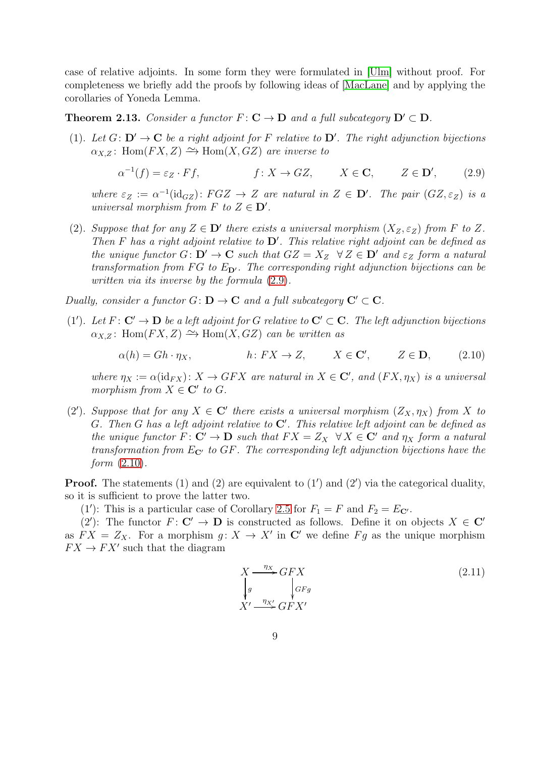case of relative adjoints. In some form they were formulated in [Ulm] without proof. For completeness we briefly add the proofs by following ideas of [MacLane] and by applying the corollaries of Yoneda Lemma.

**Theorem 2.13.** *Consider a functor $F\colon \mathbf{C}\to\mathbf{D}$ and a full subcategory $\mathbf{D}'\subset\mathbf{D}$.*

(1). *Let $G\colon \mathbf{D}'\to\mathbf{C}$ be a right adjoint for $F$ relative to $\mathbf{D}'$. The right adjunction bijections $\alpha_{X,Z}\colon \operatorname{Hom}(FX,Z)\xrightarrow{\sim}\operatorname{Hom}(X,GZ)$ are inverse to*

$$\alpha^{-1}(f)=\varepsilon_Z\cdot Ff, \qquad f\colon X\to GZ, \qquad X\in\mathbf{C}, \qquad Z\in\mathbf{D}', \tag{2.9}$$

*where $\varepsilon_Z:=\alpha^{-1}(\mathrm{id}_{GZ})\colon FGZ\to Z$ are natural in $Z\in\mathbf{D}'$. The pair $(GZ,\varepsilon_Z)$ is a universal morphism from $F$ to $Z\in\mathbf{D}'$.*

(2). *Suppose that for any $Z\in\mathbf{D}'$ there exists a universal morphism $(X_Z,\varepsilon_Z)$ from $F$ to $Z$. Then $F$ has a right adjoint relative to $\mathbf{D}'$. This relative right adjoint can be defined as the unique functor $G\colon\mathbf{D}'\to\mathbf{C}$ such that $GZ=X_Z\ \ \forall\,Z\in\mathbf{D}'$ and $\varepsilon_Z$ form a natural transformation from $FG$ to $E_{\mathbf{D}'}$. The corresponding right adjunction bijections can be written via its inverse by the formula (2.9).*

*Dually, consider a functor $G\colon\mathbf{D}\to\mathbf{C}$ and a full subcategory $\mathbf{C}'\subset\mathbf{C}$.*

($1'$). *Let $F\colon\mathbf{C}'\to\mathbf{D}$ be a left adjoint for $G$ relative to $\mathbf{C}'\subset\mathbf{C}$. The left adjunction bijections $\alpha_{X,Z}\colon\operatorname{Hom}(FX,Z)\xrightarrow{\sim}\operatorname{Hom}(X,GZ)$ can be written as*

$$\alpha(h)=Gh\cdot\eta_X, \qquad h\colon FX\to Z, \qquad X\in\mathbf{C}', \qquad Z\in\mathbf{D}, \tag{2.10}$$

*where $\eta_X:=\alpha(\mathrm{id}_{FX})\colon X\to GFX$ are natural in $X\in\mathbf{C}'$, and $(FX,\eta_X)$ is a universal morphism from $X\in\mathbf{C}'$ to $G$.*

($2'$). *Suppose that for any $X\in\mathbf{C}'$ there exists a universal morphism $(Z_X,\eta_X)$ from $X$ to $G$. Then $G$ has a left adjoint relative to $\mathbf{C}'$. This relative left adjoint can be defined as the unique functor $F\colon\mathbf{C}'\to\mathbf{D}$ such that $FX=Z_X\ \ \forall\,X\in\mathbf{C}'$ and $\eta_X$ form a natural transformation from $E_{\mathbf{C}'}$ to $GF$. The corresponding left adjunction bijections have the form (2.10).*

**Proof.** The statements (1) and (2) are equivalent to ($1'$) and ($2'$) via the categorical duality, so it is sufficient to prove the latter two.

($1'$): This is a particular case of Corollary 2.5 for $F_1=F$ and $F_2=E_{\mathbf{C}'}$.

($2'$): The functor $F\colon\mathbf{C}'\to\mathbf{D}$ is constructed as follows. Define it on objects $X\in\mathbf{C}'$ as $FX=Z_X$. For a morphism $g\colon X\to X'$ in $\mathbf{C}'$ we define $Fg$ as the unique morphism $FX\to FX'$ such that the diagram

$$\begin{array}{ccc} X & \xrightarrow{\eta_X} & GFX \\ \big\downarrow{\scriptstyle g} & & \big\downarrow{\scriptstyle GFg} \\ X' & \xrightarrow{\eta_{X'}} & GFX' \end{array} \tag{2.11}$$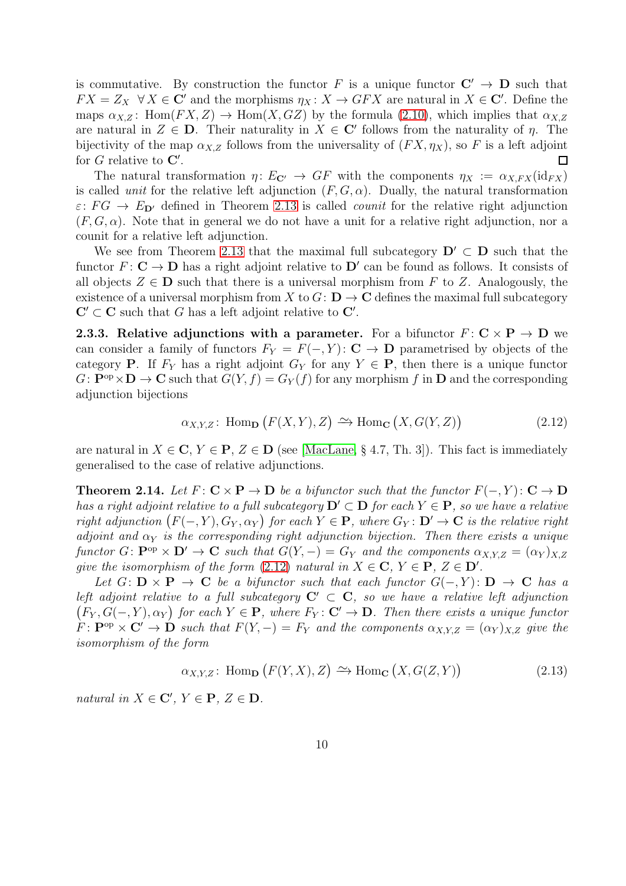is commutative. By construction the functor $F$ is a unique functor $\mathbf{C}' \to \mathbf{D}$ such that $FX = Z_X \ \ \forall X \in \mathbf{C}'$ and the morphisms $\eta_X \colon X \to GFX$ are natural in $X \in \mathbf{C}'$. Define the maps $\alpha_{X,Z} \colon \operatorname{Hom}(FX, Z) \to \operatorname{Hom}(X, GZ)$ by the formula (2.10), which implies that $\alpha_{X,Z}$ are natural in $Z \in \mathbf{D}$. Their naturality in $X \in \mathbf{C}'$ follows from the naturality of $\eta$. The bijectivity of the map $\alpha_{X,Z}$ follows from the universality of $(FX, \eta_X)$, so $F$ is a left adjoint for $G$ relative to $\mathbf{C}'$. ∎

The natural transformation $\eta \colon E_{\mathbf{C}'} \to GF$ with the components $\eta_X := \alpha_{X,FX}(\mathrm{id}_{FX})$ is called *unit* for the relative left adjunction $(F, G, \alpha)$. Dually, the natural transformation $\varepsilon \colon FG \to E_{\mathbf{D}'}$ defined in Theorem 2.13 is called *counit* for the relative right adjunction $(F, G, \alpha)$. Note that in general we do not have a unit for a relative right adjunction, nor a counit for a relative left adjunction.

We see from Theorem 2.13 that the maximal full subcategory $\mathbf{D}' \subset \mathbf{D}$ such that the functor $F \colon \mathbf{C} \to \mathbf{D}$ has a right adjoint relative to $\mathbf{D}'$ can be found as follows. It consists of all objects $Z \in \mathbf{D}$ such that there is a universal morphism from $F$ to $Z$. Analogously, the existence of a universal morphism from $X$ to $G \colon \mathbf{D} \to \mathbf{C}$ defines the maximal full subcategory $\mathbf{C}' \subset \mathbf{C}$ such that $G$ has a left adjoint relative to $\mathbf{C}'$.

**2.3.3. Relative adjunctions with a parameter.** For a bifunctor $F \colon \mathbf{C} \times \mathbf{P} \to \mathbf{D}$ we can consider a family of functors $F_Y = F(-, Y) \colon \mathbf{C} \to \mathbf{D}$ parametrised by objects of the category $\mathbf{P}$. If $F_Y$ has a right adjoint $G_Y$ for any $Y \in \mathbf{P}$, then there is a unique functor $G \colon \mathbf{P}^{\mathrm{op}} \times \mathbf{D} \to \mathbf{C}$ such that $G(Y, f) = G_Y(f)$ for any morphism $f$ in $\mathbf{D}$ and the corresponding adjunction bijections

$$\alpha_{X,Y,Z} \colon \operatorname{Hom}_{\mathbf{D}}\big(F(X,Y), Z\big) \xrightarrow{\sim} \operatorname{Hom}_{\mathbf{C}}\big(X, G(Y,Z)\big) \tag{2.12}$$

are natural in $X \in \mathbf{C}$, $Y \in \mathbf{P}$, $Z \in \mathbf{D}$ (see [MacLane, § 4.7, Th. 3]). This fact is immediately generalised to the case of relative adjunctions.

**Theorem 2.14.** *Let $F \colon \mathbf{C} \times \mathbf{P} \to \mathbf{D}$ be a bifunctor such that the functor $F(-, Y) \colon \mathbf{C} \to \mathbf{D}$ has a right adjoint relative to a full subcategory $\mathbf{D}' \subset \mathbf{D}$ for each $Y \in \mathbf{P}$, so we have a relative right adjunction $\big(F(-, Y), G_Y, \alpha_Y\big)$ for each $Y \in \mathbf{P}$, where $G_Y \colon \mathbf{D}' \to \mathbf{C}$ is the relative right adjoint and $\alpha_Y$ is the corresponding right adjunction bijection. Then there exists a unique functor $G \colon \mathbf{P}^{\mathrm{op}} \times \mathbf{D}' \to \mathbf{C}$ such that $G(Y, -) = G_Y$ and the components $\alpha_{X,Y,Z} = (\alpha_Y)_{X,Z}$ give the isomorphism of the form (2.12) natural in $X \in \mathbf{C}$, $Y \in \mathbf{P}$, $Z \in \mathbf{D}'$.*

*Let $G \colon \mathbf{D} \times \mathbf{P} \to \mathbf{C}$ be a bifunctor such that each functor $G(-, Y) \colon \mathbf{D} \to \mathbf{C}$ has a left adjoint relative to a full subcategory $\mathbf{C}' \subset \mathbf{C}$, so we have a relative left adjunction $\big(F_Y, G(-, Y), \alpha_Y\big)$ for each $Y \in \mathbf{P}$, where $F_Y \colon \mathbf{C}' \to \mathbf{D}$. Then there exists a unique functor $F \colon \mathbf{P}^{\mathrm{op}} \times \mathbf{C}' \to \mathbf{D}$ such that $F(Y, -) = F_Y$ and the components $\alpha_{X,Y,Z} = (\alpha_Y)_{X,Z}$ give the isomorphism of the form*

$$\alpha_{X,Y,Z} \colon \operatorname{Hom}_{\mathbf{D}}\big(F(Y,X), Z\big) \xrightarrow{\sim} \operatorname{Hom}_{\mathbf{C}}\big(X, G(Z,Y)\big) \tag{2.13}$$

*natural in $X \in \mathbf{C}'$, $Y \in \mathbf{P}$, $Z \in \mathbf{D}$.*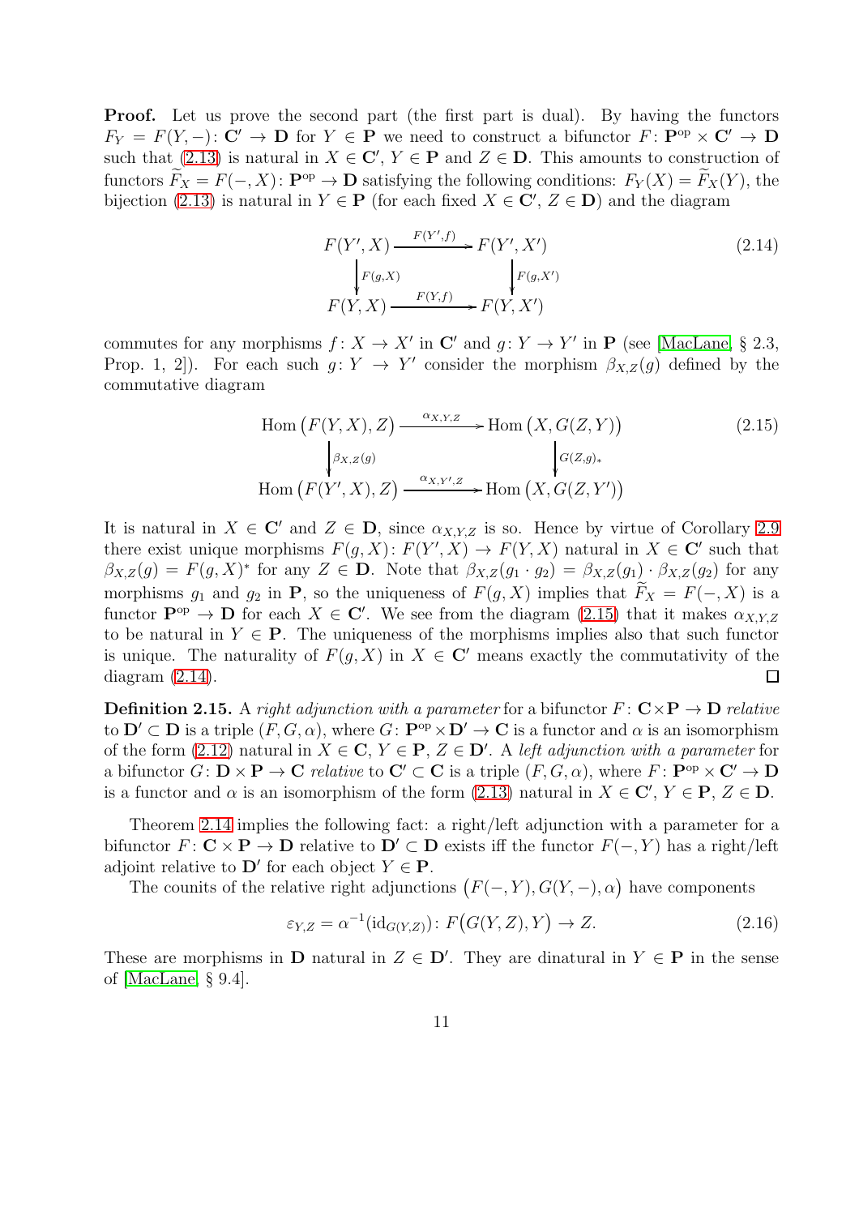**Proof.** Let us prove the second part (the first part is dual). By having the functors $F_Y = F(Y,-)\colon \mathbf{C}' \to \mathbf{D}$ for $Y \in \mathbf{P}$ we need to construct a bifunctor $F\colon \mathbf{P}^{\mathrm{op}} \times \mathbf{C}' \to \mathbf{D}$ such that (2.13) is natural in $X \in \mathbf{C}'$, $Y \in \mathbf{P}$ and $Z \in \mathbf{D}$. This amounts to construction of functors $\widetilde{F}_X = F(-,X)\colon \mathbf{P}^{\mathrm{op}} \to \mathbf{D}$ satisfying the following conditions: $F_Y(X) = \widetilde{F}_X(Y)$, the bijection (2.13) is natural in $Y \in \mathbf{P}$ (for each fixed $X \in \mathbf{C}'$, $Z \in \mathbf{D}$) and the diagram

$$\begin{array}{ccc} F(Y',X) & \xrightarrow{F(Y',f)} & F(Y',X') \\ \Big\downarrow{\scriptstyle F(g,X)} & & \Big\downarrow{\scriptstyle F(g,X')} \\ F(Y,X) & \xrightarrow{F(Y,f)} & F(Y,X') \end{array} \tag{2.14}$$

commutes for any morphisms $f\colon X \to X'$ in $\mathbf{C}'$ and $g\colon Y \to Y'$ in $\mathbf{P}$ (see [MacLane, § 2.3, Prop. 1, 2]). For each such $g\colon Y \to Y'$ consider the morphism $\beta_{X,Z}(g)$ defined by the commutative diagram

$$\begin{array}{ccc} \mathrm{Hom}\big(F(Y,X),Z\big) & \xrightarrow{\alpha_{X,Y,Z}} & \mathrm{Hom}\big(X,G(Z,Y)\big) \\ \Big\downarrow{\scriptstyle \beta_{X,Z}(g)} & & \Big\downarrow{\scriptstyle G(Z,g)_*} \\ \mathrm{Hom}\big(F(Y',X),Z\big) & \xrightarrow{\alpha_{X,Y',Z}} & \mathrm{Hom}\big(X,G(Z,Y')\big) \end{array} \tag{2.15}$$

It is natural in $X \in \mathbf{C}'$ and $Z \in \mathbf{D}$, since $\alpha_{X,Y,Z}$ is so. Hence by virtue of Corollary 2.9 there exist unique morphisms $F(g,X)\colon F(Y',X) \to F(Y,X)$ natural in $X \in \mathbf{C}'$ such that $\beta_{X,Z}(g) = F(g,X)^*$ for any $Z \in \mathbf{D}$. Note that $\beta_{X,Z}(g_1 \cdot g_2) = \beta_{X,Z}(g_1) \cdot \beta_{X,Z}(g_2)$ for any morphisms $g_1$ and $g_2$ in $\mathbf{P}$, so the uniqueness of $F(g,X)$ implies that $\widetilde{F}_X = F(-,X)$ is a functor $\mathbf{P}^{\mathrm{op}} \to \mathbf{D}$ for each $X \in \mathbf{C}'$. We see from the diagram (2.15) that it makes $\alpha_{X,Y,Z}$ to be natural in $Y \in \mathbf{P}$. The uniqueness of the morphisms implies also that such functor is unique. The naturality of $F(g,X)$ in $X \in \mathbf{C}'$ means exactly the commutativity of the diagram (2.14). $\square$

**Definition 2.15.** A *right adjunction with a parameter* for a bifunctor $F\colon \mathbf{C} \times \mathbf{P} \to \mathbf{D}$ *relative* to $\mathbf{D}' \subset \mathbf{D}$ is a triple $(F,G,\alpha)$, where $G\colon \mathbf{P}^{\mathrm{op}} \times \mathbf{D}' \to \mathbf{C}$ is a functor and $\alpha$ is an isomorphism of the form (2.12) natural in $X \in \mathbf{C}$, $Y \in \mathbf{P}$, $Z \in \mathbf{D}'$. A *left adjunction with a parameter* for a bifunctor $G\colon \mathbf{D} \times \mathbf{P} \to \mathbf{C}$ *relative* to $\mathbf{C}' \subset \mathbf{C}$ is a triple $(F,G,\alpha)$, where $F\colon \mathbf{P}^{\mathrm{op}} \times \mathbf{C}' \to \mathbf{D}$ is a functor and $\alpha$ is an isomorphism of the form (2.13) natural in $X \in \mathbf{C}'$, $Y \in \mathbf{P}$, $Z \in \mathbf{D}$.

Theorem 2.14 implies the following fact: a right/left adjunction with a parameter for a bifunctor $F\colon \mathbf{C} \times \mathbf{P} \to \mathbf{D}$ relative to $\mathbf{D}' \subset \mathbf{D}$ exists iff the functor $F(-,Y)$ has a right/left adjoint relative to $\mathbf{D}'$ for each object $Y \in \mathbf{P}$.

The counits of the relative right adjunctions $\big(F(-,Y),G(Y,-),\alpha\big)$ have components

$$\varepsilon_{Y,Z} = \alpha^{-1}(\mathrm{id}_{G(Y,Z)})\colon F\big(G(Y,Z),Y\big) \to Z. \tag{2.16}$$

These are morphisms in $\mathbf{D}$ natural in $Z \in \mathbf{D}'$. They are dinatural in $Y \in \mathbf{P}$ in the sense of [MacLane, § 9.4].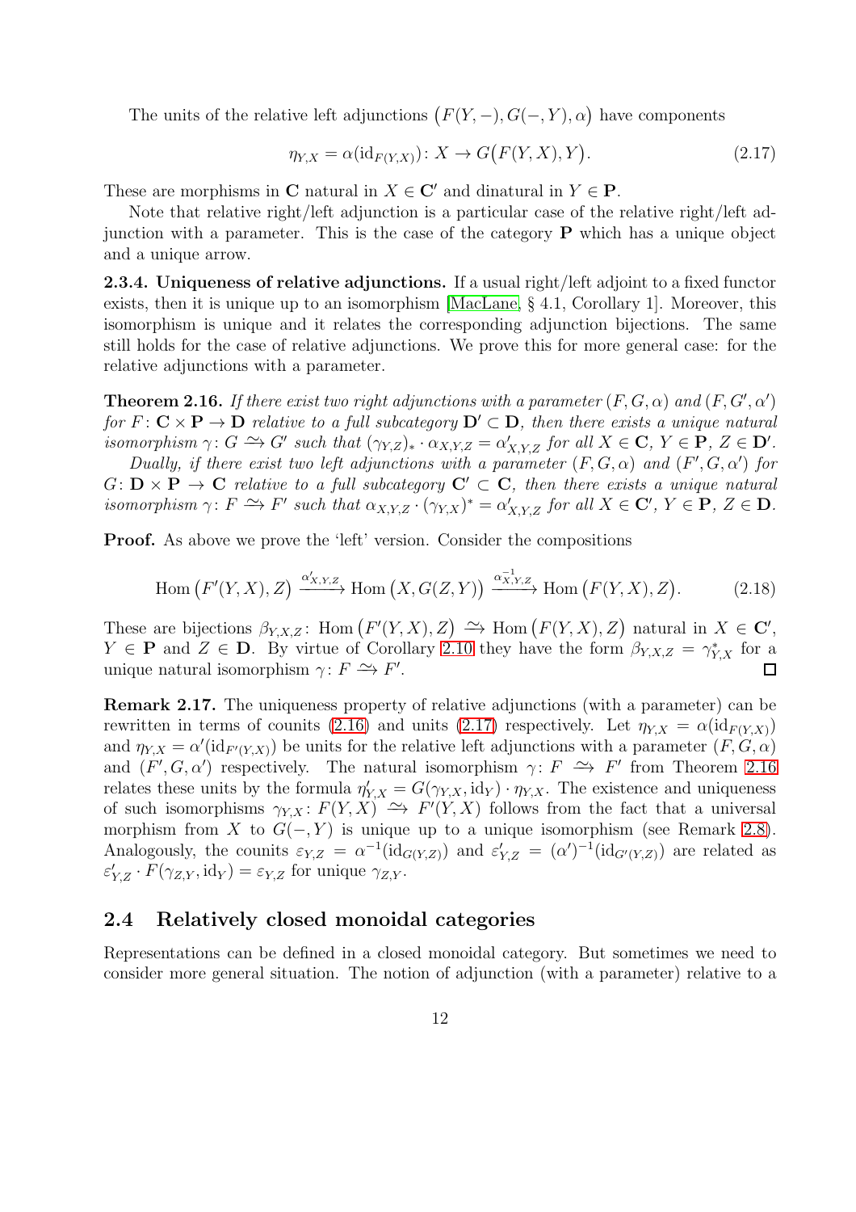The units of the relative left adjunctions $\big(F(Y,-), G(-,Y), \alpha\big)$ have components

$$\eta_{Y,X} = \alpha(\mathrm{id}_{F(Y,X)}) \colon X \to G\big(F(Y,X), Y\big). \tag{2.17}$$

These are morphisms in $\mathbf{C}$ natural in $X \in \mathbf{C}'$ and dinatural in $Y \in \mathbf{P}$.

Note that relative right/left adjunction is a particular case of the relative right/left adjunction with a parameter. This is the case of the category $\mathbf{P}$ which has a unique object and a unique arrow.

**2.3.4. Uniqueness of relative adjunctions.** If a usual right/left adjoint to a fixed functor exists, then it is unique up to an isomorphism [MacLane, § 4.1, Corollary 1]. Moreover, this isomorphism is unique and it relates the corresponding adjunction bijections. The same still holds for the case of relative adjunctions. We prove this for more general case: for the relative adjunctions with a parameter.

**Theorem 2.16.** *If there exist two right adjunctions with a parameter $(F, G, \alpha)$ and $(F, G', \alpha')$ for $F \colon \mathbf{C} \times \mathbf{P} \to \mathbf{D}$ relative to a full subcategory $\mathbf{D}' \subset \mathbf{D}$, then there exists a unique natural isomorphism $\gamma \colon G \xrightarrow{\sim} G'$ such that $(\gamma_{Y,Z})_* \cdot \alpha_{X,Y,Z} = \alpha'_{X,Y,Z}$ for all $X \in \mathbf{C}$, $Y \in \mathbf{P}$, $Z \in \mathbf{D}'$.*

*Dually, if there exist two left adjunctions with a parameter $(F, G, \alpha)$ and $(F', G, \alpha')$ for $G \colon \mathbf{D} \times \mathbf{P} \to \mathbf{C}$ relative to a full subcategory $\mathbf{C}' \subset \mathbf{C}$, then there exists a unique natural isomorphism $\gamma \colon F \xrightarrow{\sim} F'$ such that $\alpha_{X,Y,Z} \cdot (\gamma_{Y,X})^* = \alpha'_{X,Y,Z}$ for all $X \in \mathbf{C}'$, $Y \in \mathbf{P}$, $Z \in \mathbf{D}$.*

**Proof.** As above we prove the 'left' version. Consider the compositions

$$\operatorname{Hom}\big(F'(Y,X), Z\big) \xrightarrow{\alpha'_{X,Y,Z}} \operatorname{Hom}\big(X, G(Z,Y)\big) \xrightarrow{\alpha^{-1}_{X,Y,Z}} \operatorname{Hom}\big(F(Y,X), Z\big). \tag{2.18}$$

These are bijections $\beta_{Y,X,Z} \colon \operatorname{Hom}\big(F'(Y,X), Z\big) \xrightarrow{\sim} \operatorname{Hom}\big(F(Y,X), Z\big)$ natural in $X \in \mathbf{C}'$, $Y \in \mathbf{P}$ and $Z \in \mathbf{D}$. By virtue of Corollary 2.10 they have the form $\beta_{Y,X,Z} = \gamma^*_{Y,X}$ for a unique natural isomorphism $\gamma \colon F \xrightarrow{\sim} F'$. $\square$

**Remark 2.17.** The uniqueness property of relative adjunctions (with a parameter) can be rewritten in terms of counits (2.16) and units (2.17) respectively. Let $\eta_{Y,X} = \alpha(\mathrm{id}_{F(Y,X)})$ and $\eta_{Y,X} = \alpha'(\mathrm{id}_{F'(Y,X)})$ be units for the relative left adjunctions with a parameter $(F, G, \alpha)$ and $(F', G, \alpha')$ respectively. The natural isomorphism $\gamma \colon F \xrightarrow{\sim} F'$ from Theorem 2.16 relates these units by the formula $\eta'_{Y,X} = G(\gamma_{Y,X}, \mathrm{id}_Y) \cdot \eta_{Y,X}$. The existence and uniqueness of such isomorphisms $\gamma_{Y,X} \colon F(Y,X) \xrightarrow{\sim} F'(Y,X)$ follows from the fact that a universal morphism from $X$ to $G(-,Y)$ is unique up to a unique isomorphism (see Remark 2.8). Analogously, the counits $\varepsilon_{Y,Z} = \alpha^{-1}(\mathrm{id}_{G(Y,Z)})$ and $\varepsilon'_{Y,Z} = (\alpha')^{-1}(\mathrm{id}_{G'(Y,Z)})$ are related as $\varepsilon'_{Y,Z} \cdot F(\gamma_{Z,Y}, \mathrm{id}_Y) = \varepsilon_{Y,Z}$ for unique $\gamma_{Z,Y}$.

## 2.4 Relatively closed monoidal categories

Representations can be defined in a closed monoidal category. But sometimes we need to consider more general situation. The notion of adjunction (with a parameter) relative to a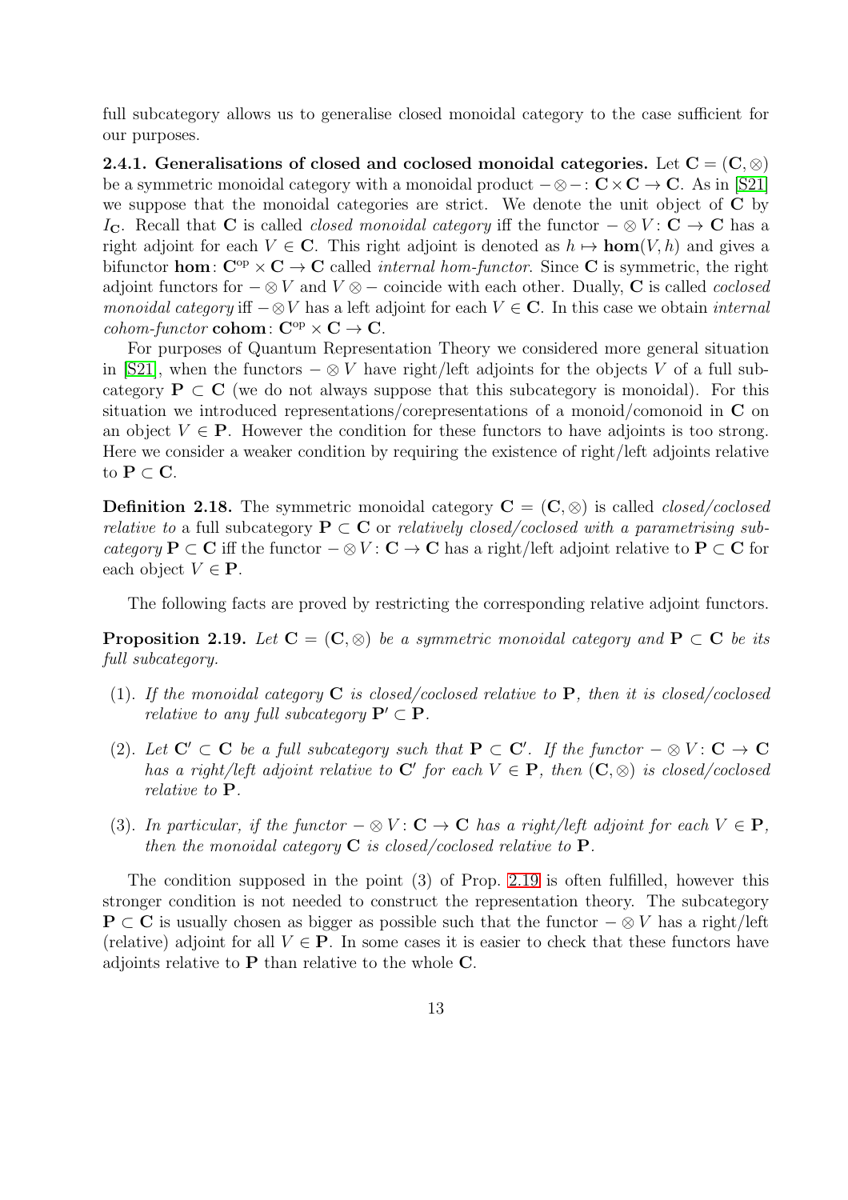full subcategory allows us to generalise closed monoidal category to the case sufficient for our purposes.

**2.4.1. Generalisations of closed and coclosed monoidal categories.** Let $\mathbf{C} = (\mathbf{C}, \otimes)$ be a symmetric monoidal category with a monoidal product $-\otimes-: \mathbf{C}\times\mathbf{C} \to \mathbf{C}$. As in [S21] we suppose that the monoidal categories are strict. We denote the unit object of $\mathbf{C}$ by $I_{\mathbf{C}}$. Recall that $\mathbf{C}$ is called *closed monoidal category* iff the functor $-\otimes V: \mathbf{C} \to \mathbf{C}$ has a right adjoint for each $V \in \mathbf{C}$. This right adjoint is denoted as $h \mapsto \mathbf{hom}(V, h)$ and gives a bifunctor $\mathbf{hom}: \mathbf{C}^{\mathrm{op}} \times \mathbf{C} \to \mathbf{C}$ called *internal hom-functor*. Since $\mathbf{C}$ is symmetric, the right adjoint functors for $-\otimes V$ and $V \otimes -$ coincide with each other. Dually, $\mathbf{C}$ is called *coclosed monoidal category* iff $-\otimes V$ has a left adjoint for each $V \in \mathbf{C}$. In this case we obtain *internal cohom-functor* $\mathbf{cohom}: \mathbf{C}^{\mathrm{op}} \times \mathbf{C} \to \mathbf{C}$.

For purposes of Quantum Representation Theory we considered more general situation in [S21], when the functors $-\otimes V$ have right/left adjoints for the objects $V$ of a full subcategory $\mathbf{P} \subset \mathbf{C}$ (we do not always suppose that this subcategory is monoidal). For this situation we introduced representations/corepresentations of a monoid/comonoid in $\mathbf{C}$ on an object $V \in \mathbf{P}$. However the condition for these functors to have adjoints is too strong. Here we consider a weaker condition by requiring the existence of right/left adjoints relative to $\mathbf{P} \subset \mathbf{C}$.

**Definition 2.18.** The symmetric monoidal category $\mathbf{C} = (\mathbf{C}, \otimes)$ is called *closed/coclosed relative to* a full subcategory $\mathbf{P} \subset \mathbf{C}$ or *relatively closed/coclosed with a parametrising subcategory* $\mathbf{P} \subset \mathbf{C}$ iff the functor $-\otimes V: \mathbf{C} \to \mathbf{C}$ has a right/left adjoint relative to $\mathbf{P} \subset \mathbf{C}$ for each object $V \in \mathbf{P}$.

The following facts are proved by restricting the corresponding relative adjoint functors.

**Proposition 2.19.** *Let $\mathbf{C} = (\mathbf{C}, \otimes)$ be a symmetric monoidal category and $\mathbf{P} \subset \mathbf{C}$ be its full subcategory.*

(1). *If the monoidal category $\mathbf{C}$ is closed/coclosed relative to $\mathbf{P}$, then it is closed/coclosed relative to any full subcategory $\mathbf{P}' \subset \mathbf{P}$.*

(2). *Let $\mathbf{C}' \subset \mathbf{C}$ be a full subcategory such that $\mathbf{P} \subset \mathbf{C}'$. If the functor $-\otimes V: \mathbf{C} \to \mathbf{C}$ has a right/left adjoint relative to $\mathbf{C}'$ for each $V \in \mathbf{P}$, then $(\mathbf{C}, \otimes)$ is closed/coclosed relative to $\mathbf{P}$.*

(3). *In particular, if the functor $-\otimes V: \mathbf{C} \to \mathbf{C}$ has a right/left adjoint for each $V \in \mathbf{P}$, then the monoidal category $\mathbf{C}$ is closed/coclosed relative to $\mathbf{P}$.*

The condition supposed in the point (3) of Prop. 2.19 is often fulfilled, however this stronger condition is not needed to construct the representation theory. The subcategory $\mathbf{P} \subset \mathbf{C}$ is usually chosen as bigger as possible such that the functor $-\otimes V$ has a right/left (relative) adjoint for all $V \in \mathbf{P}$. In some cases it is easier to check that these functors have adjoints relative to $\mathbf{P}$ than relative to the whole $\mathbf{C}$.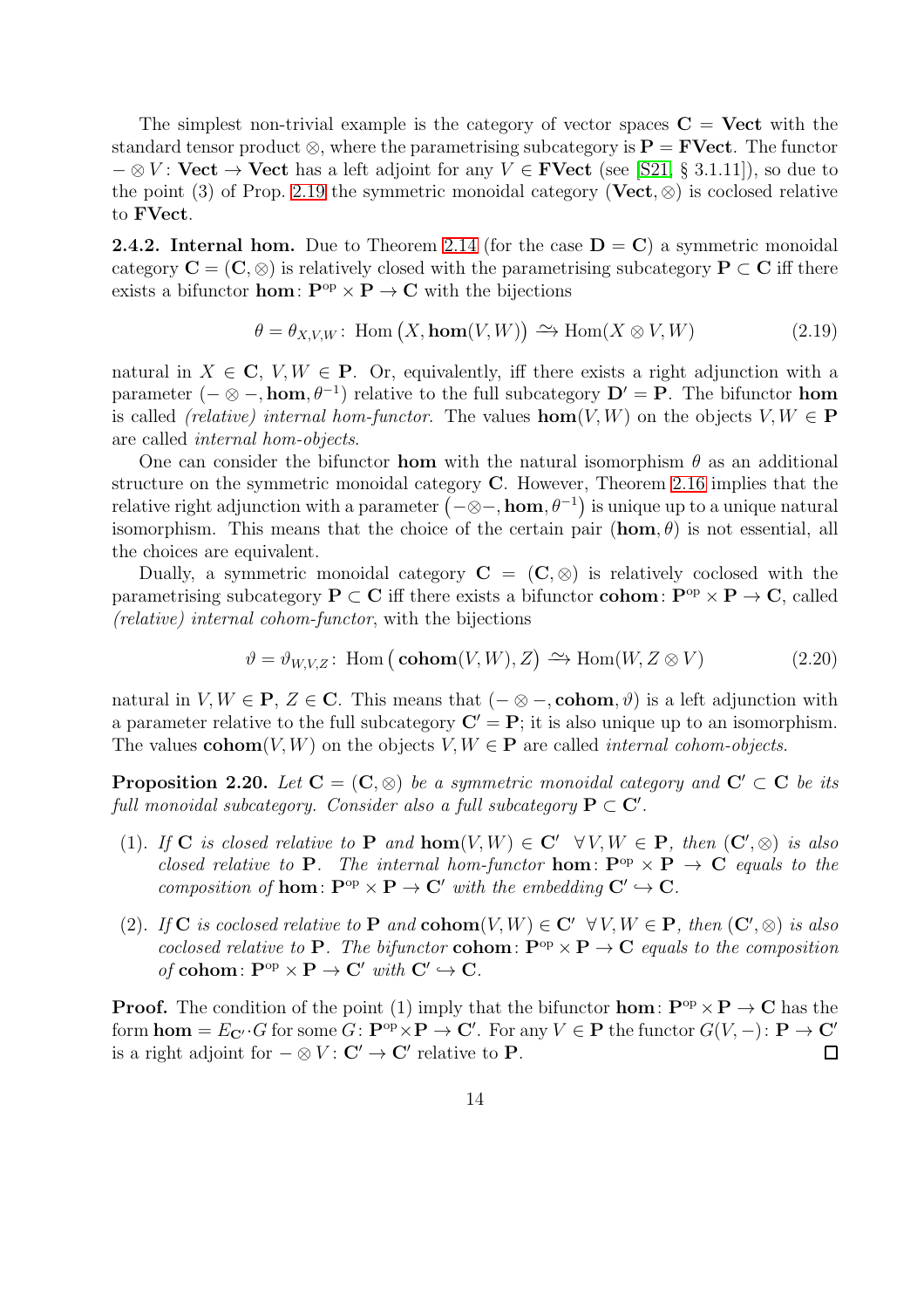The simplest non-trivial example is the category of vector spaces $\mathbf{C} = \mathbf{Vect}$ with the standard tensor product $\otimes$, where the parametrising subcategory is $\mathbf{P} = \mathbf{FVect}$. The functor $- \otimes V\colon \mathbf{Vect} \to \mathbf{Vect}$ has a left adjoint for any $V \in \mathbf{FVect}$ (see [S21, § 3.1.11]), so due to the point (3) of Prop. 2.19 the symmetric monoidal category $(\mathbf{Vect}, \otimes)$ is coclosed relative to $\mathbf{FVect}$.

**2.4.2. Internal hom.** Due to Theorem 2.14 (for the case $\mathbf{D} = \mathbf{C}$) a symmetric monoidal category $\mathbf{C} = (\mathbf{C}, \otimes)$ is relatively closed with the parametrising subcategory $\mathbf{P} \subset \mathbf{C}$ iff there exists a bifunctor $\mathbf{hom}\colon \mathbf{P}^{\mathrm{op}} \times \mathbf{P} \to \mathbf{C}$ with the bijections

$$\theta = \theta_{X,V,W}\colon \operatorname{Hom}\big(X, \mathbf{hom}(V, W)\big) \xrightarrow{\sim} \operatorname{Hom}(X \otimes V, W) \tag{2.19}$$

natural in $X \in \mathbf{C}$, $V, W \in \mathbf{P}$. Or, equivalently, iff there exists a right adjunction with a parameter $(- \otimes -, \mathbf{hom}, \theta^{-1})$ relative to the full subcategory $\mathbf{D}' = \mathbf{P}$. The bifunctor $\mathbf{hom}$ is called *(relative) internal hom-functor*. The values $\mathbf{hom}(V, W)$ on the objects $V, W \in \mathbf{P}$ are called *internal hom-objects*.

One can consider the bifunctor $\mathbf{hom}$ with the natural isomorphism $\theta$ as an additional structure on the symmetric monoidal category $\mathbf{C}$. However, Theorem 2.16 implies that the relative right adjunction with a parameter $\big(-\otimes-, \mathbf{hom}, \theta^{-1}\big)$ is unique up to a unique natural isomorphism. This means that the choice of the certain pair $(\mathbf{hom}, \theta)$ is not essential, all the choices are equivalent.

Dually, a symmetric monoidal category $\mathbf{C} = (\mathbf{C}, \otimes)$ is relatively coclosed with the parametrising subcategory $\mathbf{P} \subset \mathbf{C}$ iff there exists a bifunctor $\mathbf{cohom}\colon \mathbf{P}^{\mathrm{op}} \times \mathbf{P} \to \mathbf{C}$, called *(relative) internal cohom-functor*, with the bijections

$$\vartheta = \vartheta_{W,V,Z}\colon \operatorname{Hom}\big(\mathbf{cohom}(V, W), Z\big) \xrightarrow{\sim} \operatorname{Hom}(W, Z \otimes V) \tag{2.20}$$

natural in $V, W \in \mathbf{P}$, $Z \in \mathbf{C}$. This means that $(- \otimes -, \mathbf{cohom}, \vartheta)$ is a left adjunction with a parameter relative to the full subcategory $\mathbf{C}' = \mathbf{P}$; it is also unique up to an isomorphism. The values $\mathbf{cohom}(V, W)$ on the objects $V, W \in \mathbf{P}$ are called *internal cohom-objects*.

**Proposition 2.20.** *Let $\mathbf{C} = (\mathbf{C}, \otimes)$ be a symmetric monoidal category and $\mathbf{C}' \subset \mathbf{C}$ be its full monoidal subcategory. Consider also a full subcategory $\mathbf{P} \subset \mathbf{C}'$.*

- (1). *If $\mathbf{C}$ is closed relative to $\mathbf{P}$ and $\mathbf{hom}(V, W) \in \mathbf{C}'$ $\forall V, W \in \mathbf{P}$, then $(\mathbf{C}', \otimes)$ is also closed relative to $\mathbf{P}$. The internal hom-functor $\mathbf{hom}\colon \mathbf{P}^{\mathrm{op}} \times \mathbf{P} \to \mathbf{C}$ equals to the composition of $\mathbf{hom}\colon \mathbf{P}^{\mathrm{op}} \times \mathbf{P} \to \mathbf{C}'$ with the embedding $\mathbf{C}' \hookrightarrow \mathbf{C}$.*
- (2). *If $\mathbf{C}$ is coclosed relative to $\mathbf{P}$ and $\mathbf{cohom}(V, W) \in \mathbf{C}'$ $\forall V, W \in \mathbf{P}$, then $(\mathbf{C}', \otimes)$ is also coclosed relative to $\mathbf{P}$. The bifunctor $\mathbf{cohom}\colon \mathbf{P}^{\mathrm{op}} \times \mathbf{P} \to \mathbf{C}$ equals to the composition of $\mathbf{cohom}\colon \mathbf{P}^{\mathrm{op}} \times \mathbf{P} \to \mathbf{C}'$ with $\mathbf{C}' \hookrightarrow \mathbf{C}$.*

**Proof.** The condition of the point (1) imply that the bifunctor $\mathbf{hom}\colon \mathbf{P}^{\mathrm{op}} \times \mathbf{P} \to \mathbf{C}$ has the form $\mathbf{hom} = E_{\mathbf{C}'} \cdot G$ for some $G\colon \mathbf{P}^{\mathrm{op}} \times \mathbf{P} \to \mathbf{C}'$. For any $V \in \mathbf{P}$ the functor $G(V, -)\colon \mathbf{P} \to \mathbf{C}'$ is a right adjoint for $- \otimes V\colon \mathbf{C}' \to \mathbf{C}'$ relative to $\mathbf{P}$. ∎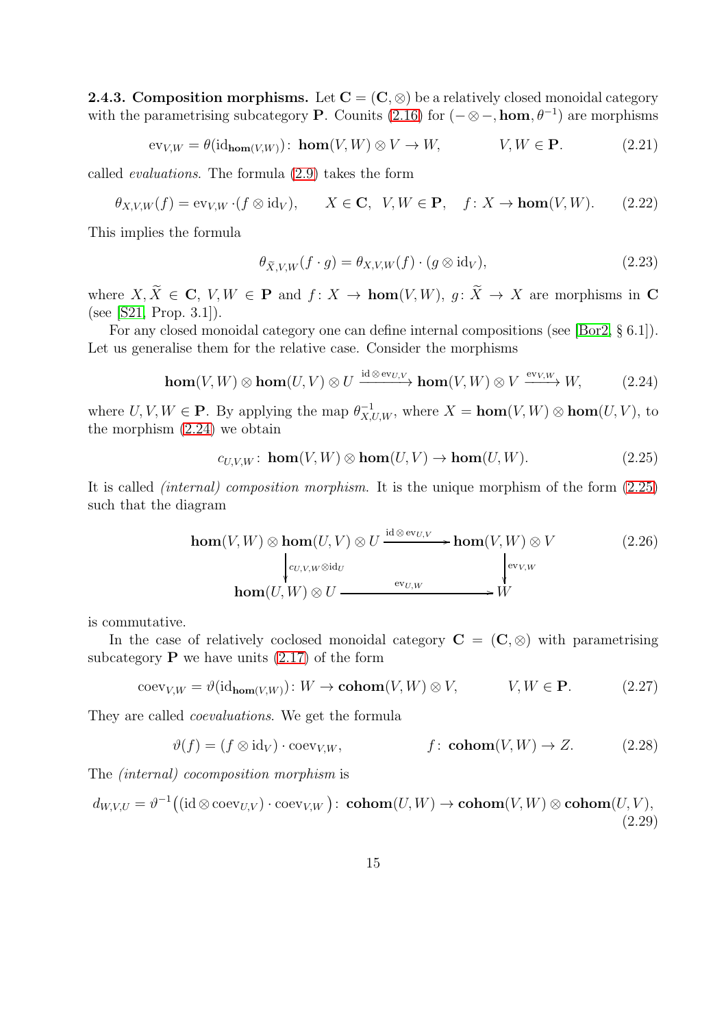**2.4.3. Composition morphisms.** Let $\mathbf{C} = (\mathbf{C}, \otimes)$ be a relatively closed monoidal category with the parametrising subcategory $\mathbf{P}$. Counits (2.16) for $(-\otimes -, \mathbf{hom}, \theta^{-1})$ are morphisms

$$\mathrm{ev}_{V,W} = \theta(\mathrm{id}_{\mathbf{hom}(V,W)})\colon\ \mathbf{hom}(V,W)\otimes V \to W, \qquad\qquad V, W \in \mathbf{P}. \tag{2.21}$$

called *evaluations*. The formula (2.9) takes the form

$$\theta_{X,V,W}(f) = \mathrm{ev}_{V,W}\cdot(f\otimes \mathrm{id}_V), \qquad X \in \mathbf{C},\ \ V, W \in \mathbf{P}, \quad f\colon X \to \mathbf{hom}(V,W). \tag{2.22}$$

This implies the formula

$$\theta_{\widetilde{X},V,W}(f\cdot g) = \theta_{X,V,W}(f)\cdot(g\otimes \mathrm{id}_V), \tag{2.23}$$

where $X, \widetilde{X} \in \mathbf{C}$, $V, W \in \mathbf{P}$ and $f\colon X \to \mathbf{hom}(V,W)$, $g\colon \widetilde{X} \to X$ are morphisms in $\mathbf{C}$ (see [S21, Prop. 3.1]).

For any closed monoidal category one can define internal compositions (see [Bor2, § 6.1]). Let us generalise them for the relative case. Consider the morphisms

$$\mathbf{hom}(V,W)\otimes \mathbf{hom}(U,V)\otimes U \xrightarrow{\mathrm{id}\otimes \mathrm{ev}_{U,V}} \mathbf{hom}(V,W)\otimes V \xrightarrow{\mathrm{ev}_{V,W}} W, \tag{2.24}$$

where $U, V, W \in \mathbf{P}$. By applying the map $\theta^{-1}_{X,U,W}$, where $X = \mathbf{hom}(V,W)\otimes \mathbf{hom}(U,V)$, to the morphism (2.24) we obtain

$$c_{U,V,W}\colon\ \mathbf{hom}(V,W)\otimes \mathbf{hom}(U,V) \to \mathbf{hom}(U,W). \tag{2.25}$$

It is called *(internal) composition morphism*. It is the unique morphism of the form (2.25) such that the diagram

$$\begin{array}{ccc}
\mathbf{hom}(V,W)\otimes \mathbf{hom}(U,V)\otimes U & \xrightarrow{\mathrm{id}\otimes \mathrm{ev}_{U,V}} & \mathbf{hom}(V,W)\otimes V \\
\Big\downarrow{\scriptstyle c_{U,V,W}\otimes \mathrm{id}_U} & & \Big\downarrow{\scriptstyle \mathrm{ev}_{V,W}} \\
\mathbf{hom}(U,W)\otimes U & \xrightarrow{\qquad\mathrm{ev}_{U,W}\qquad} & W
\end{array} \tag{2.26}$$

is commutative.

In the case of relatively coclosed monoidal category $\mathbf{C} = (\mathbf{C}, \otimes)$ with parametrising subcategory $\mathbf{P}$ we have units (2.17) of the form

$$\mathrm{coev}_{V,W} = \vartheta(\mathrm{id}_{\mathbf{hom}(V,W)})\colon W \to \mathbf{cohom}(V,W)\otimes V, \qquad\qquad V, W \in \mathbf{P}. \tag{2.27}$$

They are called *coevaluations*. We get the formula

$$\vartheta(f) = (f\otimes \mathrm{id}_V)\cdot \mathrm{coev}_{V,W}, \qquad\qquad\qquad f\colon\ \mathbf{cohom}(V,W) \to Z. \tag{2.28}$$

The *(internal) cocomposition morphism* is

$$d_{W,V,U} = \vartheta^{-1}\big((\mathrm{id}\otimes \mathrm{coev}_{U,V})\cdot \mathrm{coev}_{V,W}\big)\colon\ \mathbf{cohom}(U,W) \to \mathbf{cohom}(V,W)\otimes \mathbf{cohom}(U,V), \tag{2.29}$$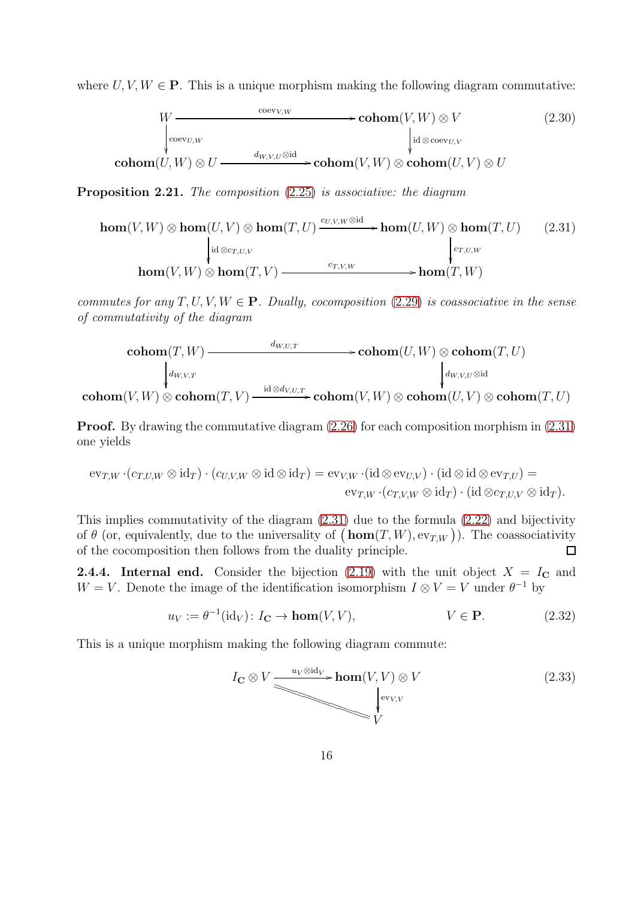where $U, V, W \in \mathbf{P}$. This is a unique morphism making the following diagram commutative:

$$\begin{array}{ccc} W & \xrightarrow{\mathrm{coev}_{V,W}} & \mathbf{cohom}(V,W) \otimes V \\ \downarrow{\scriptstyle \mathrm{coev}_{U,W}} & & \downarrow{\scriptstyle \mathrm{id} \otimes \mathrm{coev}_{U,V}} \\ \mathbf{cohom}(U,W) \otimes U & \xrightarrow{d_{W,V,U} \otimes \mathrm{id}} & \mathbf{cohom}(V,W) \otimes \mathbf{cohom}(U,V) \otimes U \end{array} \tag{2.30}$$

**Proposition 2.21.** *The composition* (2.25) *is associative: the diagram*

$$\begin{array}{ccc} \mathbf{hom}(V,W) \otimes \mathbf{hom}(U,V) \otimes \mathbf{hom}(T,U) & \xrightarrow{c_{U,V,W} \otimes \mathrm{id}} & \mathbf{hom}(U,W) \otimes \mathbf{hom}(T,U) \\ \downarrow{\scriptstyle \mathrm{id} \otimes c_{T,U,V}} & & \downarrow{\scriptstyle c_{T,U,W}} \\ \mathbf{hom}(V,W) \otimes \mathbf{hom}(T,V) & \xrightarrow{c_{T,V,W}} & \mathbf{hom}(T,W) \end{array} \tag{2.31}$$

*commutes for any $T, U, V, W \in \mathbf{P}$. Dually, cocomposition* (2.29) *is coassociative in the sense of commutativity of the diagram*

$$\begin{array}{ccc} \mathbf{cohom}(T,W) & \xrightarrow{d_{W,U,T}} & \mathbf{cohom}(U,W) \otimes \mathbf{cohom}(T,U) \\ \downarrow{\scriptstyle d_{W,V,T}} & & \downarrow{\scriptstyle d_{W,V,U} \otimes \mathrm{id}} \\ \mathbf{cohom}(V,W) \otimes \mathbf{cohom}(T,V) & \xrightarrow{\mathrm{id} \otimes d_{V,U,T}} & \mathbf{cohom}(V,W) \otimes \mathbf{cohom}(U,V) \otimes \mathbf{cohom}(T,U) \end{array}$$

**Proof.** By drawing the commutative diagram (2.26) for each composition morphism in (2.31) one yields

$$\begin{aligned} \mathrm{ev}_{T,W} \cdot (c_{T,U,W} \otimes \mathrm{id}_T) \cdot (c_{U,V,W} \otimes \mathrm{id} \otimes \mathrm{id}_T) = \mathrm{ev}_{V,W} \cdot (\mathrm{id} \otimes \mathrm{ev}_{U,V}) \cdot (\mathrm{id} \otimes \mathrm{id} \otimes \mathrm{ev}_{T,U}) = \\ \mathrm{ev}_{T,W} \cdot (c_{T,V,W} \otimes \mathrm{id}_T) \cdot (\mathrm{id} \otimes c_{T,U,V} \otimes \mathrm{id}_T). \end{aligned}$$

This implies commutativity of the diagram (2.31) due to the formula (2.22) and bijectivity of $\theta$ (or, equivalently, due to the universality of $\big(\mathbf{hom}(T,W), \mathrm{ev}_{T,W}\big)$). The coassociativity of the cocomposition then follows from the duality principle. $\square$

**2.4.4. Internal end.** Consider the bijection (2.19) with the unit object $X = I_{\mathbf{C}}$ and $W = V$. Denote the image of the identification isomorphism $I \otimes V = V$ under $\theta^{-1}$ by

$$u_V := \theta^{-1}(\mathrm{id}_V) \colon I_{\mathbf{C}} \to \mathbf{hom}(V,V), \qquad\qquad V \in \mathbf{P}. \tag{2.32}$$

This is a unique morphism making the following diagram commute:

$$\begin{array}{ccc} I_{\mathbf{C}} \otimes V & \xrightarrow{u_V \otimes \mathrm{id}_V} & \mathbf{hom}(V,V) \otimes V \\ & \searrow\!\!= & \downarrow{\scriptstyle \mathrm{ev}_{V,V}} \\ & & V \end{array} \tag{2.33}$$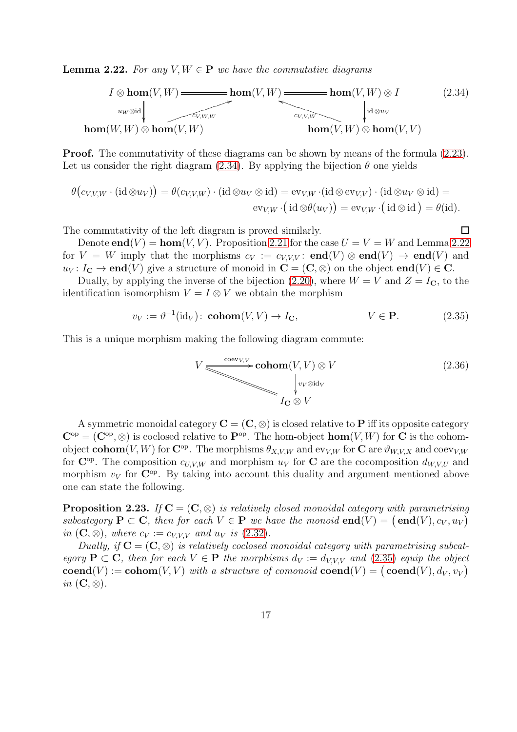**Lemma 2.22.** *For any $V, W \in \mathbf{P}$ we have the commutative diagrams*

$$\begin{array}{ccccc} I \otimes \mathbf{hom}(V,W) & = & \mathbf{hom}(V,W) & = & \mathbf{hom}(V,W) \otimes I \\ \downarrow{\scriptstyle u_W \otimes \mathrm{id}} & \nearrow{\scriptstyle c_{V,W,W}} & & \nwarrow{\scriptstyle c_{V,V,W}} & \downarrow{\scriptstyle \mathrm{id} \otimes u_V} \\ \mathbf{hom}(W,W) \otimes \mathbf{hom}(V,W) & & & & \mathbf{hom}(V,W) \otimes \mathbf{hom}(V,V) \end{array} \tag{2.34}$$

**Proof.** The commutativity of these diagrams can be shown by means of the formula (2.23). Let us consider the right diagram (2.34). By applying the bijection $\theta$ one yields

$$\theta\big(c_{V,V,W} \cdot (\mathrm{id} \otimes u_V)\big) = \theta(c_{V,V,W}) \cdot (\mathrm{id} \otimes u_V \otimes \mathrm{id}) = \mathrm{ev}_{V,W} \cdot (\mathrm{id} \otimes \mathrm{ev}_{V,V}) \cdot (\mathrm{id} \otimes u_V \otimes \mathrm{id}) =$$
$$\mathrm{ev}_{V,W} \cdot \big(\mathrm{id} \otimes \theta(u_V)\big) = \mathrm{ev}_{V,W} \cdot \big(\mathrm{id} \otimes \mathrm{id}\big) = \theta(\mathrm{id}).$$

The commutativity of the left diagram is proved similarly. $\square$

Denote $\mathbf{end}(V) = \mathbf{hom}(V,V)$. Proposition 2.21 for the case $U = V = W$ and Lemma 2.22 for $V = W$ imply that the morphisms $c_V := c_{V,V,V} \colon \mathbf{end}(V) \otimes \mathbf{end}(V) \to \mathbf{end}(V)$ and $u_V \colon I_{\mathbf{C}} \to \mathbf{end}(V)$ give a structure of monoid in $\mathbf{C} = (\mathbf{C}, \otimes)$ on the object $\mathbf{end}(V) \in \mathbf{C}$.

Dually, by applying the inverse of the bijection (2.20), where $W = V$ and $Z = I_{\mathbf{C}}$, to the identification isomorphism $V = I \otimes V$ we obtain the morphism

$$v_V := \vartheta^{-1}(\mathrm{id}_V) \colon \mathbf{cohom}(V,V) \to I_{\mathbf{C}}, \qquad\qquad V \in \mathbf{P}. \tag{2.35}$$

This is a unique morphism making the following diagram commute:

$$\begin{array}{ccc} V & \xrightarrow{\mathrm{coev}_{V,V}} & \mathbf{cohom}(V,V) \otimes V \\ & \searrow{=} & \downarrow{\scriptstyle v_V \otimes \mathrm{id}_V} \\ & & I_{\mathbf{C}} \otimes V \end{array} \tag{2.36}$$

A symmetric monoidal category $\mathbf{C} = (\mathbf{C}, \otimes)$ is closed relative to $\mathbf{P}$ iff its opposite category $\mathbf{C}^{\mathrm{op}} = (\mathbf{C}^{\mathrm{op}}, \otimes)$ is coclosed relative to $\mathbf{P}^{\mathrm{op}}$. The hom-object $\mathbf{hom}(V,W)$ for $\mathbf{C}$ is the cohom-object $\mathbf{cohom}(V,W)$ for $\mathbf{C}^{\mathrm{op}}$. The morphisms $\theta_{X,V,W}$ and $\mathrm{ev}_{V,W}$ for $\mathbf{C}$ are $\vartheta_{W,V,X}$ and $\mathrm{coev}_{V,W}$ for $\mathbf{C}^{\mathrm{op}}$. The composition $c_{U,V,W}$ and morphism $u_V$ for $\mathbf{C}$ are the cocomposition $d_{W,V,U}$ and morphism $v_V$ for $\mathbf{C}^{\mathrm{op}}$. By taking into account this duality and argument mentioned above one can state the following.

**Proposition 2.23.** *If $\mathbf{C} = (\mathbf{C}, \otimes)$ is relatively closed monoidal category with parametrising subcategory $\mathbf{P} \subset \mathbf{C}$, then for each $V \in \mathbf{P}$ we have the monoid $\mathbf{end}(V) = \big(\mathbf{end}(V), c_V, u_V\big)$ in $(\mathbf{C}, \otimes)$, where $c_V := c_{V,V,V}$ and $u_V$ is (2.32).*

*Dually, if $\mathbf{C} = (\mathbf{C}, \otimes)$ is relatively coclosed monoidal category with parametrising subcategory $\mathbf{P} \subset \mathbf{C}$, then for each $V \in \mathbf{P}$ the morphisms $d_V := d_{V,V,V}$ and (2.35) equip the object $\mathbf{coend}(V) := \mathbf{cohom}(V,V)$ with a structure of comonoid $\mathbf{coend}(V) = \big(\mathbf{coend}(V), d_V, v_V\big)$ in $(\mathbf{C}, \otimes)$.*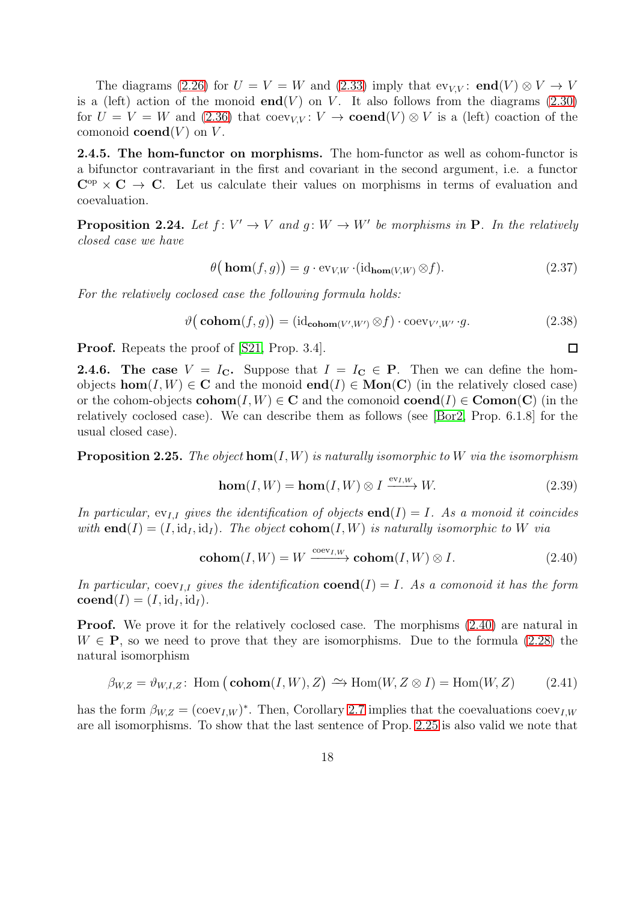The diagrams (2.26) for $U = V = W$ and (2.33) imply that $\mathrm{ev}_{V,V}\colon \mathbf{end}(V)\otimes V \to V$ is a (left) action of the monoid $\mathbf{end}(V)$ on $V$. It also follows from the diagrams (2.30) for $U = V = W$ and (2.36) that $\mathrm{coev}_{V,V}\colon V \to \mathbf{coend}(V)\otimes V$ is a (left) coaction of the comonoid $\mathbf{coend}(V)$ on $V$.

**2.4.5. The hom-functor on morphisms.** The hom-functor as well as cohom-functor is a bifunctor contravariant in the first and covariant in the second argument, i.e. a functor $\mathbf{C}^{\mathrm{op}}\times\mathbf{C}\to\mathbf{C}$. Let us calculate their values on morphisms in terms of evaluation and coevaluation.

**Proposition 2.24.** *Let $f\colon V'\to V$ and $g\colon W\to W'$ be morphisms in $\mathbf{P}$. In the relatively closed case we have*

$$\theta\big(\mathbf{hom}(f,g)\big) = g\cdot \mathrm{ev}_{V,W}\cdot(\mathrm{id}_{\mathbf{hom}(V,W)}\otimes f). \tag{2.37}$$

*For the relatively coclosed case the following formula holds:*

$$\vartheta\big(\mathbf{cohom}(f,g)\big) = (\mathrm{id}_{\mathbf{cohom}(V',W')}\otimes f)\cdot \mathrm{coev}_{V',W'}\cdot g. \tag{2.38}$$

**Proof.** Repeats the proof of [S21, Prop. 3.4]. $\square$

**2.4.6. The case $V = I_{\mathbf{C}}$.** Suppose that $I = I_{\mathbf{C}}\in\mathbf{P}$. Then we can define the hom-objects $\mathbf{hom}(I,W)\in\mathbf{C}$ and the monoid $\mathbf{end}(I)\in\mathbf{Mon}(\mathbf{C})$ (in the relatively closed case) or the cohom-objects $\mathbf{cohom}(I,W)\in\mathbf{C}$ and the comonoid $\mathbf{coend}(I)\in\mathbf{Comon}(\mathbf{C})$ (in the relatively coclosed case). We can describe them as follows (see [Bor2, Prop. 6.1.8] for the usual closed case).

**Proposition 2.25.** *The object $\mathbf{hom}(I,W)$ is naturally isomorphic to $W$ via the isomorphism*

$$\mathbf{hom}(I,W) = \mathbf{hom}(I,W)\otimes I \xrightarrow{\mathrm{ev}_{I,W}} W. \tag{2.39}$$

*In particular, $\mathrm{ev}_{I,I}$ gives the identification of objects $\mathbf{end}(I) = I$. As a monoid it coincides with $\mathbf{end}(I) = (I,\mathrm{id}_I,\mathrm{id}_I)$. The object $\mathbf{cohom}(I,W)$ is naturally isomorphic to $W$ via*

$$\mathbf{cohom}(I,W) = W \xrightarrow{\mathrm{coev}_{I,W}} \mathbf{cohom}(I,W)\otimes I. \tag{2.40}$$

*In particular, $\mathrm{coev}_{I,I}$ gives the identification $\mathbf{coend}(I) = I$. As a comonoid it has the form $\mathbf{coend}(I) = (I,\mathrm{id}_I,\mathrm{id}_I)$.*

**Proof.** We prove it for the relatively coclosed case. The morphisms (2.40) are natural in $W\in\mathbf{P}$, so we need to prove that they are isomorphisms. Due to the formula (2.28) the natural isomorphism

$$\beta_{W,Z} = \vartheta_{W,I,Z}\colon \operatorname{Hom}\big(\mathbf{cohom}(I,W),Z\big) \xrightarrow{\sim} \operatorname{Hom}(W,Z\otimes I) = \operatorname{Hom}(W,Z) \tag{2.41}$$

has the form $\beta_{W,Z} = (\mathrm{coev}_{I,W})^*$. Then, Corollary 2.7 implies that the coevaluations $\mathrm{coev}_{I,W}$ are all isomorphisms. To show that the last sentence of Prop. 2.25 is also valid we note that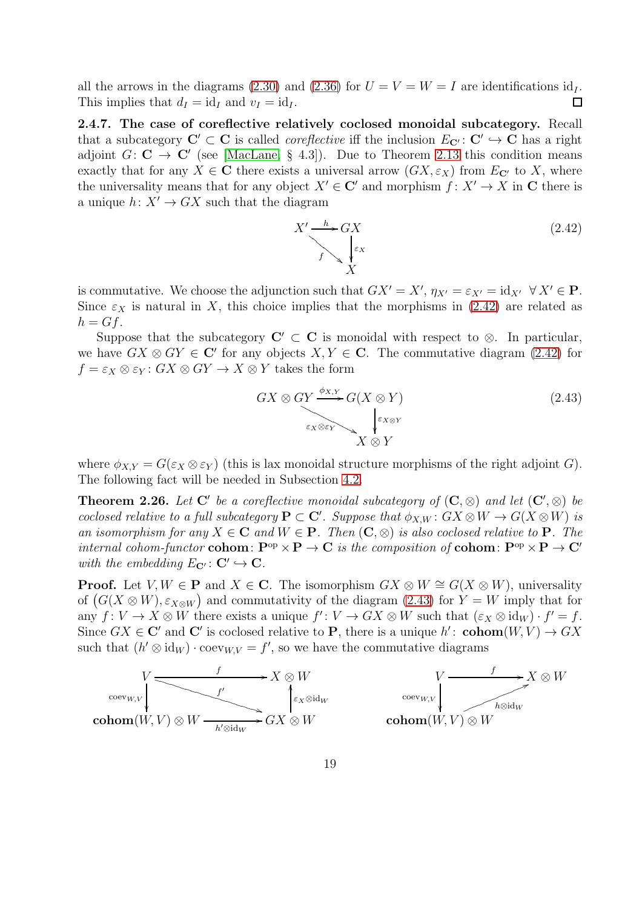all the arrows in the diagrams (2.30) and (2.36) for $U = V = W = I$ are identifications $\mathrm{id}_I$. This implies that $d_I = \mathrm{id}_I$ and $v_I = \mathrm{id}_I$. $\square$

**2.4.7. The case of coreflective relatively coclosed monoidal subcategory.** Recall that a subcategory $\mathbf{C}' \subset \mathbf{C}$ is called *coreflective* iff the inclusion $E_{\mathbf{C}'} \colon \mathbf{C}' \hookrightarrow \mathbf{C}$ has a right adjoint $G \colon \mathbf{C} \to \mathbf{C}'$ (see [MacLane, § 4.3]). Due to Theorem 2.13 this condition means exactly that for any $X \in \mathbf{C}$ there exists a universal arrow $(GX, \varepsilon_X)$ from $E_{\mathbf{C}'}$ to $X$, where the universality means that for any object $X' \in \mathbf{C}'$ and morphism $f \colon X' \to X$ in $\mathbf{C}$ there is a unique $h \colon X' \to GX$ such that the diagram

$$\begin{array}{ccc} X' & \xrightarrow{h} & GX \\ & \searrow^{f} & \downarrow{\scriptstyle \varepsilon_X} \\ & & X \end{array} \tag{2.42}$$

is commutative. We choose the adjunction such that $GX' = X'$, $\eta_{X'} = \varepsilon_{X'} = \mathrm{id}_{X'}$ $\forall X' \in \mathbf{P}$. Since $\varepsilon_X$ is natural in $X$, this choice implies that the morphisms in (2.42) are related as $h = Gf$.

Suppose that the subcategory $\mathbf{C}' \subset \mathbf{C}$ is monoidal with respect to $\otimes$. In particular, we have $GX \otimes GY \in \mathbf{C}'$ for any objects $X, Y \in \mathbf{C}$. The commutative diagram (2.42) for $f = \varepsilon_X \otimes \varepsilon_Y \colon GX \otimes GY \to X \otimes Y$ takes the form

$$\begin{array}{ccc} GX \otimes GY & \xrightarrow{\phi_{X,Y}} & G(X \otimes Y) \\ & \searrow^{\varepsilon_X \otimes \varepsilon_Y} & \downarrow{\scriptstyle \varepsilon_{X\otimes Y}} \\ & & X \otimes Y \end{array} \tag{2.43}$$

where $\phi_{X,Y} = G(\varepsilon_X \otimes \varepsilon_Y)$ (this is lax monoidal structure morphisms of the right adjoint $G$). The following fact will be needed in Subsection 4.2.

**Theorem 2.26.** *Let $\mathbf{C}'$ be a coreflective monoidal subcategory of $(\mathbf{C}, \otimes)$ and let $(\mathbf{C}', \otimes)$ be coclosed relative to a full subcategory $\mathbf{P} \subset \mathbf{C}'$. Suppose that $\phi_{X,W} \colon GX \otimes W \to G(X \otimes W)$ is an isomorphism for any $X \in \mathbf{C}$ and $W \in \mathbf{P}$. Then $(\mathbf{C}, \otimes)$ is also coclosed relative to $\mathbf{P}$. The internal cohom-functor $\mathbf{cohom} \colon \mathbf{P}^{\mathrm{op}} \times \mathbf{P} \to \mathbf{C}$ is the composition of $\mathbf{cohom} \colon \mathbf{P}^{\mathrm{op}} \times \mathbf{P} \to \mathbf{C}'$ with the embedding $E_{\mathbf{C}'} \colon \mathbf{C}' \hookrightarrow \mathbf{C}$.*

**Proof.** Let $V, W \in \mathbf{P}$ and $X \in \mathbf{C}$. The isomorphism $GX \otimes W \cong G(X \otimes W)$, universality of $\big(G(X \otimes W), \varepsilon_{X \otimes W}\big)$ and commutativity of the diagram (2.43) for $Y = W$ imply that for any $f \colon V \to X \otimes W$ there exists a unique $f' \colon V \to GX \otimes W$ such that $(\varepsilon_X \otimes \mathrm{id}_W) \cdot f' = f$. Since $GX \in \mathbf{C}'$ and $\mathbf{C}'$ is coclosed relative to $\mathbf{P}$, there is a unique $h' \colon \mathbf{cohom}(W, V) \to GX$ such that $(h' \otimes \mathrm{id}_W) \cdot \mathrm{coev}_{W,V} = f'$, so we have the commutative diagrams

$$\begin{array}{ccc} V & \xrightarrow{f} & X \otimes W \\ {\scriptstyle \mathrm{coev}_{W,V}}\downarrow & \searrow^{f'} & \uparrow{\scriptstyle \varepsilon_X \otimes \mathrm{id}_W} \\ \mathbf{cohom}(W,V) \otimes W & \xrightarrow[h' \otimes \mathrm{id}_W]{} & GX \otimes W \end{array} \qquad \begin{array}{ccc} V & \xrightarrow{f} & X \otimes W \\ {\scriptstyle \mathrm{coev}_{W,V}}\downarrow & \nearrow_{h \otimes \mathrm{id}_W} & \\ \mathbf{cohom}(W,V) \otimes W & & \end{array}$$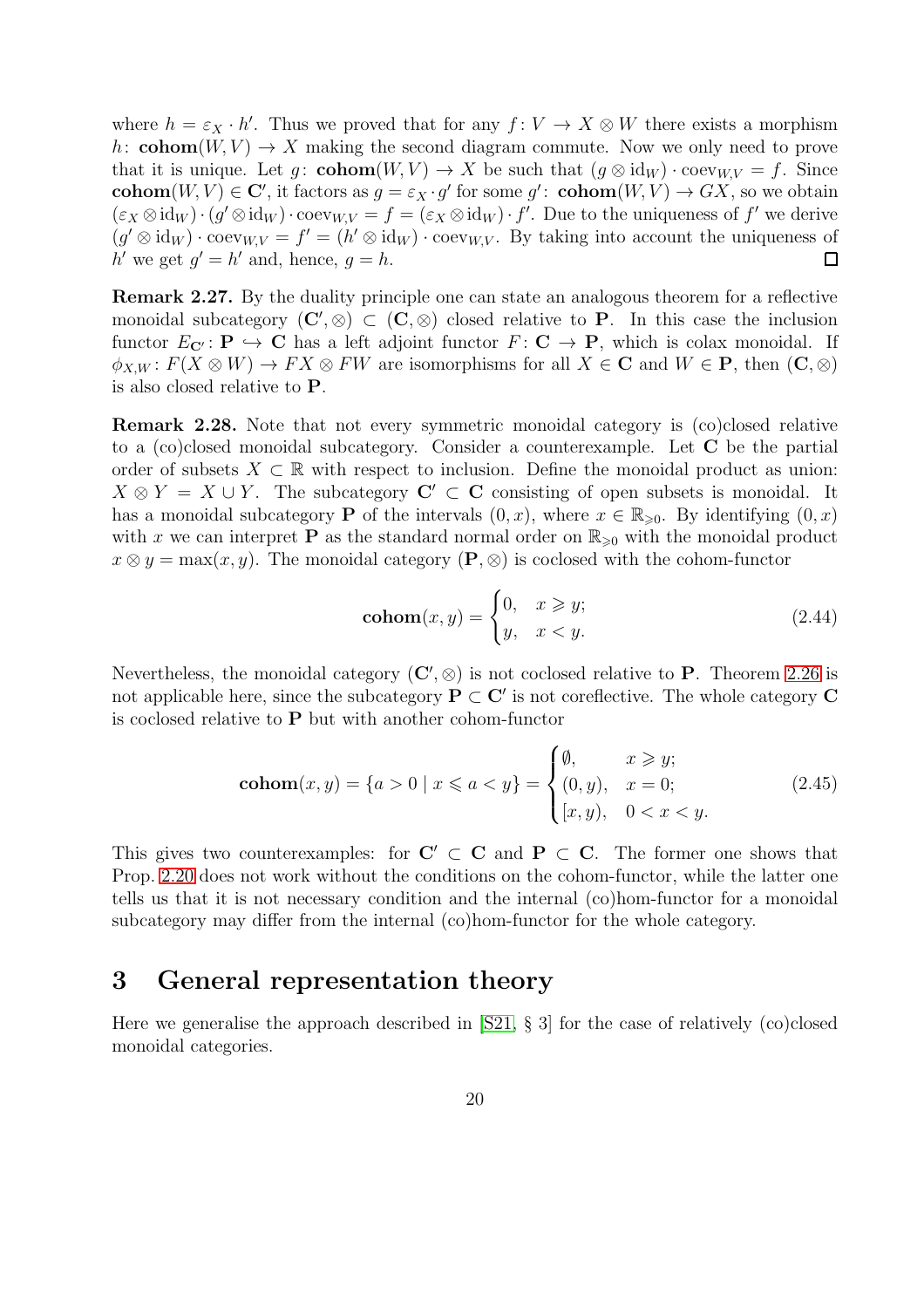where $h = \varepsilon_X \cdot h'$. Thus we proved that for any $f\colon V \to X \otimes W$ there exists a morphism $h\colon \mathbf{cohom}(W, V) \to X$ making the second diagram commute. Now we only need to prove that it is unique. Let $g\colon \mathbf{cohom}(W, V) \to X$ be such that $(g \otimes \mathrm{id}_W) \cdot \mathrm{coev}_{W,V} = f$. Since $\mathbf{cohom}(W, V) \in \mathbf{C}'$, it factors as $g = \varepsilon_X \cdot g'$ for some $g'\colon \mathbf{cohom}(W, V) \to GX$, so we obtain $(\varepsilon_X \otimes \mathrm{id}_W) \cdot (g' \otimes \mathrm{id}_W) \cdot \mathrm{coev}_{W,V} = f = (\varepsilon_X \otimes \mathrm{id}_W) \cdot f'$. Due to the uniqueness of $f'$ we derive $(g' \otimes \mathrm{id}_W) \cdot \mathrm{coev}_{W,V} = f' = (h' \otimes \mathrm{id}_W) \cdot \mathrm{coev}_{W,V}$. By taking into account the uniqueness of $h'$ we get $g' = h'$ and, hence, $g = h$. □

**Remark 2.27.** By the duality principle one can state an analogous theorem for a reflective monoidal subcategory $(\mathbf{C}', \otimes) \subset (\mathbf{C}, \otimes)$ closed relative to $\mathbf{P}$. In this case the inclusion functor $E_{\mathbf{C}'}\colon \mathbf{P} \hookrightarrow \mathbf{C}$ has a left adjoint functor $F\colon \mathbf{C} \to \mathbf{P}$, which is colax monoidal. If $\phi_{X,W}\colon F(X \otimes W) \to FX \otimes FW$ are isomorphisms for all $X \in \mathbf{C}$ and $W \in \mathbf{P}$, then $(\mathbf{C}, \otimes)$ is also closed relative to $\mathbf{P}$.

**Remark 2.28.** Note that not every symmetric monoidal category is (co)closed relative to a (co)closed monoidal subcategory. Consider a counterexample. Let $\mathbf{C}$ be the partial order of subsets $X \subset \mathbb{R}$ with respect to inclusion. Define the monoidal product as union: $X \otimes Y = X \cup Y$. The subcategory $\mathbf{C}' \subset \mathbf{C}$ consisting of open subsets is monoidal. It has a monoidal subcategory $\mathbf{P}$ of the intervals $(0, x)$, where $x \in \mathbb{R}_{\geqslant 0}$. By identifying $(0, x)$ with $x$ we can interpret $\mathbf{P}$ as the standard normal order on $\mathbb{R}_{\geqslant 0}$ with the monoidal product $x \otimes y = \max(x, y)$. The monoidal category $(\mathbf{P}, \otimes)$ is coclosed with the cohom-functor

$$\mathbf{cohom}(x, y) = \begin{cases} 0, & x \geqslant y; \\ y, & x < y. \end{cases} \tag{2.44}$$

Nevertheless, the monoidal category $(\mathbf{C}', \otimes)$ is not coclosed relative to $\mathbf{P}$. Theorem 2.26 is not applicable here, since the subcategory $\mathbf{P} \subset \mathbf{C}'$ is not coreflective. The whole category $\mathbf{C}$ is coclosed relative to $\mathbf{P}$ but with another cohom-functor

$$\mathbf{cohom}(x, y) = \{a > 0 \mid x \leqslant a < y\} = \begin{cases} \emptyset, & x \geqslant y; \\ (0, y), & x = 0; \\ [x, y), & 0 < x < y. \end{cases} \tag{2.45}$$

This gives two counterexamples: for $\mathbf{C}' \subset \mathbf{C}$ and $\mathbf{P} \subset \mathbf{C}$. The former one shows that Prop. 2.20 does not work without the conditions on the cohom-functor, while the latter one tells us that it is not necessary condition and the internal (co)hom-functor for a monoidal subcategory may differ from the internal (co)hom-functor for the whole category.

# 3 General representation theory

Here we generalise the approach described in [S21, § 3] for the case of relatively (co)closed monoidal categories.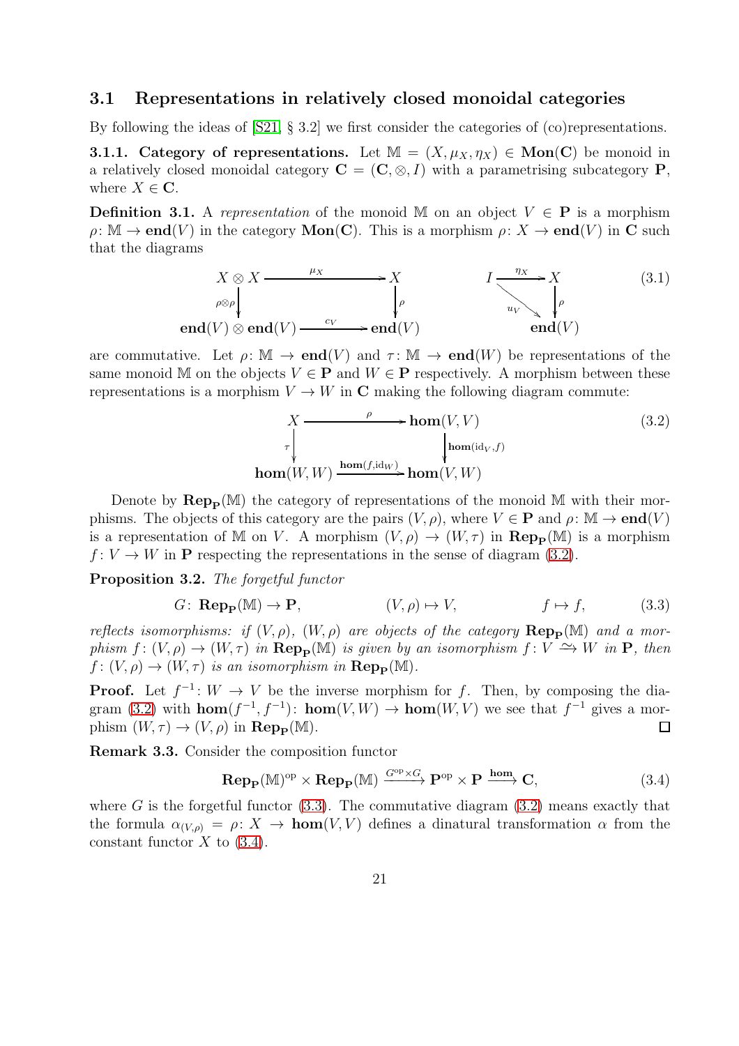### 3.1 Representations in relatively closed monoidal categories

By following the ideas of [S21, § 3.2] we first consider the categories of (co)representations.

**3.1.1. Category of representations.** Let $\mathbb{M} = (X, \mu_X, \eta_X) \in \mathbf{Mon}(\mathbf{C})$ be monoid in a relatively closed monoidal category $\mathbf{C} = (\mathbf{C}, \otimes, I)$ with a parametrising subcategory $\mathbf{P}$, where $X \in \mathbf{C}$.

**Definition 3.1.** A *representation* of the monoid $\mathbb{M}$ on an object $V \in \mathbf{P}$ is a morphism $\rho\colon \mathbb{M} \to \mathbf{end}(V)$ in the category $\mathbf{Mon}(\mathbf{C})$. This is a morphism $\rho\colon X \to \mathbf{end}(V)$ in $\mathbf{C}$ such that the diagrams

$$
\begin{array}{ccc}
X \otimes X & \xrightarrow{\quad \mu_X \quad} & X \\
{\scriptstyle \rho\otimes\rho}\downarrow & & \downarrow{\scriptstyle \rho} \\
\mathbf{end}(V) \otimes \mathbf{end}(V) & \xrightarrow{\quad c_V \quad} & \mathbf{end}(V)
\end{array}
\qquad\qquad
\begin{array}{ccc}
I & \xrightarrow{\ \eta_X\ } & X \\
 & {\scriptstyle u_V}\searrow & \downarrow{\scriptstyle \rho} \\
 & & \mathbf{end}(V)
\end{array}
\tag{3.1}
$$

are commutative. Let $\rho\colon \mathbb{M} \to \mathbf{end}(V)$ and $\tau\colon \mathbb{M} \to \mathbf{end}(W)$ be representations of the same monoid $\mathbb{M}$ on the objects $V \in \mathbf{P}$ and $W \in \mathbf{P}$ respectively. A morphism between these representations is a morphism $V \to W$ in $\mathbf{C}$ making the following diagram commute:

$$
\begin{array}{ccc}
X & \xrightarrow{\qquad \rho \qquad} & \mathbf{hom}(V,V) \\
{\scriptstyle \tau}\downarrow & & \downarrow{\scriptstyle \mathbf{hom}(\mathrm{id}_V, f)} \\
\mathbf{hom}(W,W) & \xrightarrow{\mathbf{hom}(f,\mathrm{id}_W)} & \mathbf{hom}(V,W)
\end{array}
\tag{3.2}
$$

Denote by $\mathbf{Rep}_{\mathbf{P}}(\mathbb{M})$ the category of representations of the monoid $\mathbb{M}$ with their morphisms. The objects of this category are the pairs $(V, \rho)$, where $V \in \mathbf{P}$ and $\rho\colon \mathbb{M} \to \mathbf{end}(V)$ is a representation of $\mathbb{M}$ on $V$. A morphism $(V, \rho) \to (W, \tau)$ in $\mathbf{Rep}_{\mathbf{P}}(\mathbb{M})$ is a morphism $f\colon V \to W$ in $\mathbf{P}$ respecting the representations in the sense of diagram (3.2).

**Proposition 3.2.** *The forgetful functor*

$$
G\colon \mathbf{Rep}_{\mathbf{P}}(\mathbb{M}) \to \mathbf{P}, \qquad\qquad (V,\rho) \mapsto V, \qquad\qquad f \mapsto f, \tag{3.3}
$$

*reflects isomorphisms: if $(V, \rho)$, $(W, \rho)$ are objects of the category $\mathbf{Rep}_{\mathbf{P}}(\mathbb{M})$ and a morphism $f\colon (V, \rho) \to (W, \tau)$ in $\mathbf{Rep}_{\mathbf{P}}(\mathbb{M})$ is given by an isomorphism $f\colon V \xrightarrow{\sim} W$ in $\mathbf{P}$, then $f\colon (V, \rho) \to (W, \tau)$ is an isomorphism in $\mathbf{Rep}_{\mathbf{P}}(\mathbb{M})$.*

**Proof.** Let $f^{-1}\colon W \to V$ be the inverse morphism for $f$. Then, by composing the diagram (3.2) with $\mathbf{hom}(f^{-1}, f^{-1})\colon \mathbf{hom}(V, W) \to \mathbf{hom}(W, V)$ we see that $f^{-1}$ gives a morphism $(W, \tau) \to (V, \rho)$ in $\mathbf{Rep}_{\mathbf{P}}(\mathbb{M})$. $\square$

**Remark 3.3.** Consider the composition functor

$$
\mathbf{Rep}_{\mathbf{P}}(\mathbb{M})^{\mathrm{op}} \times \mathbf{Rep}_{\mathbf{P}}(\mathbb{M}) \xrightarrow{G^{\mathrm{op}}\times G} \mathbf{P}^{\mathrm{op}} \times \mathbf{P} \xrightarrow{\mathbf{hom}} \mathbf{C}, \tag{3.4}
$$

where $G$ is the forgetful functor (3.3). The commutative diagram (3.2) means exactly that the formula $\alpha_{(V,\rho)} = \rho\colon X \to \mathbf{hom}(V, V)$ defines a dinatural transformation $\alpha$ from the constant functor $X$ to (3.4).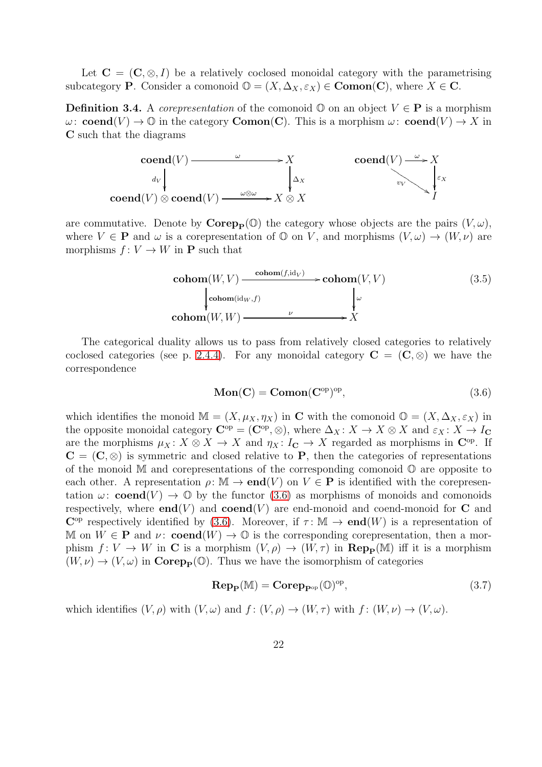Let $\mathbf{C} = (\mathbf{C}, \otimes, I)$ be a relatively coclosed monoidal category with the parametrising subcategory $\mathbf{P}$. Consider a comonoid $\mathbb{O} = (X, \Delta_X, \varepsilon_X) \in \mathbf{Comon}(\mathbf{C})$, where $X \in \mathbf{C}$.

**Definition 3.4.** A *corepresentation* of the comonoid $\mathbb{O}$ on an object $V \in \mathbf{P}$ is a morphism $\omega\colon \mathbf{coend}(V) \to \mathbb{O}$ in the category $\mathbf{Comon}(\mathbf{C})$. This is a morphism $\omega\colon \mathbf{coend}(V) \to X$ in $\mathbf{C}$ such that the diagrams

$$\begin{array}{ccc} \mathbf{coend}(V) & \xrightarrow{\ \omega\ } & X \\ \downarrow{\scriptstyle d_V} & & \downarrow{\scriptstyle \Delta_X} \\ \mathbf{coend}(V)\otimes\mathbf{coend}(V) & \xrightarrow{\ \omega\otimes\omega\ } & X\otimes X \end{array} \qquad \begin{array}{ccc} \mathbf{coend}(V) & \xrightarrow{\ \omega\ } & X \\ & {\scriptstyle v_V}\searrow & \downarrow{\scriptstyle \varepsilon_X} \\ & & I \end{array}$$

are commutative. Denote by $\mathbf{Corep}_{\mathbf{P}}(\mathbb{O})$ the category whose objects are the pairs $(V, \omega)$, where $V \in \mathbf{P}$ and $\omega$ is a corepresentation of $\mathbb{O}$ on $V$, and morphisms $(V, \omega) \to (W, \nu)$ are morphisms $f\colon V \to W$ in $\mathbf{P}$ such that

$$\begin{array}{ccc} \mathbf{cohom}(W,V) & \xrightarrow{\ \mathbf{cohom}(f,\mathrm{id}_V)\ } & \mathbf{cohom}(V,V) \\ \downarrow{\scriptstyle \mathbf{cohom}(\mathrm{id}_W,f)} & & \downarrow{\scriptstyle \omega} \\ \mathbf{cohom}(W,W) & \xrightarrow{\ \nu\ } & X \end{array} \tag{3.5}$$

The categorical duality allows us to pass from relatively closed categories to relatively coclosed categories (see p. 2.4.4). For any monoidal category $\mathbf{C} = (\mathbf{C}, \otimes)$ we have the correspondence

$$\mathbf{Mon}(\mathbf{C}) = \mathbf{Comon}(\mathbf{C}^{\mathrm{op}})^{\mathrm{op}}, \tag{3.6}$$

which identifies the monoid $\mathbb{M} = (X, \mu_X, \eta_X)$ in $\mathbf{C}$ with the comonoid $\mathbb{O} = (X, \Delta_X, \varepsilon_X)$ in the opposite monoidal category $\mathbf{C}^{\mathrm{op}} = (\mathbf{C}^{\mathrm{op}}, \otimes)$, where $\Delta_X\colon X \to X \otimes X$ and $\varepsilon_X\colon X \to I_{\mathbf{C}}$ are the morphisms $\mu_X\colon X \otimes X \to X$ and $\eta_X\colon I_{\mathbf{C}} \to X$ regarded as morphisms in $\mathbf{C}^{\mathrm{op}}$. If $\mathbf{C} = (\mathbf{C}, \otimes)$ is symmetric and closed relative to $\mathbf{P}$, then the categories of representations of the monoid $\mathbb{M}$ and corepresentations of the corresponding comonoid $\mathbb{O}$ are opposite to each other. A representation $\rho\colon \mathbb{M} \to \mathbf{end}(V)$ on $V \in \mathbf{P}$ is identified with the corepresentation $\omega\colon \mathbf{coend}(V) \to \mathbb{O}$ by the functor (3.6) as morphisms of monoids and comonoids respectively, where $\mathbf{end}(V)$ and $\mathbf{coend}(V)$ are end-monoid and coend-monoid for $\mathbf{C}$ and $\mathbf{C}^{\mathrm{op}}$ respectively identified by (3.6). Moreover, if $\tau\colon \mathbb{M} \to \mathbf{end}(W)$ is a representation of $\mathbb{M}$ on $W \in \mathbf{P}$ and $\nu\colon \mathbf{coend}(W) \to \mathbb{O}$ is the corresponding corepresentation, then a morphism $f\colon V \to W$ in $\mathbf{C}$ is a morphism $(V, \rho) \to (W, \tau)$ in $\mathbf{Rep}_{\mathbf{P}}(\mathbb{M})$ iff it is a morphism $(W, \nu) \to (V, \omega)$ in $\mathbf{Corep}_{\mathbf{P}}(\mathbb{O})$. Thus we have the isomorphism of categories

$$\mathbf{Rep}_{\mathbf{P}}(\mathbb{M}) = \mathbf{Corep}_{\mathbf{P}^{\mathrm{op}}}(\mathbb{O})^{\mathrm{op}}, \tag{3.7}$$

which identifies $(V, \rho)$ with $(V, \omega)$ and $f\colon (V, \rho) \to (W, \tau)$ with $f\colon (W, \nu) \to (V, \omega)$.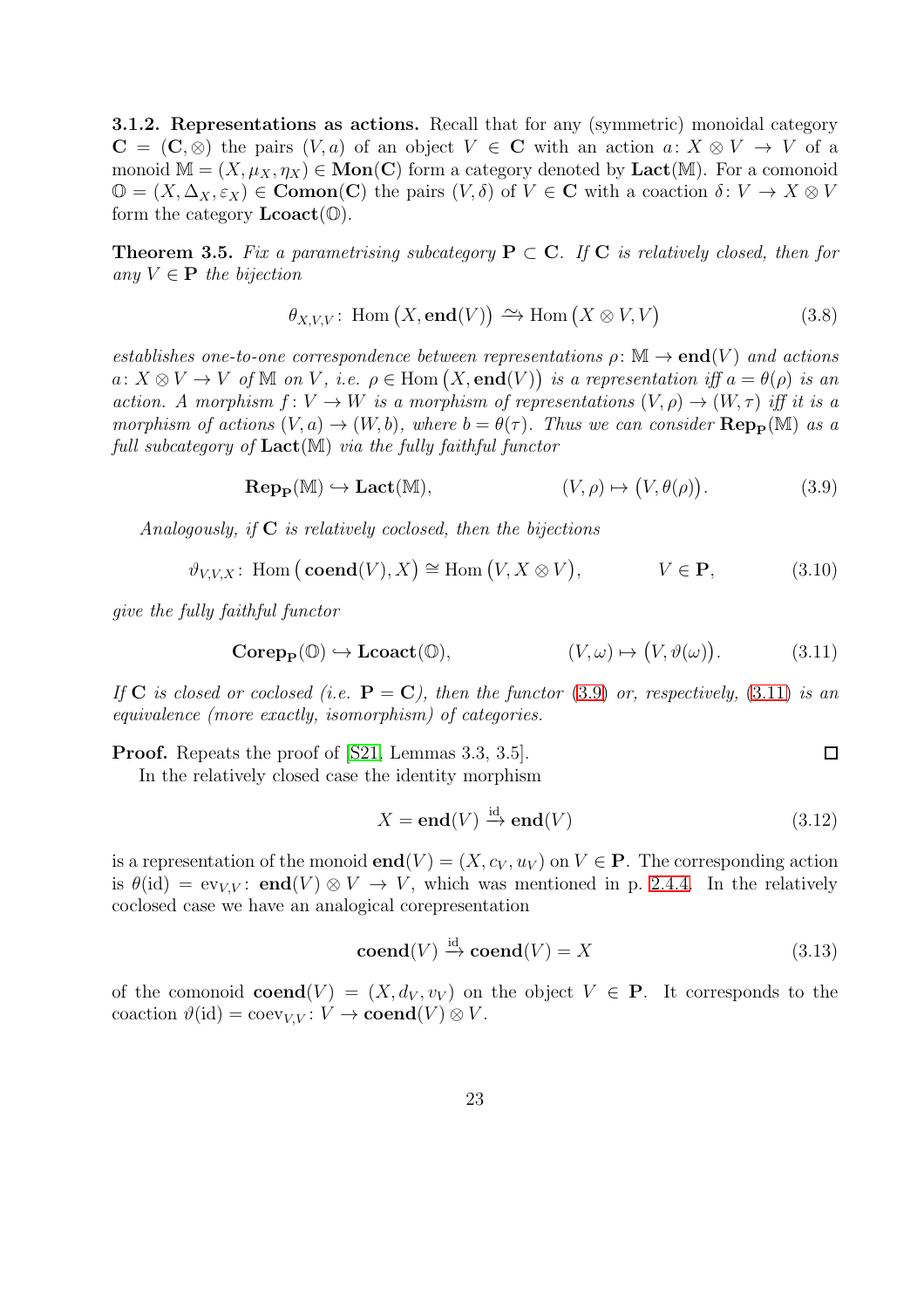**3.1.2. Representations as actions.** Recall that for any (symmetric) monoidal category $\mathbf{C} = (\mathbf{C}, \otimes)$ the pairs $(V, a)$ of an object $V \in \mathbf{C}$ with an action $a \colon X \otimes V \to V$ of a monoid $\mathbb{M} = (X, \mu_X, \eta_X) \in \mathbf{Mon}(\mathbf{C})$ form a category denoted by $\mathbf{Lact}(\mathbb{M})$. For a comonoid $\mathbb{O} = (X, \Delta_X, \varepsilon_X) \in \mathbf{Comon}(\mathbf{C})$ the pairs $(V, \delta)$ of $V \in \mathbf{C}$ with a coaction $\delta \colon V \to X \otimes V$ form the category $\mathbf{Lcoact}(\mathbb{O})$.

**Theorem 3.5.** *Fix a parametrising subcategory $\mathbf{P} \subset \mathbf{C}$. If $\mathbf{C}$ is relatively closed, then for any $V \in \mathbf{P}$ the bijection*

$$\theta_{X,V,V} \colon \operatorname{Hom}\big(X, \mathbf{end}(V)\big) \xrightarrow{\sim} \operatorname{Hom}\big(X \otimes V, V\big) \tag{3.8}$$

*establishes one-to-one correspondence between representations $\rho \colon \mathbb{M} \to \mathbf{end}(V)$ and actions $a \colon X \otimes V \to V$ of $\mathbb{M}$ on $V$, i.e. $\rho \in \operatorname{Hom}\big(X, \mathbf{end}(V)\big)$ is a representation iff $a = \theta(\rho)$ is an action. A morphism $f \colon V \to W$ is a morphism of representations $(V, \rho) \to (W, \tau)$ iff it is a morphism of actions $(V, a) \to (W, b)$, where $b = \theta(\tau)$. Thus we can consider $\mathbf{Rep_P}(\mathbb{M})$ as a full subcategory of $\mathbf{Lact}(\mathbb{M})$ via the fully faithful functor*

$$\mathbf{Rep_P}(\mathbb{M}) \hookrightarrow \mathbf{Lact}(\mathbb{M}), \qquad\qquad (V, \rho) \mapsto \big(V, \theta(\rho)\big). \tag{3.9}$$

*Analogously, if $\mathbf{C}$ is relatively coclosed, then the bijections*

$$\vartheta_{V,V,X} \colon \operatorname{Hom}\big(\mathbf{coend}(V), X\big) \cong \operatorname{Hom}\big(V, X \otimes V\big), \qquad\qquad V \in \mathbf{P}, \tag{3.10}$$

*give the fully faithful functor*

$$\mathbf{Corep_P}(\mathbb{O}) \hookrightarrow \mathbf{Lcoact}(\mathbb{O}), \qquad\qquad (V, \omega) \mapsto \big(V, \vartheta(\omega)\big). \tag{3.11}$$

*If $\mathbf{C}$ is closed or coclosed (i.e. $\mathbf{P} = \mathbf{C}$), then the functor (3.9) or, respectively, (3.11) is an equivalence (more exactly, isomorphism) of categories.*

**Proof.** Repeats the proof of [S21, Lemmas 3.3, 3.5]. □

In the relatively closed case the identity morphism

$$X = \mathbf{end}(V) \xrightarrow{\mathrm{id}} \mathbf{end}(V) \tag{3.12}$$

is a representation of the monoid $\mathbf{end}(V) = (X, c_V, u_V)$ on $V \in \mathbf{P}$. The corresponding action is $\theta(\mathrm{id}) = \mathrm{ev}_{V,V} \colon \mathbf{end}(V) \otimes V \to V$, which was mentioned in p. 2.4.4. In the relatively coclosed case we have an analogical corepresentation

$$\mathbf{coend}(V) \xrightarrow{\mathrm{id}} \mathbf{coend}(V) = X \tag{3.13}$$

of the comonoid $\mathbf{coend}(V) = (X, d_V, v_V)$ on the object $V \in \mathbf{P}$. It corresponds to the coaction $\vartheta(\mathrm{id}) = \mathrm{coev}_{V,V} \colon V \to \mathbf{coend}(V) \otimes V$.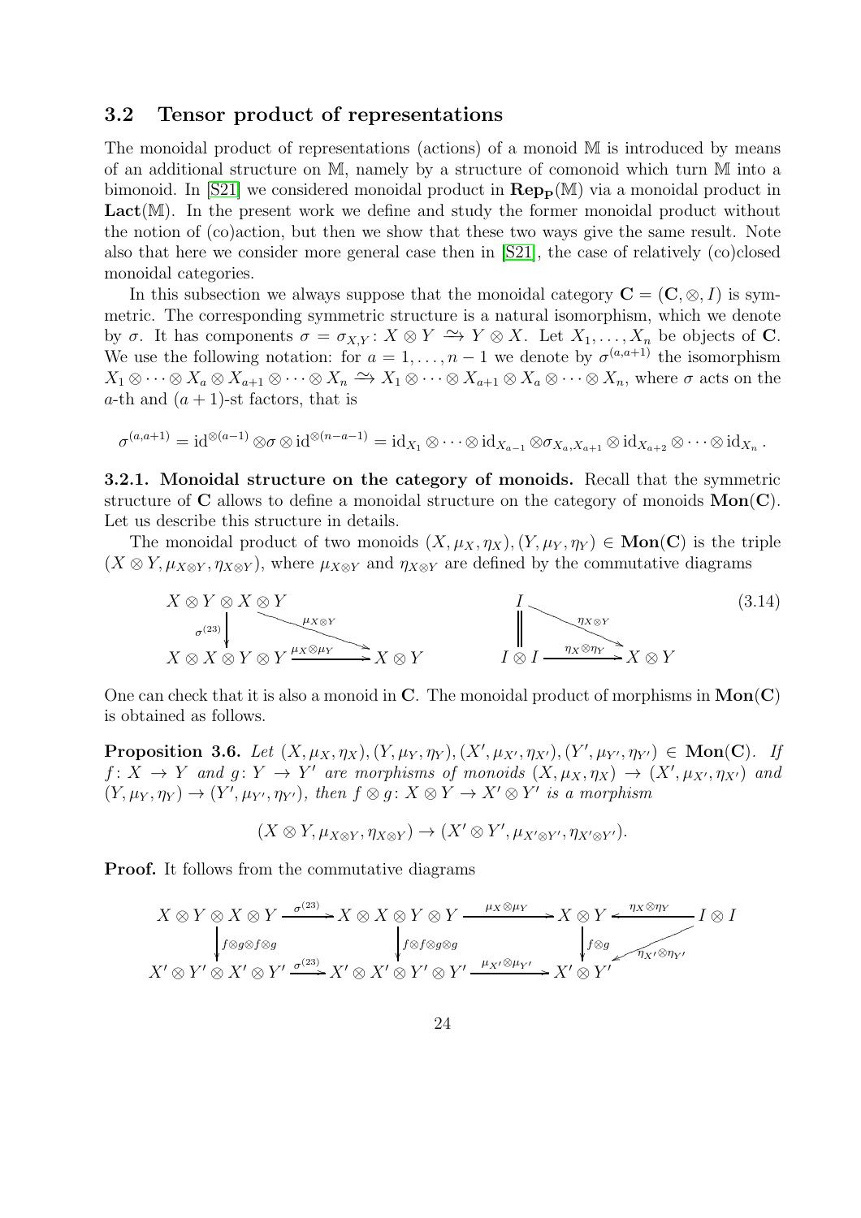### 3.2 Tensor product of representations

The monoidal product of representations (actions) of a monoid $\mathbb{M}$ is introduced by means of an additional structure on $\mathbb{M}$, namely by a structure of comonoid which turn $\mathbb{M}$ into a bimonoid. In [S21] we considered monoidal product in $\mathbf{Rep_P}(\mathbb{M})$ via a monoidal product in $\mathbf{Lact}(\mathbb{M})$. In the present work we define and study the former monoidal product without the notion of (co)action, but then we show that these two ways give the same result. Note also that here we consider more general case then in [S21], the case of relatively (co)closed monoidal categories.

In this subsection we always suppose that the monoidal category $\mathbf{C} = (\mathbf{C}, \otimes, I)$ is symmetric. The corresponding symmetric structure is a natural isomorphism, which we denote by $\sigma$. It has components $\sigma = \sigma_{X,Y} : X \otimes Y \xrightarrow{\sim} Y \otimes X$. Let $X_1, \ldots, X_n$ be objects of $\mathbf{C}$. We use the following notation: for $a = 1, \ldots, n-1$ we denote by $\sigma^{(a,a+1)}$ the isomorphism $X_1 \otimes \cdots \otimes X_a \otimes X_{a+1} \otimes \cdots \otimes X_n \xrightarrow{\sim} X_1 \otimes \cdots \otimes X_{a+1} \otimes X_a \otimes \cdots \otimes X_n$, where $\sigma$ acts on the $a$-th and $(a+1)$-st factors, that is

$$\sigma^{(a,a+1)} = \mathrm{id}^{\otimes(a-1)} \otimes \sigma \otimes \mathrm{id}^{\otimes(n-a-1)} = \mathrm{id}_{X_1} \otimes \cdots \otimes \mathrm{id}_{X_{a-1}} \otimes \sigma_{X_a,X_{a+1}} \otimes \mathrm{id}_{X_{a+2}} \otimes \cdots \otimes \mathrm{id}_{X_n}.$$

**3.2.1. Monoidal structure on the category of monoids.** Recall that the symmetric structure of $\mathbf{C}$ allows to define a monoidal structure on the category of monoids $\mathbf{Mon}(\mathbf{C})$. Let us describe this structure in details.

The monoidal product of two monoids $(X, \mu_X, \eta_X), (Y, \mu_Y, \eta_Y) \in \mathbf{Mon}(\mathbf{C})$ is the triple $(X \otimes Y, \mu_{X\otimes Y}, \eta_{X\otimes Y})$, where $\mu_{X\otimes Y}$ and $\eta_{X\otimes Y}$ are defined by the commutative diagrams

$$\begin{array}{ccc} X\otimes Y\otimes X\otimes Y & & \\ \downarrow{\scriptstyle \sigma^{(23)}} & \searrow^{\mu_{X\otimes Y}} & \\ X\otimes X\otimes Y\otimes Y & \xrightarrow{\mu_X\otimes\mu_Y} & X\otimes Y \end{array} \qquad\qquad \begin{array}{ccc} I & & \\ \| & \searrow^{\eta_{X\otimes Y}} & \\ I\otimes I & \xrightarrow{\eta_X\otimes\eta_Y} & X\otimes Y \end{array} \tag{3.14}$$

One can check that it is also a monoid in $\mathbf{C}$. The monoidal product of morphisms in $\mathbf{Mon}(\mathbf{C})$ is obtained as follows.

**Proposition 3.6.** *Let $(X, \mu_X, \eta_X), (Y, \mu_Y, \eta_Y), (X', \mu_{X'}, \eta_{X'}), (Y', \mu_{Y'}, \eta_{Y'}) \in \mathbf{Mon}(\mathbf{C})$. If $f : X \to Y$ and $g : Y \to Y'$ are morphisms of monoids $(X, \mu_X, \eta_X) \to (X', \mu_{X'}, \eta_{X'})$ and $(Y, \mu_Y, \eta_Y) \to (Y', \mu_{Y'}, \eta_{Y'})$, then $f \otimes g : X \otimes Y \to X' \otimes Y'$ is a morphism*

$$(X \otimes Y, \mu_{X\otimes Y}, \eta_{X\otimes Y}) \to (X' \otimes Y', \mu_{X'\otimes Y'}, \eta_{X'\otimes Y'}).$$

**Proof.** It follows from the commutative diagrams

$$\begin{array}{ccccccc} X\otimes Y\otimes X\otimes Y & \xrightarrow{\sigma^{(23)}} & X\otimes X\otimes Y\otimes Y & \xrightarrow{\mu_X\otimes\mu_Y} & X\otimes Y & \xleftarrow{\eta_X\otimes\eta_Y} & I\otimes I \\ \downarrow{\scriptstyle f\otimes g\otimes f\otimes g} & & \downarrow{\scriptstyle f\otimes f\otimes g\otimes g} & & \downarrow{\scriptstyle f\otimes g} & \swarrow_{\eta_{X'}\otimes\eta_{Y'}} & \\ X'\otimes Y'\otimes X'\otimes Y' & \xrightarrow{\sigma^{(23)}} & X'\otimes X'\otimes Y'\otimes Y' & \xrightarrow{\mu_{X'}\otimes\mu_{Y'}} & X'\otimes Y' & & \end{array}$$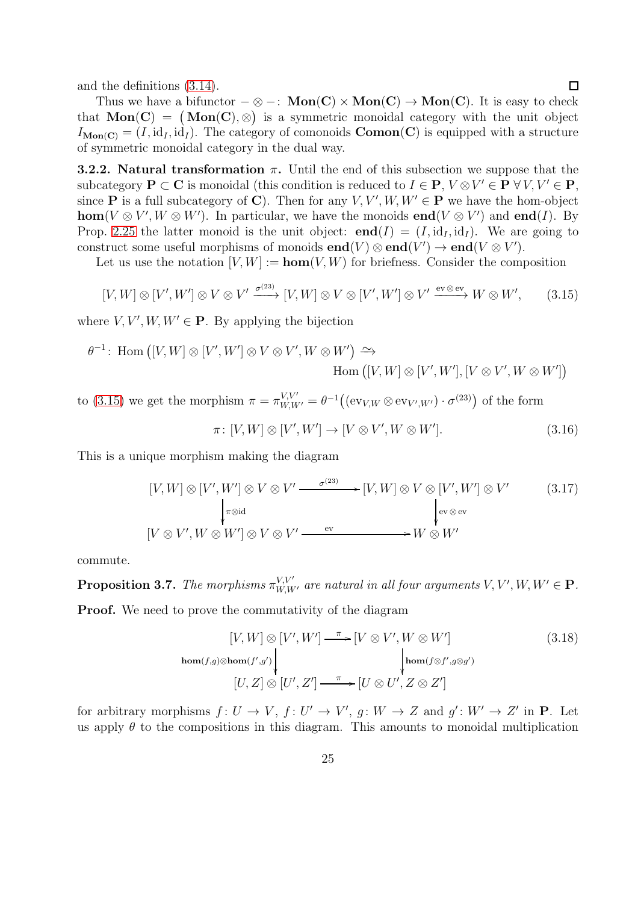and the definitions (3.14). $\square$

Thus we have a bifunctor $-\otimes-\colon \mathbf{Mon}(\mathbf{C})\times\mathbf{Mon}(\mathbf{C})\to\mathbf{Mon}(\mathbf{C})$. It is easy to check that $\mathbf{Mon}(\mathbf{C})=\big(\mathbf{Mon}(\mathbf{C}),\otimes\big)$ is a symmetric monoidal category with the unit object $I_{\mathbf{Mon}(\mathbf{C})}=(I,\mathrm{id}_I,\mathrm{id}_I)$. The category of comonoids $\mathbf{Comon}(\mathbf{C})$ is equipped with a structure of symmetric monoidal category in the dual way.

**3.2.2. Natural transformation $\pi$.** Until the end of this subsection we suppose that the subcategory $\mathbf{P}\subset\mathbf{C}$ is monoidal (this condition is reduced to $I\in\mathbf{P}$, $V\otimes V'\in\mathbf{P}\ \forall\,V,V'\in\mathbf{P}$, since $\mathbf{P}$ is a full subcategory of $\mathbf{C}$). Then for any $V,V',W,W'\in\mathbf{P}$ we have the hom-object $\mathbf{hom}(V\otimes V',W\otimes W')$. In particular, we have the monoids $\mathbf{end}(V\otimes V')$ and $\mathbf{end}(I)$. By Prop. 2.25 the latter monoid is the unit object: $\mathbf{end}(I)=(I,\mathrm{id}_I,\mathrm{id}_I)$. We are going to construct some useful morphisms of monoids $\mathbf{end}(V)\otimes\mathbf{end}(V')\to\mathbf{end}(V\otimes V')$.

Let us use the notation $[V,W]:=\mathbf{hom}(V,W)$ for briefness. Consider the composition

$$[V,W]\otimes[V',W']\otimes V\otimes V'\xrightarrow{\sigma^{(23)}}[V,W]\otimes V\otimes[V',W']\otimes V'\xrightarrow{\mathrm{ev}\otimes\mathrm{ev}}W\otimes W',\tag{3.15}$$

where $V,V',W,W'\in\mathbf{P}$. By applying the bijection

$$\theta^{-1}\colon\ \mathrm{Hom}\big([V,W]\otimes[V',W']\otimes V\otimes V',W\otimes W'\big)\xrightarrow{\sim}\\ \mathrm{Hom}\big([V,W]\otimes[V',W'],[V\otimes V',W\otimes W']\big)$$

to (3.15) we get the morphism $\pi=\pi^{V,V'}_{W,W'}=\theta^{-1}\big((\mathrm{ev}_{V,W}\otimes\mathrm{ev}_{V',W'})\cdot\sigma^{(23)}\big)$ of the form

$$\pi\colon[V,W]\otimes[V',W']\to[V\otimes V',W\otimes W'].\tag{3.16}$$

This is a unique morphism making the diagram

$$\begin{array}{ccc}
[V,W]\otimes[V',W']\otimes V\otimes V' & \xrightarrow{\sigma^{(23)}} & [V,W]\otimes V\otimes[V',W']\otimes V'\\
\Big\downarrow{\scriptstyle \pi\otimes\mathrm{id}} & & \Big\downarrow{\scriptstyle \mathrm{ev}\otimes\mathrm{ev}}\\
[V\otimes V',W\otimes W']\otimes V\otimes V' & \xrightarrow{\mathrm{ev}} & W\otimes W'
\end{array}\tag{3.17}$$

commute.

**Proposition 3.7.** *The morphisms $\pi^{V,V'}_{W,W'}$ are natural in all four arguments $V,V',W,W'\in\mathbf{P}$.*

**Proof.** We need to prove the commutativity of the diagram

$$\begin{array}{ccc}
[V,W]\otimes[V',W'] & \xrightarrow{\pi} & [V\otimes V',W\otimes W']\\
\Big\downarrow{\scriptstyle \mathbf{hom}(f,g)\otimes\mathbf{hom}(f',g')} & & \Big\downarrow{\scriptstyle \mathbf{hom}(f\otimes f',g\otimes g')}\\
[U,Z]\otimes[U',Z'] & \xrightarrow{\pi} & [U\otimes U',Z\otimes Z']
\end{array}\tag{3.18}$$

for arbitrary morphisms $f\colon U\to V$, $f\colon U'\to V'$, $g\colon W\to Z$ and $g'\colon W'\to Z'$ in $\mathbf{P}$. Let us apply $\theta$ to the compositions in this diagram. This amounts to monoidal multiplication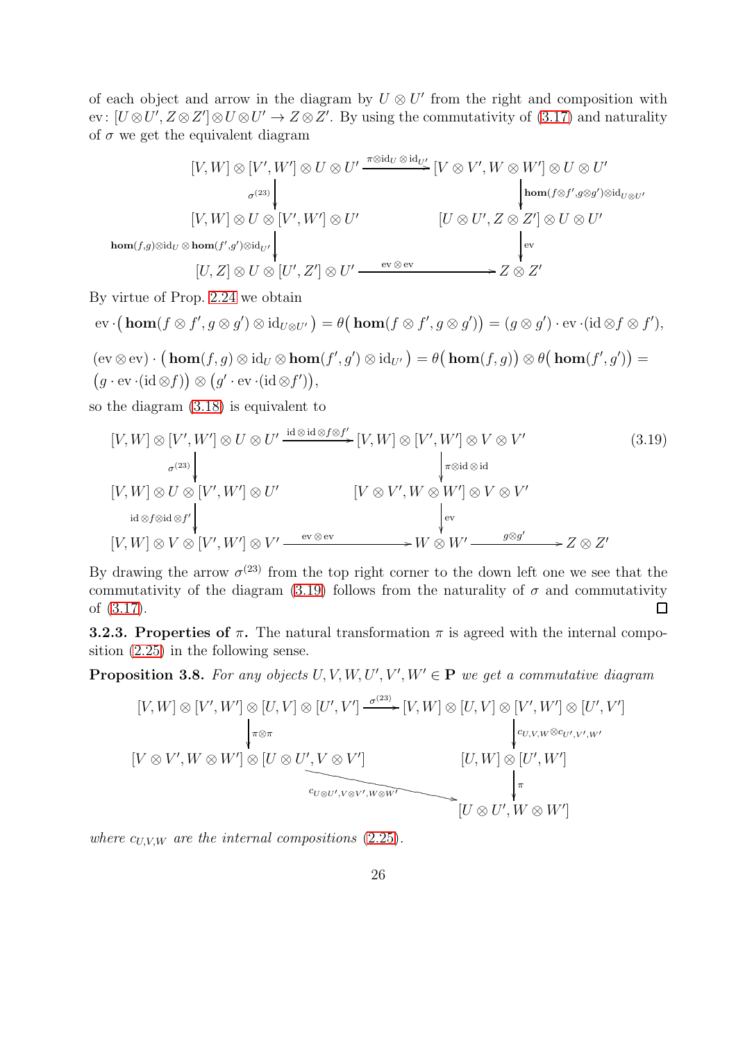of each object and arrow in the diagram by $U \otimes U'$ from the right and composition with $\mathrm{ev}\colon [U\otimes U', Z\otimes Z']\otimes U\otimes U' \to Z\otimes Z'$. By using the commutativity of (3.17) and naturality of $\sigma$ we get the equivalent diagram

$$\begin{array}{ccc}
[V,W]\otimes[V',W']\otimes U\otimes U' & \xrightarrow{\pi\otimes \mathrm{id}_U\otimes \mathrm{id}_{U'}} & [V\otimes V', W\otimes W']\otimes U\otimes U' \\
\Big\downarrow{\scriptstyle \sigma^{(23)}} & & \Big\downarrow{\scriptstyle \mathbf{hom}(f\otimes f', g\otimes g')\otimes \mathrm{id}_{U\otimes U'}} \\
[V,W]\otimes U\otimes [V',W']\otimes U' & & [U\otimes U', Z\otimes Z']\otimes U\otimes U' \\
\Big\downarrow{\scriptstyle \mathbf{hom}(f,g)\otimes \mathrm{id}_U\otimes \mathbf{hom}(f',g')\otimes \mathrm{id}_{U'}} & & \Big\downarrow{\scriptstyle \mathrm{ev}} \\
[U,Z]\otimes U\otimes [U',Z']\otimes U' & \xrightarrow{\quad \mathrm{ev}\otimes \mathrm{ev}\quad} & Z\otimes Z'
\end{array}$$

By virtue of Prop. 2.24 we obtain

$$\mathrm{ev}\cdot\big(\mathbf{hom}(f\otimes f', g\otimes g')\otimes \mathrm{id}_{U\otimes U'}\big) = \theta\big(\mathbf{hom}(f\otimes f', g\otimes g')\big) = (g\otimes g')\cdot \mathrm{ev}\cdot(\mathrm{id}\otimes f\otimes f'),$$

$$(\mathrm{ev}\otimes\mathrm{ev})\cdot\big(\mathbf{hom}(f,g)\otimes \mathrm{id}_U\otimes \mathbf{hom}(f',g')\otimes \mathrm{id}_{U'}\big) = \theta\big(\mathbf{hom}(f,g)\big)\otimes\theta\big(\mathbf{hom}(f',g')\big) = \big(g\cdot\mathrm{ev}\cdot(\mathrm{id}\otimes f)\big)\otimes\big(g'\cdot \mathrm{ev}\cdot(\mathrm{id}\otimes f')\big),$$

so the diagram (3.18) is equivalent to

$$\begin{array}{ccccc}
[V,W]\otimes[V',W']\otimes U\otimes U' & \xrightarrow{\mathrm{id}\otimes\mathrm{id}\otimes f\otimes f'} & [V,W]\otimes[V',W']\otimes V\otimes V' & & \\
\Big\downarrow{\scriptstyle \sigma^{(23)}} & & \Big\downarrow{\scriptstyle \pi\otimes\mathrm{id}\otimes\mathrm{id}} & & \\
[V,W]\otimes U\otimes [V',W']\otimes U' & & [V\otimes V', W\otimes W']\otimes V\otimes V' & & \\
\Big\downarrow{\scriptstyle \mathrm{id}\otimes f\otimes \mathrm{id}\otimes f'} & & \Big\downarrow{\scriptstyle \mathrm{ev}} & & \\
[V,W]\otimes V\otimes [V',W']\otimes V' & \xrightarrow{\quad \mathrm{ev}\otimes\mathrm{ev}\quad} & W\otimes W' & \xrightarrow{\quad g\otimes g'\quad} & Z\otimes Z'
\end{array} \tag{3.19}$$

By drawing the arrow $\sigma^{(23)}$ from the top right corner to the down left one we see that the commutativity of the diagram (3.19) follows from the naturality of $\sigma$ and commutativity of (3.17). □

**3.2.3. Properties of $\pi$.** The natural transformation $\pi$ is agreed with the internal composition (2.25) in the following sense.

**Proposition 3.8.** *For any objects $U, V, W, U', V', W' \in \mathbf{P}$ we get a commutative diagram*

$$\begin{array}{ccc}
[V,W]\otimes[V',W']\otimes[U,V]\otimes[U',V'] & \xrightarrow{\sigma^{(23)}} & [V,W]\otimes[U,V]\otimes[V',W']\otimes[U',V'] \\
\Big\downarrow{\scriptstyle \pi\otimes\pi} & & \Big\downarrow{\scriptstyle c_{U,V,W}\otimes c_{U',V',W'}} \\
[V\otimes V', W\otimes W']\otimes[U\otimes U', V\otimes V'] & & [U,W]\otimes[U',W'] \\
& \searrow{\scriptstyle c_{U\otimes U', V\otimes V', W\otimes W'}} & \Big\downarrow{\scriptstyle \pi} \\
& & [U\otimes U', W\otimes W']
\end{array}$$

*where $c_{U,V,W}$ are the internal compositions* (2.25).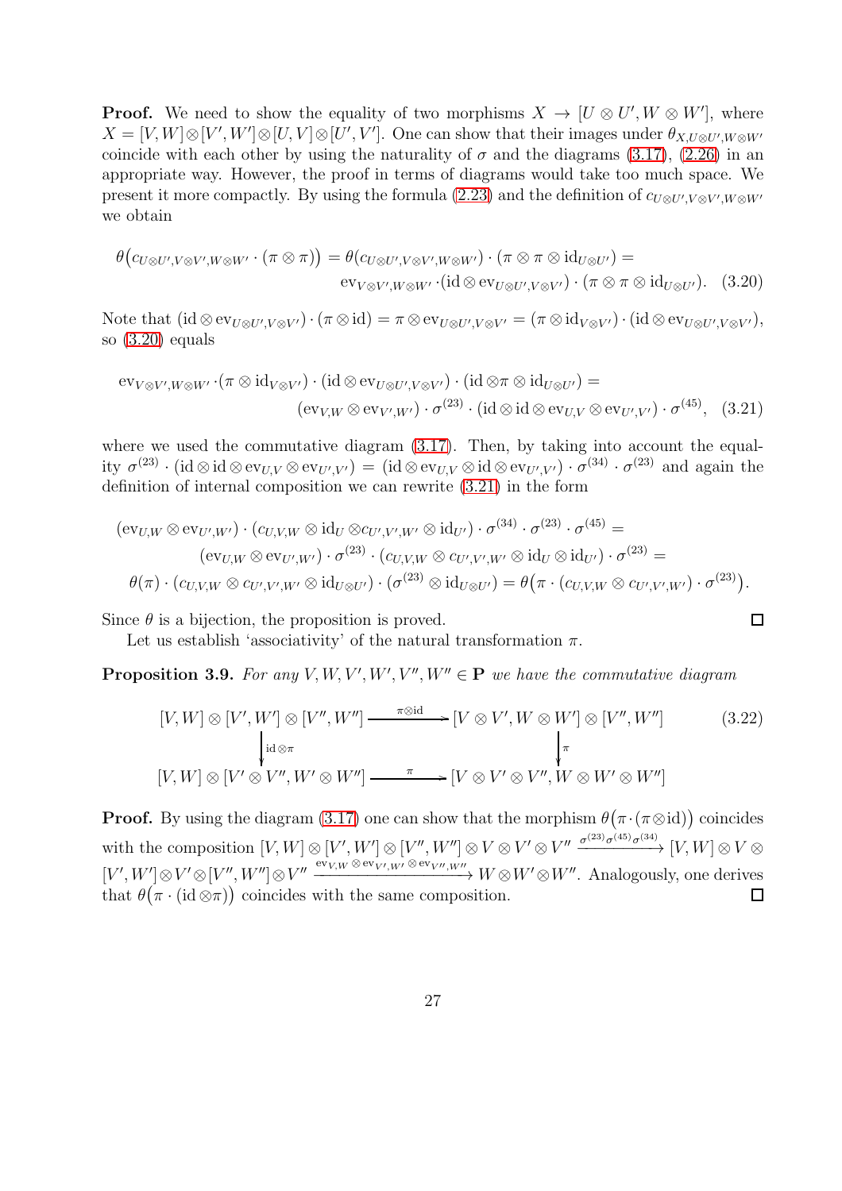**Proof.** We need to show the equality of two morphisms $X \to [U \otimes U', W \otimes W']$, where $X = [V,W] \otimes [V',W'] \otimes [U,V] \otimes [U',V']$. One can show that their images under $\theta_{X, U\otimes U', W\otimes W'}$ coincide with each other by using the naturality of $\sigma$ and the diagrams (3.17), (2.26) in an appropriate way. However, the proof in terms of diagrams would take too much space. We present it more compactly. By using the formula (2.23) and the definition of $c_{U\otimes U', V\otimes V', W\otimes W'}$ we obtain

$$
\begin{aligned}
\theta\big(c_{U\otimes U', V\otimes V', W\otimes W'} \cdot (\pi \otimes \pi)\big) &= \theta(c_{U\otimes U', V\otimes V', W\otimes W'}) \cdot (\pi \otimes \pi \otimes \mathrm{id}_{U\otimes U'}) = \\
&\mathrm{ev}_{V\otimes V', W\otimes W'} \cdot (\mathrm{id} \otimes \mathrm{ev}_{U\otimes U', V\otimes V'}) \cdot (\pi \otimes \pi \otimes \mathrm{id}_{U\otimes U'}).
\end{aligned} \tag{3.20}
$$

Note that $(\mathrm{id} \otimes \mathrm{ev}_{U\otimes U', V\otimes V'}) \cdot (\pi \otimes \mathrm{id}) = \pi \otimes \mathrm{ev}_{U\otimes U', V\otimes V'} = (\pi \otimes \mathrm{id}_{V\otimes V'}) \cdot (\mathrm{id} \otimes \mathrm{ev}_{U\otimes U', V\otimes V'})$, so (3.20) equals

$$
\begin{aligned}
\mathrm{ev}_{V\otimes V', W\otimes W'} \cdot (\pi \otimes \mathrm{id}_{V\otimes V'}) \cdot (\mathrm{id} \otimes \mathrm{ev}_{U\otimes U', V\otimes V'}) \cdot (\mathrm{id} \otimes \pi \otimes \mathrm{id}_{U\otimes U'}) = \\
(\mathrm{ev}_{V,W} \otimes \mathrm{ev}_{V',W'}) \cdot \sigma^{(23)} \cdot (\mathrm{id} \otimes \mathrm{id} \otimes \mathrm{ev}_{U,V} \otimes \mathrm{ev}_{U',V'}) \cdot \sigma^{(45)},
\end{aligned} \tag{3.21}
$$

where we used the commutative diagram (3.17). Then, by taking into account the equality $\sigma^{(23)} \cdot (\mathrm{id} \otimes \mathrm{id} \otimes \mathrm{ev}_{U,V} \otimes \mathrm{ev}_{U',V'}) = (\mathrm{id} \otimes \mathrm{ev}_{U,V} \otimes \mathrm{id} \otimes \mathrm{ev}_{U',V'}) \cdot \sigma^{(34)} \cdot \sigma^{(23)}$ and again the definition of internal composition we can rewrite (3.21) in the form

$$
\begin{aligned}
(\mathrm{ev}_{U,W} \otimes \mathrm{ev}_{U',W'}) \cdot (c_{U,V,W} \otimes \mathrm{id}_U \otimes c_{U',V',W'} \otimes \mathrm{id}_{U'}) \cdot \sigma^{(34)} \cdot \sigma^{(23)} \cdot \sigma^{(45)} = \\
(\mathrm{ev}_{U,W} \otimes \mathrm{ev}_{U',W'}) \cdot \sigma^{(23)} \cdot (c_{U,V,W} \otimes c_{U',V',W'} \otimes \mathrm{id}_U \otimes \mathrm{id}_{U'}) \cdot \sigma^{(23)} = \\
\theta(\pi) \cdot (c_{U,V,W} \otimes c_{U',V',W'} \otimes \mathrm{id}_{U\otimes U'}) \cdot (\sigma^{(23)} \otimes \mathrm{id}_{U\otimes U'}) = \theta\big(\pi \cdot (c_{U,V,W} \otimes c_{U',V',W'}) \cdot \sigma^{(23)}\big).
\end{aligned}
$$

Since $\theta$ is a bijection, the proposition is proved. $\square$

Let us establish 'associativity' of the natural transformation $\pi$.

**Proposition 3.9.** *For any $V, W, V', W', V'', W'' \in \mathbf{P}$ we have the commutative diagram*

$$
\begin{array}{ccc}
[V,W] \otimes [V',W'] \otimes [V'',W''] & \xrightarrow{\pi \otimes \mathrm{id}} & [V \otimes V', W \otimes W'] \otimes [V'',W''] \\
\Big\downarrow{\scriptstyle \mathrm{id} \otimes \pi} & & \Big\downarrow{\scriptstyle \pi} \\
[V,W] \otimes [V' \otimes V'', W' \otimes W''] & \xrightarrow{\pi} & [V \otimes V' \otimes V'', W \otimes W' \otimes W'']
\end{array} \tag{3.22}
$$

**Proof.** By using the diagram (3.17) one can show that the morphism $\theta\big(\pi \cdot (\pi \otimes \mathrm{id})\big)$ coincides with the composition $[V,W] \otimes [V',W'] \otimes [V'',W''] \otimes V \otimes V' \otimes V'' \xrightarrow{\sigma^{(23)}\sigma^{(45)}\sigma^{(34)}} [V,W] \otimes V \otimes [V',W'] \otimes V' \otimes [V'',W''] \otimes V'' \xrightarrow{\mathrm{ev}_{V,W} \otimes \mathrm{ev}_{V',W'} \otimes \mathrm{ev}_{V'',W''}} W \otimes W' \otimes W''$. Analogously, one derives that $\theta\big(\pi \cdot (\mathrm{id} \otimes \pi)\big)$ coincides with the same composition. $\square$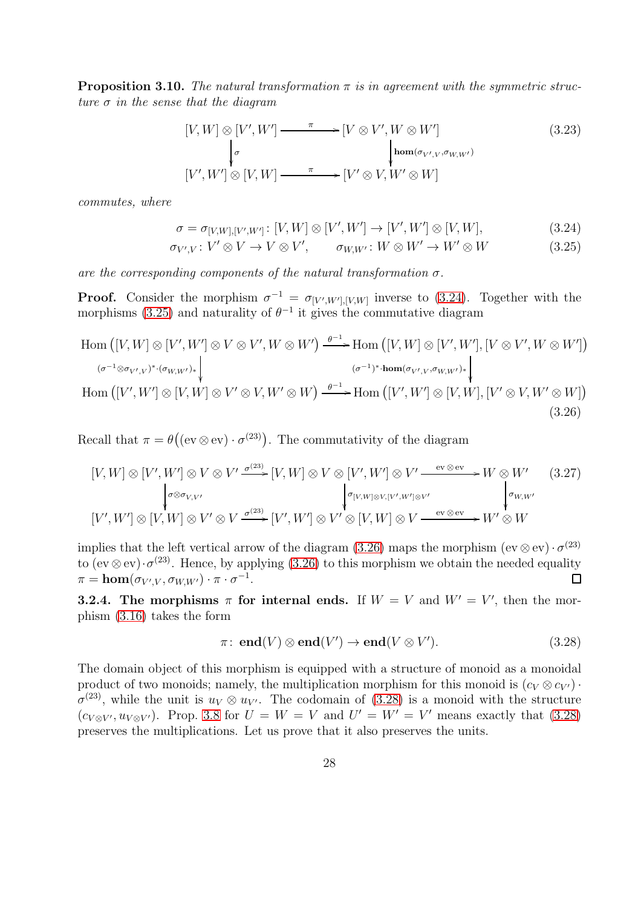**Proposition 3.10.** *The natural transformation $\pi$ is in agreement with the symmetric structure $\sigma$ in the sense that the diagram*

$$\begin{array}{ccc} [V,W]\otimes[V',W'] & \xrightarrow{\ \pi\ } & [V\otimes V', W\otimes W'] \\ \downarrow{\scriptstyle \sigma} & & \downarrow{\scriptstyle \mathbf{hom}(\sigma_{V',V},\sigma_{W,W'})} \\ [V',W']\otimes[V,W] & \xrightarrow{\ \pi\ } & [V'\otimes V, W'\otimes W] \end{array} \tag{3.23}$$

*commutes, where*

$$\sigma = \sigma_{[V,W],[V',W']} \colon [V,W]\otimes[V',W'] \to [V',W']\otimes[V,W], \tag{3.24}$$

$$\sigma_{V',V} \colon V'\otimes V \to V\otimes V', \qquad \sigma_{W,W'} \colon W\otimes W' \to W'\otimes W \tag{3.25}$$

*are the corresponding components of the natural transformation $\sigma$.*

**Proof.** Consider the morphism $\sigma^{-1} = \sigma_{[V',W'],[V,W]}$ inverse to (3.24). Together with the morphisms (3.25) and naturality of $\theta^{-1}$ it gives the commutative diagram

$$\begin{array}{ccc} \mathrm{Hom}\big([V,W]\otimes[V',W']\otimes V\otimes V', W\otimes W'\big) & \xrightarrow{\ \theta^{-1}\ } & \mathrm{Hom}\big([V,W]\otimes[V',W'], [V\otimes V', W\otimes W']\big) \\ \downarrow{\scriptstyle (\sigma^{-1}\otimes\sigma_{V',V})^*\cdot(\sigma_{W,W'})_*} & & \downarrow{\scriptstyle (\sigma^{-1})^*\cdot\mathbf{hom}(\sigma_{V',V},\sigma_{W,W'})_*} \\ \mathrm{Hom}\big([V',W']\otimes[V,W]\otimes V'\otimes V, W'\otimes W\big) & \xrightarrow{\ \theta^{-1}\ } & \mathrm{Hom}\big([V',W']\otimes[V,W], [V'\otimes V, W'\otimes W]\big) \end{array} \tag{3.26}$$

Recall that $\pi = \theta\big((\mathrm{ev}\otimes\mathrm{ev})\cdot\sigma^{(23)}\big)$. The commutativity of the diagram

$$\begin{array}{ccccc} [V,W]\otimes[V',W']\otimes V\otimes V' & \xrightarrow{\ \sigma^{(23)}\ } & [V,W]\otimes V\otimes[V',W']\otimes V' & \xrightarrow{\ \mathrm{ev}\otimes\mathrm{ev}\ } & W\otimes W' \\ \downarrow{\scriptstyle \sigma\otimes\sigma_{V,V'}} & & \downarrow{\scriptstyle \sigma_{[V,W]\otimes V,[V',W']\otimes V'}} & & \downarrow{\scriptstyle \sigma_{W,W'}} \\ [V',W']\otimes[V,W]\otimes V'\otimes V & \xrightarrow{\ \sigma^{(23)}\ } & [V',W']\otimes V'\otimes[V,W]\otimes V & \xrightarrow{\ \mathrm{ev}\otimes\mathrm{ev}\ } & W'\otimes W \end{array} \tag{3.27}$$

implies that the left vertical arrow of the diagram (3.26) maps the morphism $(\mathrm{ev}\otimes\mathrm{ev})\cdot\sigma^{(23)}$ to $(\mathrm{ev}\otimes\mathrm{ev})\cdot\sigma^{(23)}$. Hence, by applying (3.26) to this morphism we obtain the needed equality $\pi = \mathbf{hom}(\sigma_{V',V},\sigma_{W,W'})\cdot\pi\cdot\sigma^{-1}$. □

**3.2.4. The morphisms $\pi$ for internal ends.** If $W = V$ and $W' = V'$, then the morphism (3.16) takes the form

$$\pi\colon\ \mathbf{end}(V)\otimes\mathbf{end}(V') \to \mathbf{end}(V\otimes V'). \tag{3.28}$$

The domain object of this morphism is equipped with a structure of monoid as a monoidal product of two monoids; namely, the multiplication morphism for this monoid is $(c_V\otimes c_{V'})\cdot\sigma^{(23)}$, while the unit is $u_V\otimes u_{V'}$. The codomain of (3.28) is a monoid with the structure $(c_{V\otimes V'}, u_{V\otimes V'})$. Prop. 3.8 for $U = W = V$ and $U' = W' = V'$ means exactly that (3.28) preserves the multiplications. Let us prove that it also preserves the units.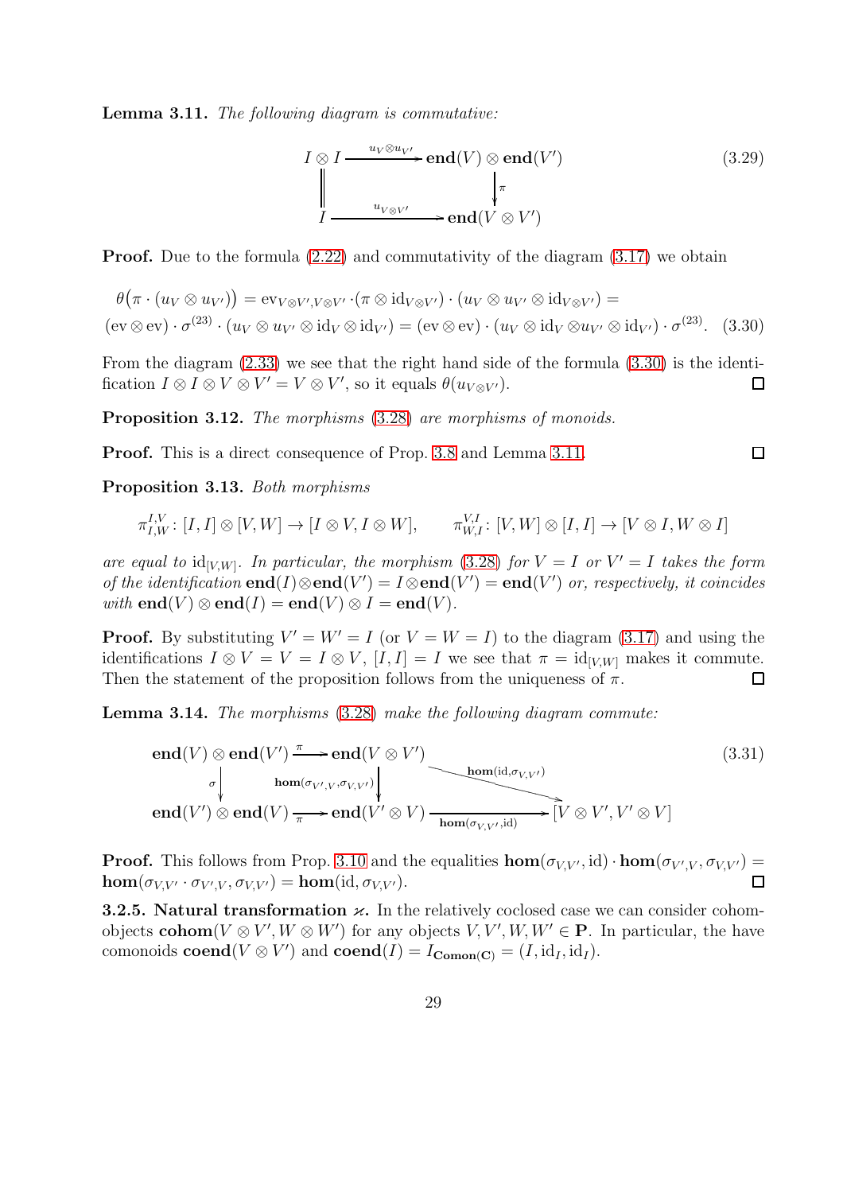**Lemma 3.11.** *The following diagram is commutative:*

$$
\begin{array}{ccc}
I \otimes I & \xrightarrow{u_V \otimes u_{V'}} & \mathbf{end}(V) \otimes \mathbf{end}(V') \\
\| & & \downarrow{\scriptstyle \pi} \\
I & \xrightarrow{u_{V \otimes V'}} & \mathbf{end}(V \otimes V')
\end{array}
\tag{3.29}
$$

**Proof.** Due to the formula (2.22) and commutativity of the diagram (3.17) we obtain

$$
\theta\big(\pi \cdot (u_V \otimes u_{V'})\big) = \mathrm{ev}_{V\otimes V', V\otimes V'} \cdot (\pi \otimes \mathrm{id}_{V\otimes V'}) \cdot (u_V \otimes u_{V'} \otimes \mathrm{id}_{V \otimes V'}) =
$$
$$
(\mathrm{ev} \otimes \mathrm{ev}) \cdot \sigma^{(23)} \cdot (u_V \otimes u_{V'} \otimes \mathrm{id}_V \otimes \mathrm{id}_{V'}) = (\mathrm{ev} \otimes \mathrm{ev}) \cdot (u_V \otimes \mathrm{id}_V \otimes u_{V'} \otimes \mathrm{id}_{V'}) \cdot \sigma^{(23)}. \tag{3.30}
$$

From the diagram (2.33) we see that the right hand side of the formula (3.30) is the identification $I \otimes I \otimes V \otimes V' = V \otimes V'$, so it equals $\theta(u_{V\otimes V'})$. $\square$

**Proposition 3.12.** *The morphisms (3.28) are morphisms of monoids.*

**Proof.** This is a direct consequence of Prop. 3.8 and Lemma 3.11. $\square$

**Proposition 3.13.** *Both morphisms*

$$
\pi^{I,V}_{I,W} \colon [I,I] \otimes [V,W] \to [I \otimes V, I \otimes W], \qquad \pi^{V,I}_{W,I} \colon [V,W] \otimes [I,I] \to [V \otimes I, W \otimes I]
$$

*are equal to* $\mathrm{id}_{[V,W]}$*. In particular, the morphism (3.28) for* $V = I$ *or* $V' = I$ *takes the form of the identification* $\mathbf{end}(I) \otimes \mathbf{end}(V') = I \otimes \mathbf{end}(V') = \mathbf{end}(V')$ *or, respectively, it coincides with* $\mathbf{end}(V) \otimes \mathbf{end}(I) = \mathbf{end}(V) \otimes I = \mathbf{end}(V)$*.*

**Proof.** By substituting $V' = W' = I$ (or $V = W = I$) to the diagram (3.17) and using the identifications $I \otimes V = V = I \otimes V$, $[I, I] = I$ we see that $\pi = \mathrm{id}_{[V,W]}$ makes it commute. Then the statement of the proposition follows from the uniqueness of $\pi$. $\square$

**Lemma 3.14.** *The morphisms (3.28) make the following diagram commute:*

$$
\begin{array}{ccccc}
\mathbf{end}(V) \otimes \mathbf{end}(V') & \xrightarrow{\pi} & \mathbf{end}(V \otimes V') & & \\
\downarrow{\scriptstyle \sigma} & & \downarrow{\scriptstyle \mathbf{hom}(\sigma_{V',V}, \sigma_{V,V'})} & \searrow{\scriptstyle \mathbf{hom}(\mathrm{id}, \sigma_{V,V'})} & \\
\mathbf{end}(V') \otimes \mathbf{end}(V) & \xrightarrow{\pi} & \mathbf{end}(V' \otimes V) & \xrightarrow{\mathbf{hom}(\sigma_{V,V'}, \mathrm{id})} & [V \otimes V', V' \otimes V]
\end{array}
\tag{3.31}
$$

**Proof.** This follows from Prop. 3.10 and the equalities $\mathbf{hom}(\sigma_{V,V'}, \mathrm{id}) \cdot \mathbf{hom}(\sigma_{V',V}, \sigma_{V,V'}) = \mathbf{hom}(\sigma_{V,V'} \cdot \sigma_{V',V}, \sigma_{V,V'}) = \mathbf{hom}(\mathrm{id}, \sigma_{V,V'})$. $\square$

**3.2.5. Natural transformation $\varkappa$.** In the relatively coclosed case we can consider cohom-objects $\mathbf{cohom}(V \otimes V', W \otimes W')$ for any objects $V, V', W, W' \in \mathbf{P}$. In particular, the have comonoids $\mathbf{coend}(V \otimes V')$ and $\mathbf{coend}(I) = I_{\mathbf{Comon}(\mathbf{C})} = (I, \mathrm{id}_I, \mathrm{id}_I)$.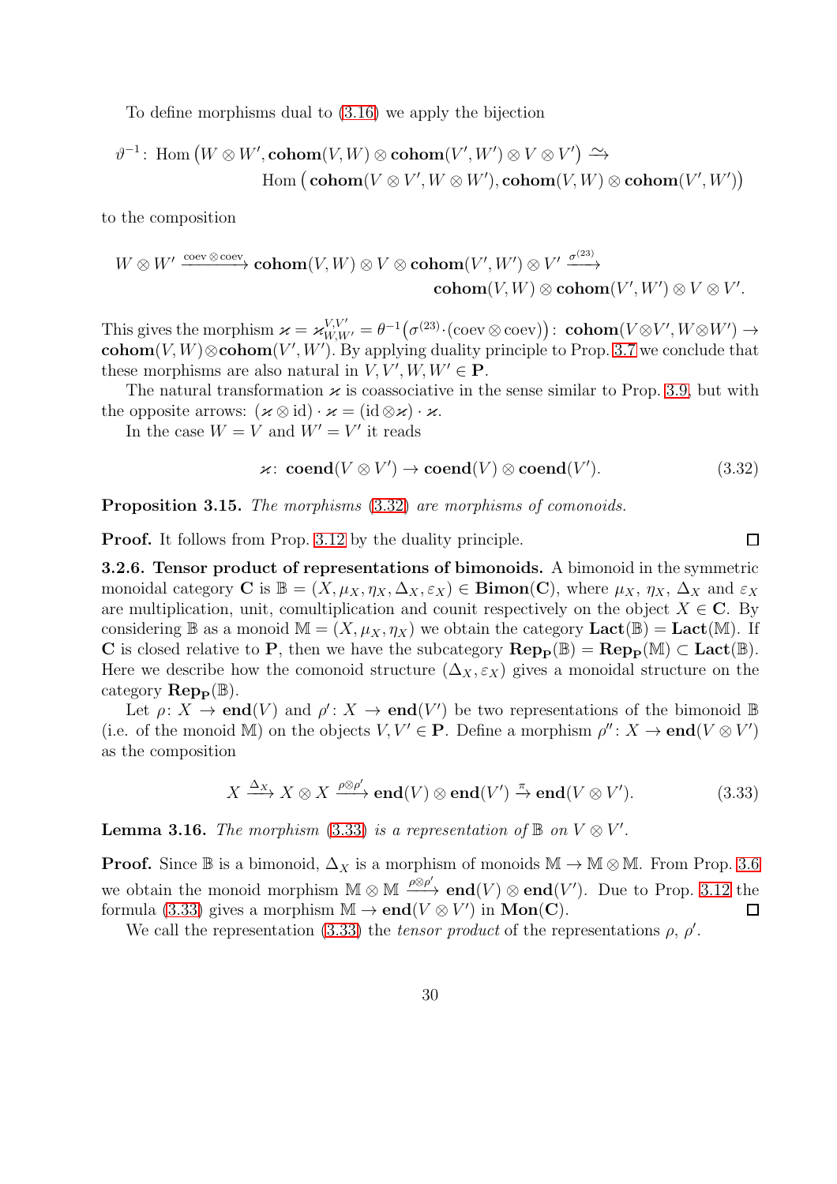To define morphisms dual to (3.16) we apply the bijection

$$\vartheta^{-1}\colon \operatorname{Hom}\big(W\otimes W', \mathbf{cohom}(V,W)\otimes\mathbf{cohom}(V',W')\otimes V\otimes V'\big) \xrightarrow{\sim} \\ \operatorname{Hom}\big(\mathbf{cohom}(V\otimes V', W\otimes W'), \mathbf{cohom}(V,W)\otimes\mathbf{cohom}(V',W')\big)$$

to the composition

$$W\otimes W' \xrightarrow{\mathrm{coev}\otimes\mathrm{coev}} \mathbf{cohom}(V,W)\otimes V\otimes\mathbf{cohom}(V',W')\otimes V' \xrightarrow{\sigma^{(23)}} \\ \mathbf{cohom}(V,W)\otimes\mathbf{cohom}(V',W')\otimes V\otimes V'.$$

This gives the morphism $\varkappa = \varkappa^{V,V'}_{W,W'} = \theta^{-1}\big(\sigma^{(23)}\cdot(\mathrm{coev}\otimes\mathrm{coev})\big)\colon \mathbf{cohom}(V\otimes V', W\otimes W') \to \mathbf{cohom}(V,W)\otimes\mathbf{cohom}(V',W')$. By applying duality principle to Prop. 3.7 we conclude that these morphisms are also natural in $V,V',W,W'\in\mathbf{P}$.

The natural transformation $\varkappa$ is coassociative in the sense similar to Prop. 3.9, but with the opposite arrows: $(\varkappa\otimes\mathrm{id})\cdot\varkappa = (\mathrm{id}\otimes\varkappa)\cdot\varkappa$.

In the case $W=V$ and $W'=V'$ it reads

$$\varkappa\colon\ \mathbf{coend}(V\otimes V') \to \mathbf{coend}(V)\otimes\mathbf{coend}(V'). \tag{3.32}$$

**Proposition 3.15.** *The morphisms (3.32) are morphisms of comonoids.*

**Proof.** It follows from Prop. 3.12 by the duality principle. □

**3.2.6. Tensor product of representations of bimonoids.** A bimonoid in the symmetric monoidal category $\mathbf{C}$ is $\mathbb{B} = (X,\mu_X,\eta_X,\Delta_X,\varepsilon_X)\in\mathbf{Bimon}(\mathbf{C})$, where $\mu_X$, $\eta_X$, $\Delta_X$ and $\varepsilon_X$ are multiplication, unit, comultiplication and counit respectively on the object $X\in\mathbf{C}$. By considering $\mathbb{B}$ as a monoid $\mathbb{M}=(X,\mu_X,\eta_X)$ we obtain the category $\mathbf{Lact}(\mathbb{B}) = \mathbf{Lact}(\mathbb{M})$. If $\mathbf{C}$ is closed relative to $\mathbf{P}$, then we have the subcategory $\mathbf{Rep}_{\mathbf{P}}(\mathbb{B}) = \mathbf{Rep}_{\mathbf{P}}(\mathbb{M}) \subset \mathbf{Lact}(\mathbb{B})$. Here we describe how the comonoid structure $(\Delta_X,\varepsilon_X)$ gives a monoidal structure on the category $\mathbf{Rep}_{\mathbf{P}}(\mathbb{B})$.

Let $\rho\colon X\to\mathbf{end}(V)$ and $\rho'\colon X\to\mathbf{end}(V')$ be two representations of the bimonoid $\mathbb{B}$ (i.e. of the monoid $\mathbb{M}$) on the objects $V,V'\in\mathbf{P}$. Define a morphism $\rho''\colon X\to\mathbf{end}(V\otimes V')$ as the composition

$$X\xrightarrow{\Delta_X} X\otimes X\xrightarrow{\rho\otimes\rho'}\mathbf{end}(V)\otimes\mathbf{end}(V')\xrightarrow{\pi}\mathbf{end}(V\otimes V'). \tag{3.33}$$

**Lemma 3.16.** *The morphism (3.33) is a representation of $\mathbb{B}$ on $V\otimes V'$.*

**Proof.** Since $\mathbb{B}$ is a bimonoid, $\Delta_X$ is a morphism of monoids $\mathbb{M}\to\mathbb{M}\otimes\mathbb{M}$. From Prop. 3.6 we obtain the monoid morphism $\mathbb{M}\otimes\mathbb{M}\xrightarrow{\rho\otimes\rho'}\mathbf{end}(V)\otimes\mathbf{end}(V')$. Due to Prop. 3.12 the formula (3.33) gives a morphism $\mathbb{M}\to\mathbf{end}(V\otimes V')$ in $\mathbf{Mon}(\mathbf{C})$. □

We call the representation (3.33) the *tensor product* of the representations $\rho$, $\rho'$.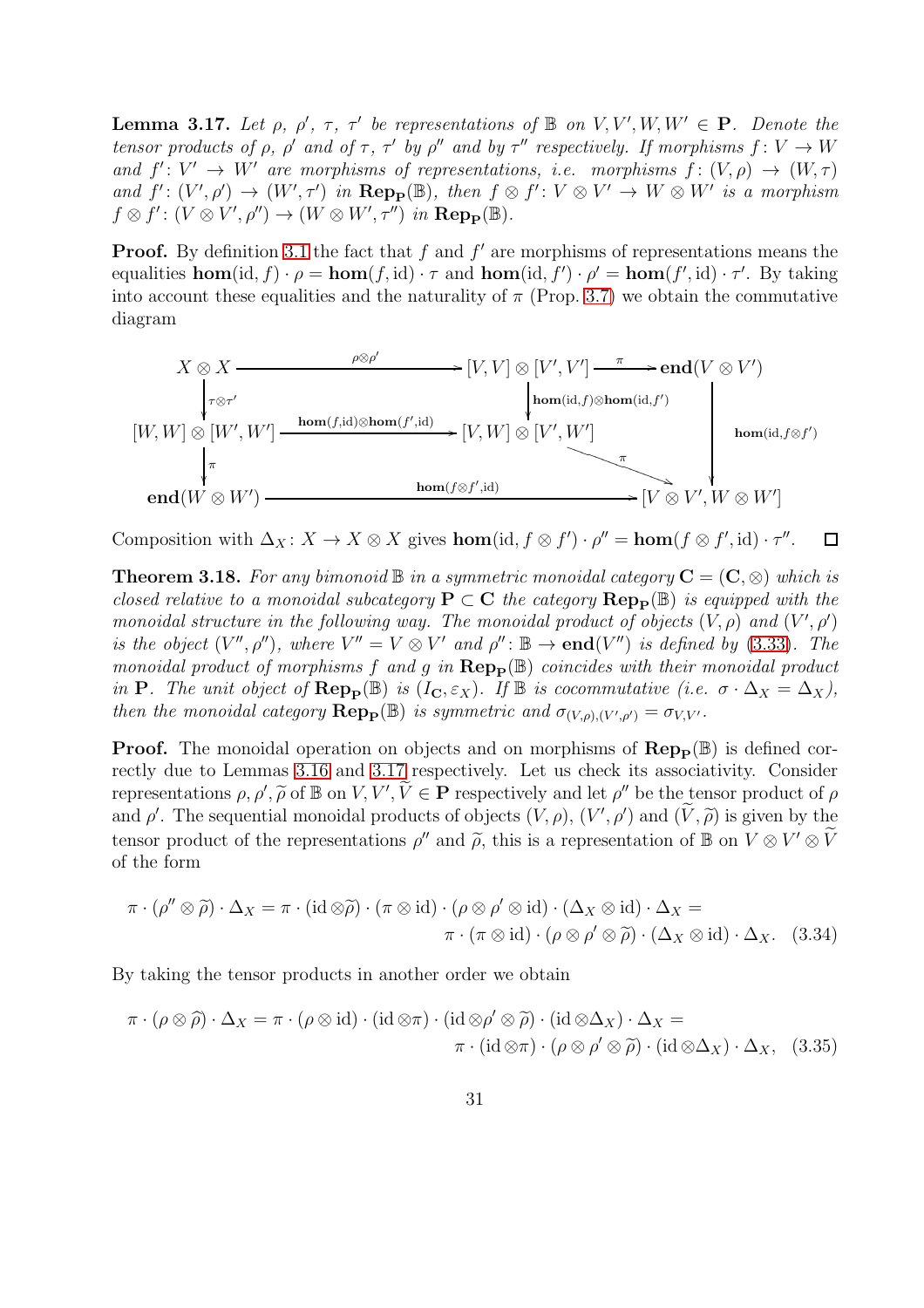**Lemma 3.17.** *Let $\rho$, $\rho'$, $\tau$, $\tau'$ be representations of $\mathbb{B}$ on $V, V', W, W' \in \mathbf{P}$. Denote the tensor products of $\rho$, $\rho'$ and of $\tau$, $\tau'$ by $\rho''$ and by $\tau''$ respectively. If morphisms $f\colon V \to W$ and $f'\colon V' \to W'$ are morphisms of representations, i.e. morphisms $f\colon (V,\rho) \to (W,\tau)$ and $f'\colon (V',\rho') \to (W',\tau')$ in $\mathbf{Rep_P}(\mathbb{B})$, then $f \otimes f'\colon V\otimes V' \to W \otimes W'$ is a morphism $f\otimes f'\colon (V\otimes V', \rho'') \to (W \otimes W', \tau'')$ in $\mathbf{Rep_P}(\mathbb{B})$.*

**Proof.** By definition 3.1 the fact that $f$ and $f'$ are morphisms of representations means the equalities $\mathbf{hom}(\mathrm{id}, f)\cdot\rho = \mathbf{hom}(f,\mathrm{id})\cdot\tau$ and $\mathbf{hom}(\mathrm{id}, f')\cdot\rho' = \mathbf{hom}(f',\mathrm{id})\cdot\tau'$. By taking into account these equalities and the naturality of $\pi$ (Prop. 3.7) we obtain the commutative diagram

$$\begin{array}{ccccc}
X\otimes X & \xrightarrow{\ \rho\otimes\rho'\ } & [V,V]\otimes[V',V'] & \xrightarrow{\ \pi\ } & \mathbf{end}(V\otimes V') \\
\downarrow{\scriptstyle \tau\otimes\tau'} & & \downarrow{\scriptstyle \mathbf{hom}(\mathrm{id},f)\otimes\mathbf{hom}(\mathrm{id},f')} & & \downarrow{\scriptstyle \mathbf{hom}(\mathrm{id},f\otimes f')} \\
[W,W]\otimes[W',W'] & \xrightarrow{\ \mathbf{hom}(f,\mathrm{id})\otimes\mathbf{hom}(f',\mathrm{id})\ } & [V,W]\otimes[V',W'] & \xrightarrow{\ \pi\ } & [V\otimes V', W\otimes W'] \\
\downarrow{\scriptstyle \pi} & & & & \| \\
\mathbf{end}(W\otimes W') & & \xrightarrow{\ \mathbf{hom}(f\otimes f',\mathrm{id})\ } & & [V\otimes V', W\otimes W']
\end{array}$$

Composition with $\Delta_X\colon X \to X\otimes X$ gives $\mathbf{hom}(\mathrm{id}, f\otimes f')\cdot\rho'' = \mathbf{hom}(f\otimes f',\mathrm{id})\cdot\tau''$. $\square$

**Theorem 3.18.** *For any bimonoid $\mathbb{B}$ in a symmetric monoidal category $\mathbf{C} = (\mathbf{C},\otimes)$ which is closed relative to a monoidal subcategory $\mathbf{P}\subset\mathbf{C}$ the category $\mathbf{Rep_P}(\mathbb{B})$ is equipped with the monoidal structure in the following way. The monoidal product of objects $(V,\rho)$ and $(V',\rho')$ is the object $(V'',\rho'')$, where $V'' = V\otimes V'$ and $\rho''\colon \mathbb{B}\to\mathbf{end}(V'')$ is defined by (3.33). The monoidal product of morphisms $f$ and $g$ in $\mathbf{Rep_P}(\mathbb{B})$ coincides with their monoidal product in $\mathbf{P}$. The unit object of $\mathbf{Rep_P}(\mathbb{B})$ is $(I_{\mathbf{C}},\varepsilon_X)$. If $\mathbb{B}$ is cocommutative (i.e. $\sigma\cdot\Delta_X = \Delta_X$), then the monoidal category $\mathbf{Rep_P}(\mathbb{B})$ is symmetric and $\sigma_{(V,\rho),(V',\rho')} = \sigma_{V,V'}$.*

**Proof.** The monoidal operation on objects and on morphisms of $\mathbf{Rep_P}(\mathbb{B})$ is defined correctly due to Lemmas 3.16 and 3.17 respectively. Let us check its associativity. Consider representations $\rho, \rho', \widetilde{\rho}$ of $\mathbb{B}$ on $V, V', \widetilde{V}\in\mathbf{P}$ respectively and let $\rho''$ be the tensor product of $\rho$ and $\rho'$. The sequential monoidal products of objects $(V,\rho)$, $(V',\rho')$ and $(\widetilde{V},\widetilde{\rho})$ is given by the tensor product of the representations $\rho''$ and $\widetilde{\rho}$, this is a representation of $\mathbb{B}$ on $V\otimes V'\otimes\widetilde{V}$ of the form

$$\pi\cdot(\rho''\otimes\widetilde{\rho})\cdot\Delta_X = \pi\cdot(\mathrm{id}\otimes\widetilde{\rho})\cdot(\pi\otimes\mathrm{id})\cdot(\rho\otimes\rho'\otimes\mathrm{id})\cdot(\Delta_X\otimes\mathrm{id})\cdot\Delta_X = \\ \pi\cdot(\pi\otimes\mathrm{id})\cdot(\rho\otimes\rho'\otimes\widetilde{\rho})\cdot(\Delta_X\otimes\mathrm{id})\cdot\Delta_X. \quad (3.34)$$

By taking the tensor products in another order we obtain

$$\pi\cdot(\rho\otimes\widehat{\rho})\cdot\Delta_X = \pi\cdot(\rho\otimes\mathrm{id})\cdot(\mathrm{id}\otimes\pi)\cdot(\mathrm{id}\otimes\rho'\otimes\widetilde{\rho})\cdot(\mathrm{id}\otimes\Delta_X)\cdot\Delta_X = \\ \pi\cdot(\mathrm{id}\otimes\pi)\cdot(\rho\otimes\rho'\otimes\widetilde{\rho})\cdot(\mathrm{id}\otimes\Delta_X)\cdot\Delta_X, \quad (3.35)$$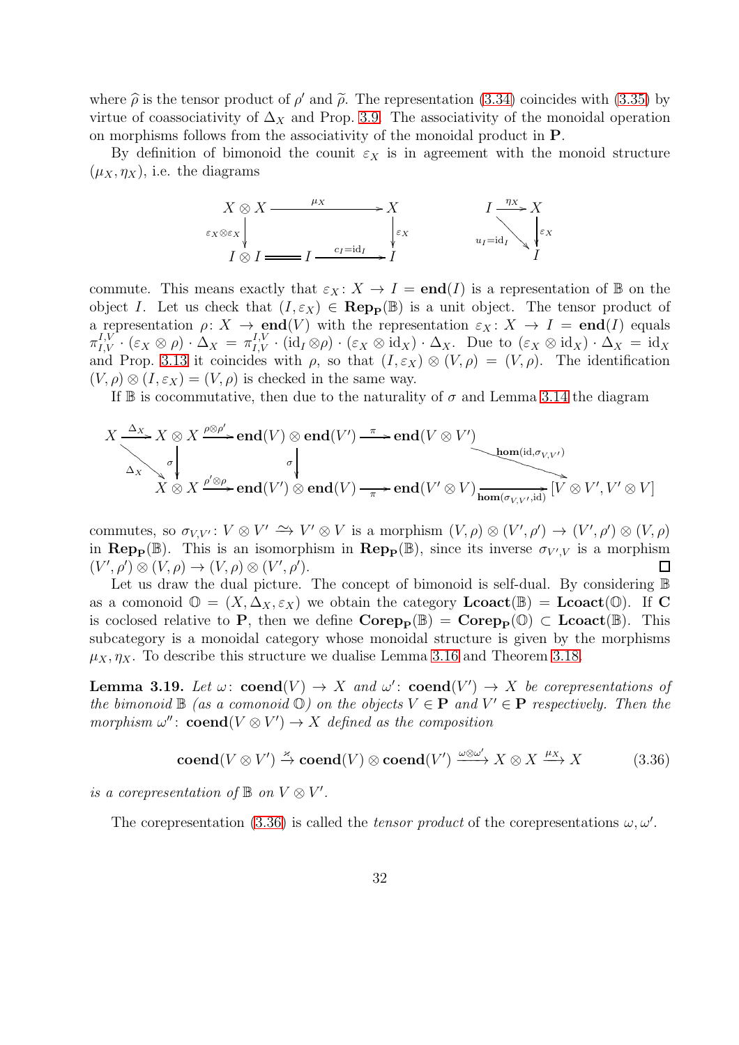where $\widehat{\rho}$ is the tensor product of $\rho'$ and $\widetilde{\rho}$. The representation (3.34) coincides with (3.35) by virtue of coassociativity of $\Delta_X$ and Prop. 3.9. The associativity of the monoidal operation on morphisms follows from the associativity of the monoidal product in $\mathbf{P}$.

By definition of bimonoid the counit $\varepsilon_X$ is in agreement with the monoid structure $(\mu_X, \eta_X)$, i.e. the diagrams

$$\begin{array}{ccccc} X\otimes X & \xrightarrow{\mu_X} & & & X \\ \downarrow{\scriptstyle \varepsilon_X\otimes\varepsilon_X} & & & & \downarrow{\scriptstyle \varepsilon_X} \\ I\otimes I & = & I & \xrightarrow{c_I=\mathrm{id}_I} & I \end{array} \qquad\qquad \begin{array}{ccc} I & \xrightarrow{\eta_X} & X \\ & {\scriptstyle u_I=\mathrm{id}_I}\searrow & \downarrow{\scriptstyle \varepsilon_X} \\ & & I \end{array}$$

commute. This means exactly that $\varepsilon_X\colon X \to I = \mathbf{end}(I)$ is a representation of $\mathbb{B}$ on the object $I$. Let us check that $(I, \varepsilon_X) \in \mathbf{Rep_P}(\mathbb{B})$ is a unit object. The tensor product of a representation $\rho\colon X \to \mathbf{end}(V)$ with the representation $\varepsilon_X\colon X \to I = \mathbf{end}(I)$ equals $\pi^{I,V}_{I,V}\cdot(\varepsilon_X\otimes\rho)\cdot\Delta_X = \pi^{I,V}_{I,V}\cdot(\mathrm{id}_I\otimes\rho)\cdot(\varepsilon_X\otimes\mathrm{id}_X)\cdot\Delta_X$. Due to $(\varepsilon_X\otimes\mathrm{id}_X)\cdot\Delta_X = \mathrm{id}_X$ and Prop. 3.13 it coincides with $\rho$, so that $(I,\varepsilon_X)\otimes(V,\rho) = (V,\rho)$. The identification $(V,\rho)\otimes(I,\varepsilon_X) = (V,\rho)$ is checked in the same way.

If $\mathbb{B}$ is cocommutative, then due to the naturality of $\sigma$ and Lemma 3.14 the diagram

$$\begin{array}{ccccccccc} X & \xrightarrow{\Delta_X} & X\otimes X & \xrightarrow{\rho\otimes\rho'} & \mathbf{end}(V)\otimes\mathbf{end}(V') & \xrightarrow{\pi} & \mathbf{end}(V\otimes V') & & \\ & {\scriptstyle\Delta_X}\searrow & \downarrow{\scriptstyle\sigma} & & \downarrow{\scriptstyle\sigma} & & & \searrow{\scriptstyle \mathbf{hom}(\mathrm{id},\sigma_{V,V'})} & \\ & & X\otimes X & \xrightarrow{\rho'\otimes\rho} & \mathbf{end}(V')\otimes\mathbf{end}(V) & \xrightarrow{\pi} & \mathbf{end}(V'\otimes V) & \xrightarrow{\mathbf{hom}(\sigma_{V,V'},\mathrm{id})} & [V\otimes V', V'\otimes V] \end{array}$$

commutes, so $\sigma_{V,V'}\colon V\otimes V' \xrightarrow{\sim} V'\otimes V$ is a morphism $(V,\rho)\otimes(V',\rho') \to (V',\rho')\otimes(V,\rho)$ in $\mathbf{Rep_P}(\mathbb{B})$. This is an isomorphism in $\mathbf{Rep_P}(\mathbb{B})$, since its inverse $\sigma_{V',V}$ is a morphism $(V',\rho')\otimes(V,\rho) \to (V,\rho)\otimes(V',\rho')$. ◻

Let us draw the dual picture. The concept of bimonoid is self-dual. By considering $\mathbb{B}$ as a comonoid $\mathbb{O} = (X, \Delta_X, \varepsilon_X)$ we obtain the category $\mathbf{Lcoact}(\mathbb{B}) = \mathbf{Lcoact}(\mathbb{O})$. If $\mathbf{C}$ is coclosed relative to $\mathbf{P}$, then we define $\mathbf{Corep_P}(\mathbb{B}) = \mathbf{Corep_P}(\mathbb{O}) \subset \mathbf{Lcoact}(\mathbb{B})$. This subcategory is a monoidal category whose monoidal structure is given by the morphisms $\mu_X, \eta_X$. To describe this structure we dualise Lemma 3.16 and Theorem 3.18.

**Lemma 3.19.** *Let $\omega\colon \mathbf{coend}(V) \to X$ and $\omega'\colon \mathbf{coend}(V') \to X$ be corepresentations of the bimonoid $\mathbb{B}$ (as a comonoid $\mathbb{O}$) on the objects $V \in \mathbf{P}$ and $V' \in \mathbf{P}$ respectively. Then the morphism $\omega''\colon \mathbf{coend}(V\otimes V') \to X$ defined as the composition*

$$\mathbf{coend}(V\otimes V') \xrightarrow{\varkappa} \mathbf{coend}(V)\otimes\mathbf{coend}(V') \xrightarrow{\omega\otimes\omega'} X\otimes X \xrightarrow{\mu_X} X \tag{3.36}$$

*is a corepresentation of $\mathbb{B}$ on $V\otimes V'$.*

The corepresentation (3.36) is called the *tensor product* of the corepresentations $\omega, \omega'$.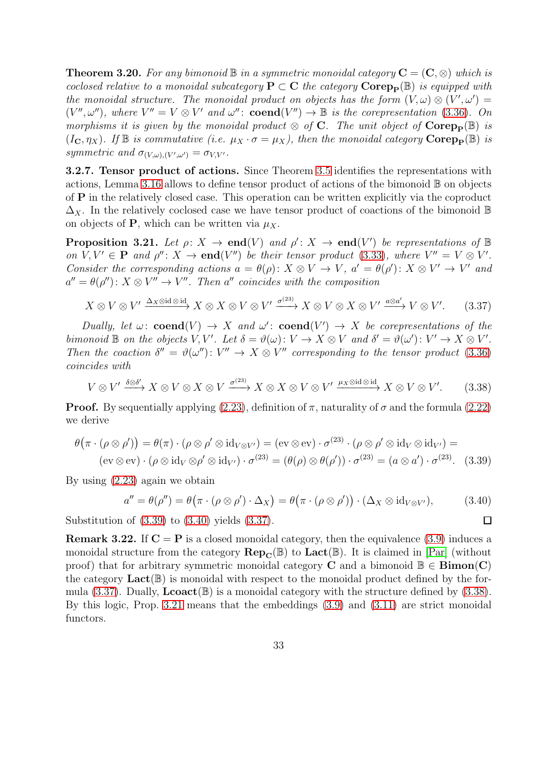**Theorem 3.20.** *For any bimonoid $\mathbb{B}$ in a symmetric monoidal category $\mathbf{C} = (\mathbf{C}, \otimes)$ which is coclosed relative to a monoidal subcategory $\mathbf{P} \subset \mathbf{C}$ the category $\mathbf{Corep_P}(\mathbb{B})$ is equipped with the monoidal structure. The monoidal product on objects has the form $(V, \omega) \otimes (V', \omega') = (V'', \omega'')$, where $V'' = V \otimes V'$ and $\omega''\colon \mathbf{coend}(V'') \to \mathbb{B}$ is the corepresentation (3.36). On morphisms it is given by the monoidal product $\otimes$ of $\mathbf{C}$. The unit object of $\mathbf{Corep_P}(\mathbb{B})$ is $(I_\mathbf{C}, \eta_X)$. If $\mathbb{B}$ is commutative (i.e. $\mu_X \cdot \sigma = \mu_X$), then the monoidal category $\mathbf{Corep_P}(\mathbb{B})$ is symmetric and $\sigma_{(V,\omega),(V',\omega')} = \sigma_{V,V'}$.*

**3.2.7. Tensor product of actions.** Since Theorem 3.5 identifies the representations with actions, Lemma 3.16 allows to define tensor product of actions of the bimonoid $\mathbb{B}$ on objects of $\mathbf{P}$ in the relatively closed case. This operation can be written explicitly via the coproduct $\Delta_X$. In the relatively coclosed case we have tensor product of coactions of the bimonoid $\mathbb{B}$ on objects of $\mathbf{P}$, which can be written via $\mu_X$.

**Proposition 3.21.** *Let $\rho\colon X \to \mathbf{end}(V)$ and $\rho'\colon X \to \mathbf{end}(V')$ be representations of $\mathbb{B}$ on $V, V' \in \mathbf{P}$ and $\rho''\colon X \to \mathbf{end}(V'')$ be their tensor product (3.33), where $V'' = V \otimes V'$. Consider the corresponding actions $a = \theta(\rho)\colon X \otimes V \to V$, $a' = \theta(\rho')\colon X \otimes V' \to V'$ and $a'' = \theta(\rho'')\colon X \otimes V'' \to V''$. Then $a''$ coincides with the composition*

$$X \otimes V \otimes V' \xrightarrow{\Delta_X \otimes \mathrm{id} \otimes \mathrm{id}} X \otimes X \otimes V \otimes V' \xrightarrow{\sigma^{(23)}} X \otimes V \otimes X \otimes V' \xrightarrow{a \otimes a'} V \otimes V'. \tag{3.37}$$

*Dually, let $\omega\colon \mathbf{coend}(V) \to X$ and $\omega'\colon \mathbf{coend}(V') \to X$ be corepresentations of the bimonoid $\mathbb{B}$ on the objects $V, V'$. Let $\delta = \vartheta(\omega)\colon V \to X \otimes V$ and $\delta' = \vartheta(\omega')\colon V' \to X \otimes V'$. Then the coaction $\delta'' = \vartheta(\omega'')\colon V'' \to X \otimes V''$ corresponding to the tensor product (3.36) coincides with*

$$V \otimes V' \xrightarrow{\delta \otimes \delta'} X \otimes V \otimes X \otimes V \xrightarrow{\sigma^{(23)}} X \otimes X \otimes V \otimes V' \xrightarrow{\mu_X \otimes \mathrm{id} \otimes \mathrm{id}} X \otimes V \otimes V'. \tag{3.38}$$

**Proof.** By sequentially applying (2.23), definition of $\pi$, naturality of $\sigma$ and the formula (2.22) we derive

$$\begin{aligned}\theta\big(\pi \cdot (\rho \otimes \rho')\big) = \theta(\pi) \cdot (\rho \otimes \rho' \otimes \mathrm{id}_{V \otimes V'}) = (\mathrm{ev} \otimes \mathrm{ev}) \cdot \sigma^{(23)} \cdot (\rho \otimes \rho' \otimes \mathrm{id}_V \otimes \mathrm{id}_{V'}) = \\ (\mathrm{ev} \otimes \mathrm{ev}) \cdot (\rho \otimes \mathrm{id}_V \otimes \rho' \otimes \mathrm{id}_{V'}) \cdot \sigma^{(23)} = (\theta(\rho) \otimes \theta(\rho')) \cdot \sigma^{(23)} = (a \otimes a') \cdot \sigma^{(23)}.\end{aligned} \tag{3.39}$$

By using (2.23) again we obtain

$$a'' = \theta(\rho'') = \theta\big(\pi \cdot (\rho \otimes \rho') \cdot \Delta_X\big) = \theta\big(\pi \cdot (\rho \otimes \rho')\big) \cdot (\Delta_X \otimes \mathrm{id}_{V \otimes V'}), \tag{3.40}$$

Substitution of (3.39) to (3.40) yields (3.37). $\square$

**Remark 3.22.** If $\mathbf{C} = \mathbf{P}$ is a closed monoidal category, then the equivalence (3.9) induces a monoidal structure from the category $\mathbf{Rep_C}(\mathbb{B})$ to $\mathbf{Lact}(\mathbb{B})$. It is claimed in [Par] (without proof) that for arbitrary symmetric monoidal category $\mathbf{C}$ and a bimonoid $\mathbb{B} \in \mathbf{Bimon}(\mathbf{C})$ the category $\mathbf{Lact}(\mathbb{B})$ is monoidal with respect to the monoidal product defined by the formula (3.37). Dually, $\mathbf{Lcoact}(\mathbb{B})$ is a monoidal category with the structure defined by (3.38). By this logic, Prop. 3.21 means that the embeddings (3.9) and (3.11) are strict monoidal functors.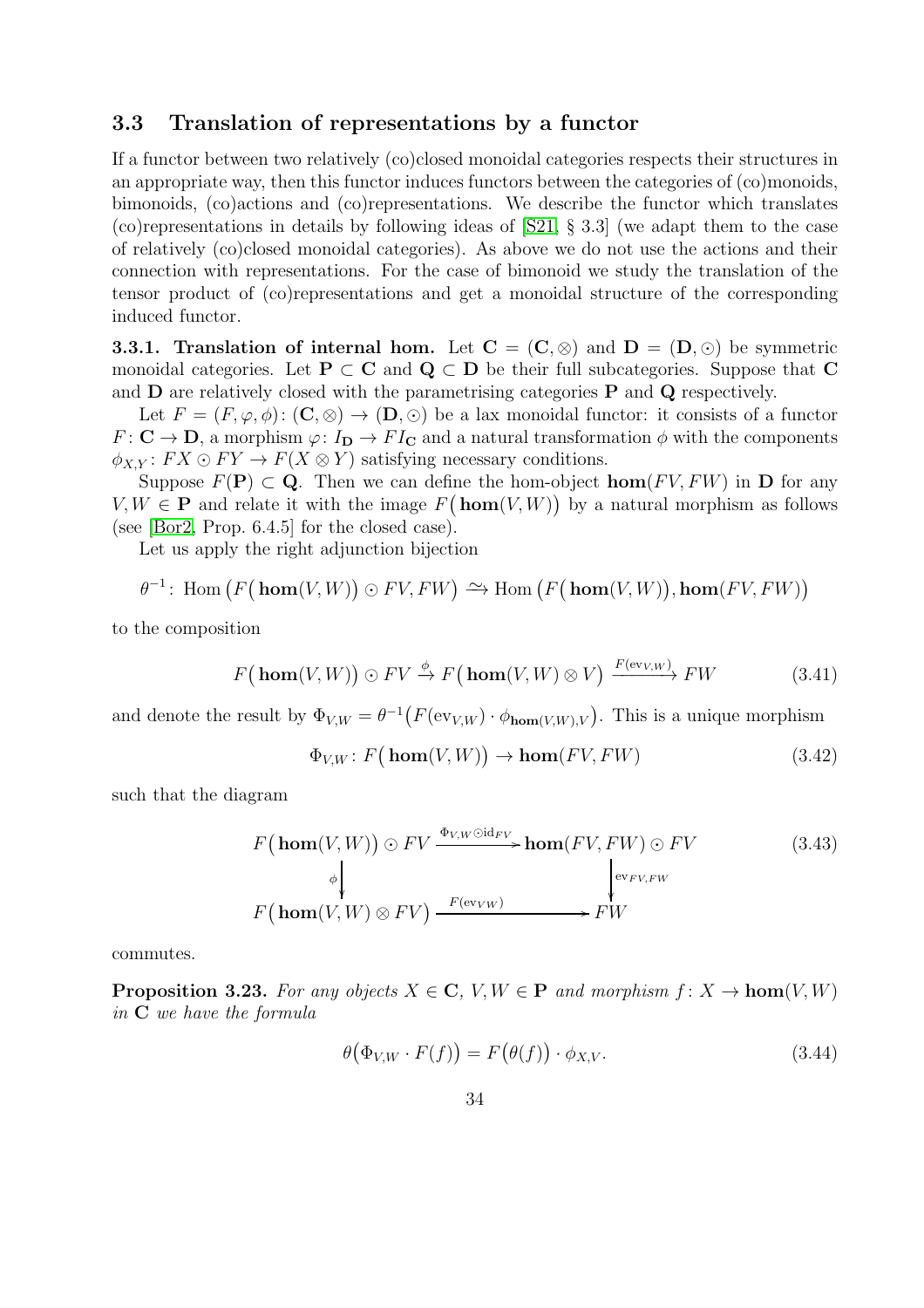### 3.3 Translation of representations by a functor

If a functor between two relatively (co)closed monoidal categories respects their structures in an appropriate way, then this functor induces functors between the categories of (co)monoids, bimonoids, (co)actions and (co)representations. We describe the functor which translates (co)representations in details by following ideas of [S21, § 3.3] (we adapt them to the case of relatively (co)closed monoidal categories). As above we do not use the actions and their connection with representations. For the case of bimonoid we study the translation of the tensor product of (co)representations and get a monoidal structure of the corresponding induced functor.

**3.3.1. Translation of internal hom.** Let $\mathbf{C} = (\mathbf{C}, \otimes)$ and $\mathbf{D} = (\mathbf{D}, \odot)$ be symmetric monoidal categories. Let $\mathbf{P} \subset \mathbf{C}$ and $\mathbf{Q} \subset \mathbf{D}$ be their full subcategories. Suppose that $\mathbf{C}$ and $\mathbf{D}$ are relatively closed with the parametrising categories $\mathbf{P}$ and $\mathbf{Q}$ respectively.

Let $F = (F, \varphi, \phi) \colon (\mathbf{C}, \otimes) \to (\mathbf{D}, \odot)$ be a lax monoidal functor: it consists of a functor $F \colon \mathbf{C} \to \mathbf{D}$, a morphism $\varphi \colon I_{\mathbf{D}} \to FI_{\mathbf{C}}$ and a natural transformation $\phi$ with the components $\phi_{X,Y} \colon FX \odot FY \to F(X \otimes Y)$ satisfying necessary conditions.

Suppose $F(\mathbf{P}) \subset \mathbf{Q}$. Then we can define the hom-object $\mathbf{hom}(FV, FW)$ in $\mathbf{D}$ for any $V, W \in \mathbf{P}$ and relate it with the image $F\big(\mathbf{hom}(V,W)\big)$ by a natural morphism as follows (see [Bor2, Prop. 6.4.5] for the closed case).

Let us apply the right adjunction bijection

$$\theta^{-1} \colon \operatorname{Hom}\big(F\big(\mathbf{hom}(V,W)\big) \odot FV, FW\big) \xrightarrow{\sim} \operatorname{Hom}\big(F\big(\mathbf{hom}(V,W)\big), \mathbf{hom}(FV, FW)\big)$$

to the composition

$$F\big(\mathbf{hom}(V,W)\big) \odot FV \xrightarrow{\phi} F\big(\mathbf{hom}(V,W) \otimes V\big) \xrightarrow{F(\mathrm{ev}_{V,W})} FW \tag{3.41}$$

and denote the result by $\Phi_{V,W} = \theta^{-1}\big(F(\mathrm{ev}_{V,W}) \cdot \phi_{\mathbf{hom}(V,W),V}\big)$. This is a unique morphism

$$\Phi_{V,W} \colon F\big(\mathbf{hom}(V,W)\big) \to \mathbf{hom}(FV, FW) \tag{3.42}$$

such that the diagram

$$\begin{array}{ccc} F\big(\mathbf{hom}(V,W)\big) \odot FV & \xrightarrow{\Phi_{V,W} \odot \mathrm{id}_{FV}} & \mathbf{hom}(FV, FW) \odot FV \\ \Big\downarrow{\scriptstyle \phi} & & \Big\downarrow{\scriptstyle \mathrm{ev}_{FV,FW}} \\ F\big(\mathbf{hom}(V,W) \otimes FV\big) & \xrightarrow{F(\mathrm{ev}_{VW})} & FW \end{array} \tag{3.43}$$

commutes.

**Proposition 3.23.** *For any objects $X \in \mathbf{C}$, $V, W \in \mathbf{P}$ and morphism $f \colon X \to \mathbf{hom}(V,W)$ in $\mathbf{C}$ we have the formula*

$$\theta\big(\Phi_{V,W} \cdot F(f)\big) = F\big(\theta(f)\big) \cdot \phi_{X,V}. \tag{3.44}$$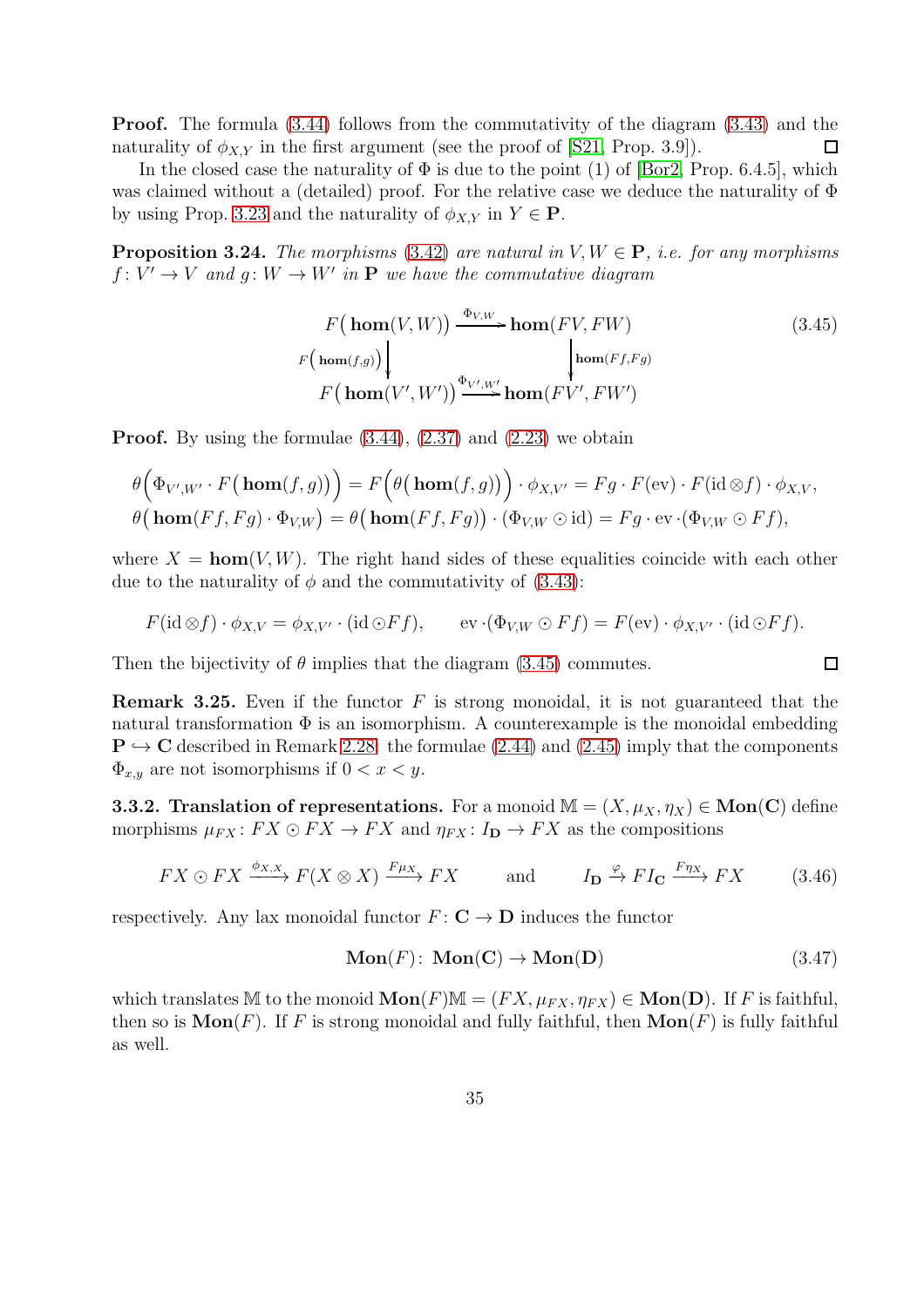**Proof.** The formula (3.44) follows from the commutativity of the diagram (3.43) and the naturality of $\phi_{X,Y}$ in the first argument (see the proof of [S21, Prop. 3.9]). $\square$

In the closed case the naturality of $\Phi$ is due to the point (1) of [Bor2, Prop. 6.4.5], which was claimed without a (detailed) proof. For the relative case we deduce the naturality of $\Phi$ by using Prop. 3.23 and the naturality of $\phi_{X,Y}$ in $Y \in \mathbf{P}$.

**Proposition 3.24.** *The morphisms (3.42) are natural in $V, W \in \mathbf{P}$, i.e. for any morphisms $f\colon V' \to V$ and $g\colon W \to W'$ in $\mathbf{P}$ we have the commutative diagram*

$$\begin{array}{ccc} F\big(\mathbf{hom}(V,W)\big) & \xrightarrow{\Phi_{V,W}} & \mathbf{hom}(FV,FW) \\ {\scriptstyle F(\mathbf{hom}(f,g))}\big\downarrow & & \big\downarrow{\scriptstyle \mathbf{hom}(Ff,Fg)} \\ F\big(\mathbf{hom}(V',W')\big) & \xrightarrow{\Phi_{V',W'}} & \mathbf{hom}(FV',FW') \end{array} \tag{3.45}$$

**Proof.** By using the formulae (3.44), (2.37) and (2.23) we obtain

$$\theta\Big(\Phi_{V',W'}\cdot F\big(\mathbf{hom}(f,g)\big)\Big) = F\Big(\theta\big(\mathbf{hom}(f,g)\big)\Big)\cdot\phi_{X,V'} = Fg\cdot F(\mathrm{ev})\cdot F(\mathrm{id}\otimes f)\cdot\phi_{X,V},$$
$$\theta\big(\mathbf{hom}(Ff,Fg)\cdot\Phi_{V,W}\big) = \theta\big(\mathbf{hom}(Ff,Fg)\big)\cdot(\Phi_{V,W}\odot\mathrm{id}) = Fg\cdot\mathrm{ev}\cdot(\Phi_{V,W}\odot Ff),$$

where $X = \mathbf{hom}(V,W)$. The right hand sides of these equalities coincide with each other due to the naturality of $\phi$ and the commutativity of (3.43):

$$F(\mathrm{id}\otimes f)\cdot\phi_{X,V} = \phi_{X,V'}\cdot(\mathrm{id}\odot Ff), \qquad \mathrm{ev}\cdot(\Phi_{V,W}\odot Ff) = F(\mathrm{ev})\cdot\phi_{X,V'}\cdot(\mathrm{id}\odot Ff).$$

Then the bijectivity of $\theta$ implies that the diagram (3.45) commutes. $\square$

**Remark 3.25.** Even if the functor $F$ is strong monoidal, it is not guaranteed that the natural transformation $\Phi$ is an isomorphism. A counterexample is the monoidal embedding $\mathbf{P} \hookrightarrow \mathbf{C}$ described in Remark 2.28: the formulae (2.44) and (2.45) imply that the components $\Phi_{x,y}$ are not isomorphisms if $0 < x < y$.

**3.3.2. Translation of representations.** For a monoid $\mathbb{M} = (X, \mu_X, \eta_X) \in \mathbf{Mon}(\mathbf{C})$ define morphisms $\mu_{FX}\colon FX\odot FX \to FX$ and $\eta_{FX}\colon I_{\mathbf{D}} \to FX$ as the compositions

$$FX\odot FX \xrightarrow{\phi_{X,X}} F(X\otimes X) \xrightarrow{F\mu_X} FX \qquad\text{and}\qquad I_{\mathbf{D}} \xrightarrow{\varphi} FI_{\mathbf{C}} \xrightarrow{F\eta_X} FX \tag{3.46}$$

respectively. Any lax monoidal functor $F\colon \mathbf{C}\to\mathbf{D}$ induces the functor

$$\mathbf{Mon}(F)\colon\ \mathbf{Mon}(\mathbf{C}) \to \mathbf{Mon}(\mathbf{D}) \tag{3.47}$$

which translates $\mathbb{M}$ to the monoid $\mathbf{Mon}(F)\mathbb{M} = (FX, \mu_{FX}, \eta_{FX}) \in \mathbf{Mon}(\mathbf{D})$. If $F$ is faithful, then so is $\mathbf{Mon}(F)$. If $F$ is strong monoidal and fully faithful, then $\mathbf{Mon}(F)$ is fully faithful as well.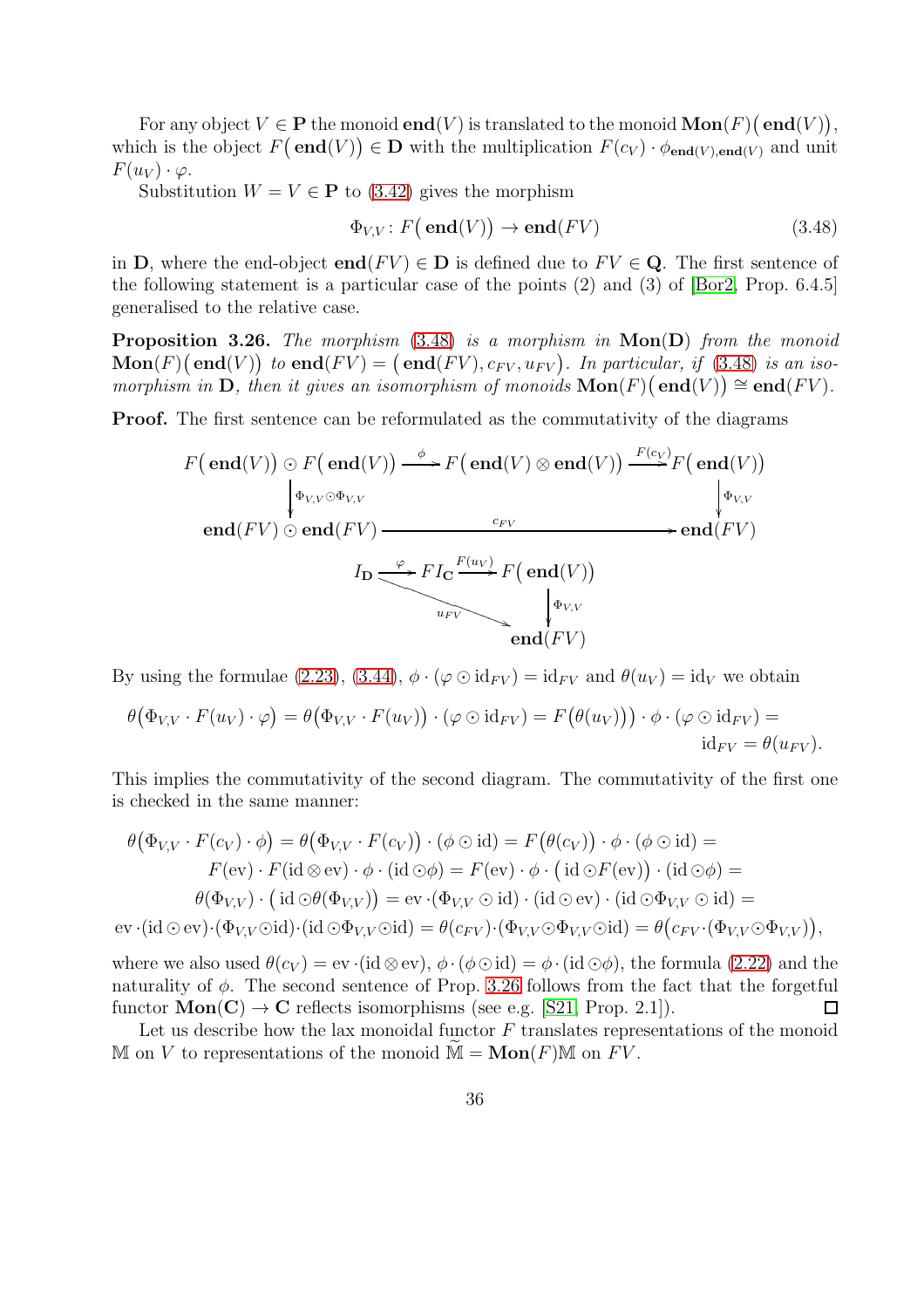For any object $V \in \mathbf{P}$ the monoid $\mathbf{end}(V)$ is translated to the monoid $\mathbf{Mon}(F)\big(\mathbf{end}(V)\big)$, which is the object $F\big(\mathbf{end}(V)\big) \in \mathbf{D}$ with the multiplication $F(c_V)\cdot\phi_{\mathbf{end}(V),\mathbf{end}(V)}$ and unit $F(u_V)\cdot\varphi$.

Substitution $W = V \in \mathbf{P}$ to (3.42) gives the morphism

$$\Phi_{V,V}\colon F\big(\mathbf{end}(V)\big) \to \mathbf{end}(FV) \tag{3.48}$$

in $\mathbf{D}$, where the end-object $\mathbf{end}(FV) \in \mathbf{D}$ is defined due to $FV \in \mathbf{Q}$. The first sentence of the following statement is a particular case of the points (2) and (3) of [Bor2, Prop. 6.4.5] generalised to the relative case.

**Proposition 3.26.** *The morphism (3.48) is a morphism in $\mathbf{Mon}(\mathbf{D})$ from the monoid $\mathbf{Mon}(F)\big(\mathbf{end}(V)\big)$ to $\mathbf{end}(FV) = \big(\mathbf{end}(FV), c_{FV}, u_{FV}\big)$. In particular, if (3.48) is an isomorphism in $\mathbf{D}$, then it gives an isomorphism of monoids $\mathbf{Mon}(F)\big(\mathbf{end}(V)\big) \cong \mathbf{end}(FV)$.*

**Proof.** The first sentence can be reformulated as the commutativity of the diagrams

$$\begin{array}{ccccc}
F\big(\mathbf{end}(V)\big)\odot F\big(\mathbf{end}(V)\big) & \xrightarrow{\phi} & F\big(\mathbf{end}(V)\otimes\mathbf{end}(V)\big) & \xrightarrow{F(c_V)} & F\big(\mathbf{end}(V)\big) \\
\Big\downarrow{\scriptstyle \Phi_{V,V}\odot\Phi_{V,V}} & & & & \Big\downarrow{\scriptstyle \Phi_{V,V}} \\
\mathbf{end}(FV)\odot\mathbf{end}(FV) & & \xrightarrow{\quad c_{FV}\quad} & & \mathbf{end}(FV)
\end{array}$$

$$\begin{array}{ccccc}
I_{\mathbf{D}} & \xrightarrow{\varphi} & FI_{\mathbf{C}} & \xrightarrow{F(u_V)} & F\big(\mathbf{end}(V)\big) \\
 & \searrow^{u_{FV}} & & & \Big\downarrow{\scriptstyle \Phi_{V,V}} \\
 & & & & \mathbf{end}(FV)
\end{array}$$

By using the formulae (2.23), (3.44), $\phi\cdot(\varphi\odot\mathrm{id}_{FV}) = \mathrm{id}_{FV}$ and $\theta(u_V) = \mathrm{id}_V$ we obtain

$$\theta\big(\Phi_{V,V}\cdot F(u_V)\cdot\varphi\big) = \theta\big(\Phi_{V,V}\cdot F(u_V)\big)\cdot(\varphi\odot\mathrm{id}_{FV}) = F\big(\theta(u_V)\big)\big)\cdot\phi\cdot(\varphi\odot\mathrm{id}_{FV}) = \\ \mathrm{id}_{FV} = \theta(u_{FV}).$$

This implies the commutativity of the second diagram. The commutativity of the first one is checked in the same manner:

$$\theta\big(\Phi_{V,V}\cdot F(c_V)\cdot\phi\big) = \theta\big(\Phi_{V,V}\cdot F(c_V)\big)\cdot(\phi\odot\mathrm{id}) = F\big(\theta(c_V)\big)\cdot\phi\cdot(\phi\odot\mathrm{id}) = \\
F(\mathrm{ev})\cdot F(\mathrm{id}\otimes\mathrm{ev})\cdot\phi\cdot(\mathrm{id}\odot\phi) = F(\mathrm{ev})\cdot\phi\cdot\big(\mathrm{id}\odot F(\mathrm{ev})\big)\cdot(\mathrm{id}\odot\phi) = \\
\theta(\Phi_{V,V})\cdot\big(\mathrm{id}\odot\theta(\Phi_{V,V})\big) = \mathrm{ev}\cdot(\Phi_{V,V}\odot\mathrm{id})\cdot(\mathrm{id}\odot\mathrm{ev})\cdot(\mathrm{id}\odot\Phi_{V,V}\odot\mathrm{id}) = \\
\mathrm{ev}\cdot(\mathrm{id}\odot\mathrm{ev})\cdot(\Phi_{V,V}\odot\mathrm{id})\cdot(\mathrm{id}\odot\Phi_{V,V}\odot\mathrm{id}) = \theta(c_{FV})\cdot(\Phi_{V,V}\odot\Phi_{V,V}\odot\mathrm{id}) = \theta\big(c_{FV}\cdot(\Phi_{V,V}\odot\Phi_{V,V})\big),$$

where we also used $\theta(c_V) = \mathrm{ev}\cdot(\mathrm{id}\otimes\mathrm{ev})$, $\phi\cdot(\phi\odot\mathrm{id}) = \phi\cdot(\mathrm{id}\odot\phi)$, the formula (2.22) and the naturality of $\phi$. The second sentence of Prop. 3.26 follows from the fact that the forgetful functor $\mathbf{Mon}(\mathbf{C}) \to \mathbf{C}$ reflects isomorphisms (see e.g. [S21, Prop. 2.1]). $\square$

Let us describe how the lax monoidal functor $F$ translates representations of the monoid $\mathbb{M}$ on $V$ to representations of the monoid $\widetilde{\mathbb{M}} = \mathbf{Mon}(F)\mathbb{M}$ on $FV$.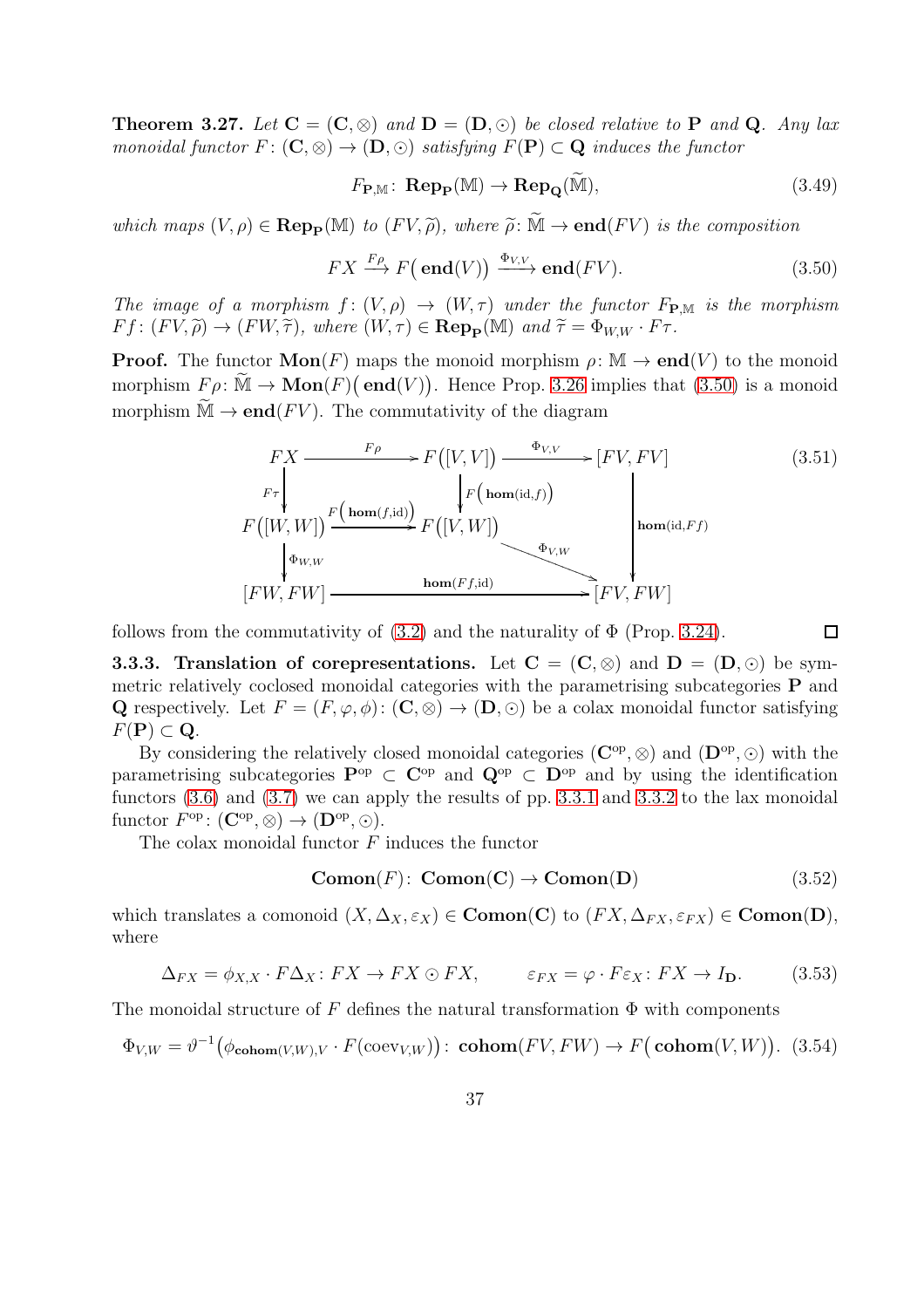**Theorem 3.27.** *Let* $\mathbf{C} = (\mathbf{C}, \otimes)$ *and* $\mathbf{D} = (\mathbf{D}, \odot)$ *be closed relative to* $\mathbf{P}$ *and* $\mathbf{Q}$*. Any lax monoidal functor* $F\colon (\mathbf{C}, \otimes) \to (\mathbf{D}, \odot)$ *satisfying* $F(\mathbf{P}) \subset \mathbf{Q}$ *induces the functor*

$$F_{\mathbf{P},\mathbb{M}}\colon\ \mathbf{Rep}_{\mathbf{P}}(\mathbb{M}) \to \mathbf{Rep}_{\mathbf{Q}}(\widetilde{\mathbb{M}}), \tag{3.49}$$

*which maps* $(V, \rho) \in \mathbf{Rep}_{\mathbf{P}}(\mathbb{M})$ *to* $(FV, \widetilde{\rho})$*, where* $\widetilde{\rho}\colon \widetilde{\mathbb{M}} \to \mathbf{end}(FV)$ *is the composition*

$$FX \xrightarrow{F\rho} F\big(\mathbf{end}(V)\big) \xrightarrow{\Phi_{V,V}} \mathbf{end}(FV). \tag{3.50}$$

*The image of a morphism* $f\colon (V, \rho) \to (W, \tau)$ *under the functor* $F_{\mathbf{P},\mathbb{M}}$ *is the morphism* $Ff\colon (FV, \widetilde{\rho}) \to (FW, \widetilde{\tau})$*, where* $(W, \tau) \in \mathbf{Rep}_{\mathbf{P}}(\mathbb{M})$ *and* $\widetilde{\tau} = \Phi_{W,W} \cdot F\tau$*.*

**Proof.** The functor $\mathbf{Mon}(F)$ maps the monoid morphism $\rho\colon \mathbb{M} \to \mathbf{end}(V)$ to the monoid morphism $F\rho\colon \widetilde{\mathbb{M}} \to \mathbf{Mon}(F)\big(\mathbf{end}(V)\big)$. Hence Prop. 3.26 implies that (3.50) is a monoid morphism $\widetilde{\mathbb{M}} \to \mathbf{end}(FV)$. The commutativity of the diagram

$$\begin{array}{ccccc}
FX & \xrightarrow{\quad F\rho \quad} & F\big([V,V]\big) & \xrightarrow{\quad \Phi_{V,V} \quad} & [FV, FV] \\
{\scriptstyle F\tau}\downarrow & & \downarrow{\scriptstyle F\left(\mathbf{hom}(\mathrm{id}, f)\right)} & & \\
F\big([W,W]\big) & \xrightarrow{F\left(\mathbf{hom}(f,\mathrm{id})\right)} & F\big([V,W]\big) & & \downarrow{\scriptstyle \mathbf{hom}(\mathrm{id}, Ff)} \\
{\scriptstyle \Phi_{W,W}}\downarrow & & & \searrow{\scriptstyle \Phi_{V,W}} & \\
[FW, FW] & & \xrightarrow{\quad \mathbf{hom}(Ff, \mathrm{id}) \quad} & & [FV, FW]
\end{array} \tag{3.51}$$

follows from the commutativity of (3.2) and the naturality of $\Phi$ (Prop. 3.24). □

**3.3.3. Translation of corepresentations.** Let $\mathbf{C} = (\mathbf{C}, \otimes)$ and $\mathbf{D} = (\mathbf{D}, \odot)$ be symmetric relatively coclosed monoidal categories with the parametrising subcategories $\mathbf{P}$ and $\mathbf{Q}$ respectively. Let $F = (F, \varphi, \phi)\colon (\mathbf{C}, \otimes) \to (\mathbf{D}, \odot)$ be a colax monoidal functor satisfying $F(\mathbf{P}) \subset \mathbf{Q}$.

By considering the relatively closed monoidal categories $(\mathbf{C}^{\mathrm{op}}, \otimes)$ and $(\mathbf{D}^{\mathrm{op}}, \odot)$ with the parametrising subcategories $\mathbf{P}^{\mathrm{op}} \subset \mathbf{C}^{\mathrm{op}}$ and $\mathbf{Q}^{\mathrm{op}} \subset \mathbf{D}^{\mathrm{op}}$ and by using the identification functors (3.6) and (3.7) we can apply the results of pp. 3.3.1 and 3.3.2 to the lax monoidal functor $F^{\mathrm{op}}\colon (\mathbf{C}^{\mathrm{op}}, \otimes) \to (\mathbf{D}^{\mathrm{op}}, \odot)$.

The colax monoidal functor $F$ induces the functor

$$\mathbf{Comon}(F)\colon\ \mathbf{Comon}(\mathbf{C}) \to \mathbf{Comon}(\mathbf{D}) \tag{3.52}$$

which translates a comonoid $(X, \Delta_X, \varepsilon_X) \in \mathbf{Comon}(\mathbf{C})$ to $(FX, \Delta_{FX}, \varepsilon_{FX}) \in \mathbf{Comon}(\mathbf{D})$, where

$$\Delta_{FX} = \phi_{X,X} \cdot F\Delta_X\colon FX \to FX \odot FX, \qquad \varepsilon_{FX} = \varphi \cdot F\varepsilon_X\colon FX \to I_{\mathbf{D}}. \tag{3.53}$$

The monoidal structure of $F$ defines the natural transformation $\Phi$ with components

$$\Phi_{V,W} = \vartheta^{-1}\big(\phi_{\mathbf{cohom}(V,W),V} \cdot F(\mathrm{coev}_{V,W})\big)\colon\ \mathbf{cohom}(FV, FW) \to F\big(\mathbf{cohom}(V, W)\big). \tag{3.54}$$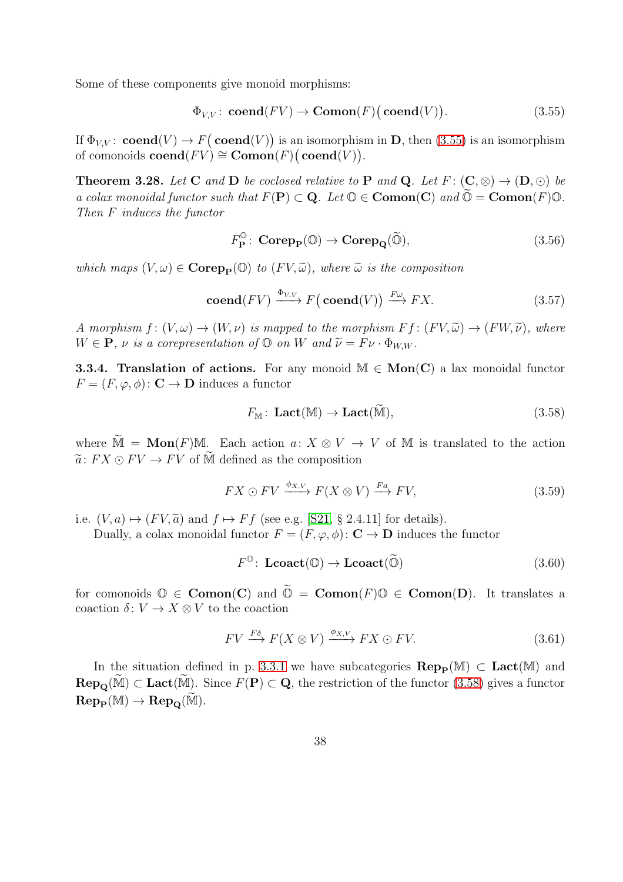Some of these components give monoid morphisms:

$$\Phi_{V,V}\colon\ \mathbf{coend}(FV) \to \mathbf{Comon}(F)\big(\mathbf{coend}(V)\big). \tag{3.55}$$

If $\Phi_{V,V}\colon\ \mathbf{coend}(V) \to F\big(\mathbf{coend}(V)\big)$ is an isomorphism in $\mathbf{D}$, then (3.55) is an isomorphism of comonoids $\mathbf{coend}(FV) \cong \mathbf{Comon}(F)\big(\mathbf{coend}(V)\big)$.

**Theorem 3.28.** *Let $\mathbf{C}$ and $\mathbf{D}$ be coclosed relative to $\mathbf{P}$ and $\mathbf{Q}$. Let $F\colon (\mathbf{C},\otimes) \to (\mathbf{D},\odot)$ be a colax monoidal functor such that $F(\mathbf{P}) \subset \mathbf{Q}$. Let $\mathbb{O} \in \mathbf{Comon}(\mathbf{C})$ and $\widetilde{\mathbb{O}} = \mathbf{Comon}(F)\mathbb{O}$. Then $F$ induces the functor*

$$F^{\mathbb{O}}_{\mathbf{P}}\colon\ \mathbf{Corep}_{\mathbf{P}}(\mathbb{O}) \to \mathbf{Corep}_{\mathbf{Q}}(\widetilde{\mathbb{O}}), \tag{3.56}$$

*which maps $(V,\omega) \in \mathbf{Corep}_{\mathbf{P}}(\mathbb{O})$ to $(FV,\widetilde{\omega})$, where $\widetilde{\omega}$ is the composition*

$$\mathbf{coend}(FV) \xrightarrow{\Phi_{V,V}} F\big(\mathbf{coend}(V)\big) \xrightarrow{F\omega} FX. \tag{3.57}$$

*A morphism $f\colon (V,\omega) \to (W,\nu)$ is mapped to the morphism $Ff\colon (FV,\widetilde{\omega}) \to (FW,\widetilde{\nu})$, where $W \in \mathbf{P}$, $\nu$ is a corepresentation of $\mathbb{O}$ on $W$ and $\widetilde{\nu} = F\nu \cdot \Phi_{W,W}$.*

**3.3.4. Translation of actions.** For any monoid $\mathbb{M} \in \mathbf{Mon}(\mathbf{C})$ a lax monoidal functor $F = (F,\varphi,\phi)\colon \mathbf{C} \to \mathbf{D}$ induces a functor

$$F_{\mathbb{M}}\colon\ \mathbf{Lact}(\mathbb{M}) \to \mathbf{Lact}(\widetilde{\mathbb{M}}), \tag{3.58}$$

where $\widetilde{\mathbb{M}} = \mathbf{Mon}(F)\mathbb{M}$. Each action $a\colon X \otimes V \to V$ of $\mathbb{M}$ is translated to the action $\widetilde{a}\colon FX \odot FV \to FV$ of $\widetilde{\mathbb{M}}$ defined as the composition

$$FX \odot FV \xrightarrow{\phi_{X,V}} F(X \otimes V) \xrightarrow{Fa} FV, \tag{3.59}$$

i.e. $(V,a) \mapsto (FV,\widetilde{a})$ and $f \mapsto Ff$ (see e.g. [S21, § 2.4.11] for details).

Dually, a colax monoidal functor $F = (F,\varphi,\phi)\colon \mathbf{C} \to \mathbf{D}$ induces the functor

$$F^{\mathbb{O}}\colon\ \mathbf{Lcoact}(\mathbb{O}) \to \mathbf{Lcoact}(\widetilde{\mathbb{O}}) \tag{3.60}$$

for comonoids $\mathbb{O} \in \mathbf{Comon}(\mathbf{C})$ and $\widetilde{\mathbb{O}} = \mathbf{Comon}(F)\mathbb{O} \in \mathbf{Comon}(\mathbf{D})$. It translates a coaction $\delta\colon V \to X \otimes V$ to the coaction

$$FV \xrightarrow{F\delta} F(X \otimes V) \xrightarrow{\phi_{X,V}} FX \odot FV. \tag{3.61}$$

In the situation defined in p. 3.3.1 we have subcategories $\mathbf{Rep}_{\mathbf{P}}(\mathbb{M}) \subset \mathbf{Lact}(\mathbb{M})$ and $\mathbf{Rep}_{\mathbf{Q}}(\widetilde{\mathbb{M}}) \subset \mathbf{Lact}(\widetilde{\mathbb{M}})$. Since $F(\mathbf{P}) \subset \mathbf{Q}$, the restriction of the functor (3.58) gives a functor $\mathbf{Rep}_{\mathbf{P}}(\mathbb{M}) \to \mathbf{Rep}_{\mathbf{Q}}(\widetilde{\mathbb{M}})$.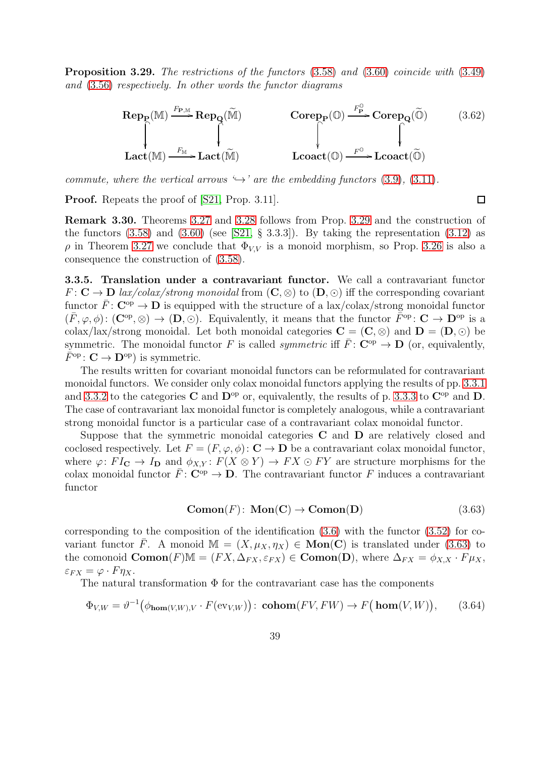**Proposition 3.29.** *The restrictions of the functors* (3.58) *and* (3.60) *coincide with* (3.49) *and* (3.56) *respectively. In other words the functor diagrams*

$$\begin{array}{ccc} \mathbf{Rep}_{\mathbf{P}}(\mathbb{M}) & \xrightarrow{F_{\mathbf{P},\mathbb{M}}} & \mathbf{Rep}_{\mathbf{Q}}(\widetilde{\mathbb{M}}) \\ \downarrow & & \downarrow \\ \mathbf{Lact}(\mathbb{M}) & \xrightarrow{F_{\mathbb{M}}} & \mathbf{Lact}(\widetilde{\mathbb{M}}) \end{array} \qquad \begin{array}{ccc} \mathbf{Corep}_{\mathbf{P}}(\mathbb{O}) & \xrightarrow{F^{\mathbb{O}}_{\mathbf{P}}} & \mathbf{Corep}_{\mathbf{Q}}(\widetilde{\mathbb{O}}) \\ \downarrow & & \downarrow \\ \mathbf{Lcoact}(\mathbb{O}) & \xrightarrow{F^{\mathbb{O}}} & \mathbf{Lcoact}(\widetilde{\mathbb{O}}) \end{array} \tag{3.62}$$

*commute, where the vertical arrows '$\hookrightarrow$' are the embedding functors* (3.9), (3.11).

**Proof.** Repeats the proof of [S21, Prop. 3.11]. $\square$

**Remark 3.30.** Theorems 3.27 and 3.28 follows from Prop. 3.29 and the construction of the functors (3.58) and (3.60) (see [S21, § 3.3.3]). By taking the representation (3.12) as $\rho$ in Theorem 3.27 we conclude that $\Phi_{V,V}$ is a monoid morphism, so Prop. 3.26 is also a consequence the construction of (3.58).

**3.3.5. Translation under a contravariant functor.** We call a contravariant functor $F\colon \mathbf{C}\to\mathbf{D}$ *lax/colax/strong monoidal* from $(\mathbf{C},\otimes)$ to $(\mathbf{D},\odot)$ iff the corresponding covariant functor $\bar F\colon \mathbf{C}^{\mathrm{op}}\to\mathbf{D}$ is equipped with the structure of a lax/colax/strong monoidal functor $(\bar F,\varphi,\phi)\colon(\mathbf{C}^{\mathrm{op}},\otimes)\to(\mathbf{D},\odot)$. Equivalently, it means that the functor $\bar F^{\mathrm{op}}\colon\mathbf{C}\to\mathbf{D}^{\mathrm{op}}$ is a colax/lax/strong monoidal. Let both monoidal categories $\mathbf{C}=(\mathbf{C},\otimes)$ and $\mathbf{D}=(\mathbf{D},\odot)$ be symmetric. The monoidal functor $F$ is called *symmetric* iff $\bar F\colon\mathbf{C}^{\mathrm{op}}\to\mathbf{D}$ (or, equivalently, $\bar F^{\mathrm{op}}\colon\mathbf{C}\to\mathbf{D}^{\mathrm{op}}$) is symmetric.

The results written for covariant monoidal functors can be reformulated for contravariant monoidal functors. We consider only colax monoidal functors applying the results of pp. 3.3.1 and 3.3.2 to the categories $\mathbf{C}$ and $\mathbf{D}^{\mathrm{op}}$ or, equivalently, the results of p. 3.3.3 to $\mathbf{C}^{\mathrm{op}}$ and $\mathbf{D}$. The case of contravariant lax monoidal functor is completely analogous, while a contravariant strong monoidal functor is a particular case of a contravariant colax monoidal functor.

Suppose that the symmetric monoidal categories $\mathbf{C}$ and $\mathbf{D}$ are relatively closed and coclosed respectively. Let $F=(F,\varphi,\phi)\colon\mathbf{C}\to\mathbf{D}$ be a contravariant colax monoidal functor, where $\varphi\colon FI_{\mathbf{C}}\to I_{\mathbf{D}}$ and $\phi_{X,Y}\colon F(X\otimes Y)\to FX\odot FY$ are structure morphisms for the colax monoidal functor $\bar F\colon\mathbf{C}^{\mathrm{op}}\to\mathbf{D}$. The contravariant functor $F$ induces a contravariant functor

$$\mathbf{Comon}(F)\colon\ \mathbf{Mon}(\mathbf{C})\to\mathbf{Comon}(\mathbf{D}) \tag{3.63}$$

corresponding to the composition of the identification (3.6) with the functor (3.52) for covariant functor $\bar F$. A monoid $\mathbb{M}=(X,\mu_X,\eta_X)\in\mathbf{Mon}(\mathbf{C})$ is translated under (3.63) to the comonoid $\mathbf{Comon}(F)\mathbb{M}=(FX,\Delta_{FX},\varepsilon_{FX})\in\mathbf{Comon}(\mathbf{D})$, where $\Delta_{FX}=\phi_{X,X}\cdot F\mu_X$, $\varepsilon_{FX}=\varphi\cdot F\eta_X$.

The natural transformation $\Phi$ for the contravariant case has the components

$$\Phi_{V,W}=\vartheta^{-1}\big(\phi_{\mathbf{hom}(V,W),V}\cdot F(\mathrm{ev}_{V,W})\big)\colon\ \mathbf{cohom}(FV,FW)\to F\big(\mathbf{hom}(V,W)\big), \tag{3.64}$$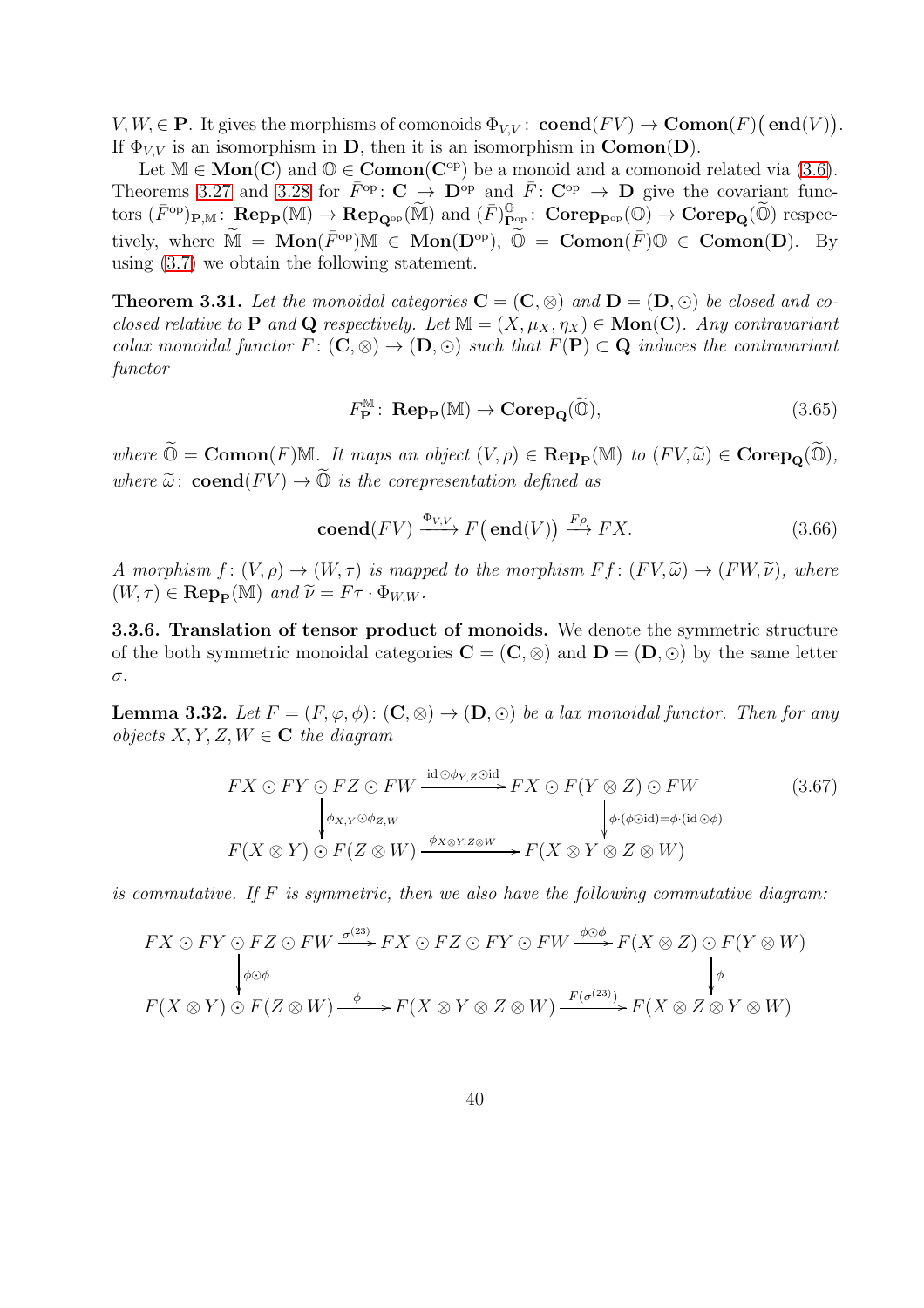$V, W, \in \mathbf{P}$. It gives the morphisms of comonoids $\Phi_{V,V}\colon \mathbf{coend}(FV) \to \mathbf{Comon}(F)\big(\mathbf{end}(V)\big)$. If $\Phi_{V,V}$ is an isomorphism in $\mathbf{D}$, then it is an isomorphism in $\mathbf{Comon}(\mathbf{D})$.

Let $\mathbb{M} \in \mathbf{Mon}(\mathbf{C})$ and $\mathbb{O} \in \mathbf{Comon}(\mathbf{C}^{\mathrm{op}})$ be a monoid and a comonoid related via (3.6). Theorems 3.27 and 3.28 for $\bar{F}^{\mathrm{op}}\colon \mathbf{C} \to \mathbf{D}^{\mathrm{op}}$ and $\bar{F}\colon \mathbf{C}^{\mathrm{op}} \to \mathbf{D}$ give the covariant functors $(\bar{F}^{\mathrm{op}})_{\mathbf{P},\mathbb{M}}\colon \mathbf{Rep}_{\mathbf{P}}(\mathbb{M}) \to \mathbf{Rep}_{\mathbf{Q}^{\mathrm{op}}}(\widetilde{\mathbb{M}})$ and $(\bar{F})^{\mathbb{O}}_{\mathbf{P}^{\mathrm{op}}}\colon \mathbf{Corep}_{\mathbf{P}^{\mathrm{op}}}(\mathbb{O}) \to \mathbf{Corep}_{\mathbf{Q}}(\widetilde{\mathbb{O}})$ respectively, where $\widetilde{\mathbb{M}} = \mathbf{Mon}(\bar{F}^{\mathrm{op}})\mathbb{M} \in \mathbf{Mon}(\mathbf{D}^{\mathrm{op}})$, $\widetilde{\mathbb{O}} = \mathbf{Comon}(\bar{F})\mathbb{O} \in \mathbf{Comon}(\mathbf{D})$. By using (3.7) we obtain the following statement.

**Theorem 3.31.** *Let the monoidal categories $\mathbf{C} = (\mathbf{C}, \otimes)$ and $\mathbf{D} = (\mathbf{D}, \odot)$ be closed and coclosed relative to $\mathbf{P}$ and $\mathbf{Q}$ respectively. Let $\mathbb{M} = (X, \mu_X, \eta_X) \in \mathbf{Mon}(\mathbf{C})$. Any contravariant colax monoidal functor $F\colon (\mathbf{C}, \otimes) \to (\mathbf{D}, \odot)$ such that $F(\mathbf{P}) \subset \mathbf{Q}$ induces the contravariant functor*

$$F^{\mathbb{M}}_{\mathbf{P}}\colon \mathbf{Rep}_{\mathbf{P}}(\mathbb{M}) \to \mathbf{Corep}_{\mathbf{Q}}(\widetilde{\mathbb{O}}), \tag{3.65}$$

*where $\widetilde{\mathbb{O}} = \mathbf{Comon}(F)\mathbb{M}$. It maps an object $(V, \rho) \in \mathbf{Rep}_{\mathbf{P}}(\mathbb{M})$ to $(FV, \widetilde{\omega}) \in \mathbf{Corep}_{\mathbf{Q}}(\widetilde{\mathbb{O}})$, where $\widetilde{\omega}\colon \mathbf{coend}(FV) \to \widetilde{\mathbb{O}}$ is the corepresentation defined as*

$$\mathbf{coend}(FV) \xrightarrow{\Phi_{V,V}} F\big(\mathbf{end}(V)\big) \xrightarrow{F\rho} FX. \tag{3.66}$$

*A morphism $f\colon (V, \rho) \to (W, \tau)$ is mapped to the morphism $Ff\colon (FV, \widetilde{\omega}) \to (FW, \widetilde{\nu})$, where $(W, \tau) \in \mathbf{Rep}_{\mathbf{P}}(\mathbb{M})$ and $\widetilde{\nu} = F\tau \cdot \Phi_{W,W}$.*

**3.3.6. Translation of tensor product of monoids.** We denote the symmetric structure of the both symmetric monoidal categories $\mathbf{C} = (\mathbf{C}, \otimes)$ and $\mathbf{D} = (\mathbf{D}, \odot)$ by the same letter $\sigma$.

**Lemma 3.32.** *Let $F = (F, \varphi, \phi)\colon (\mathbf{C}, \otimes) \to (\mathbf{D}, \odot)$ be a lax monoidal functor. Then for any objects $X, Y, Z, W \in \mathbf{C}$ the diagram*

$$\begin{array}{ccc}
FX \odot FY \odot FZ \odot FW & \xrightarrow{\mathrm{id}\odot\phi_{Y,Z}\odot\mathrm{id}} & FX \odot F(Y \otimes Z) \odot FW \\
\Big\downarrow{\scriptstyle \phi_{X,Y}\odot\phi_{Z,W}} & & \Big\downarrow{\scriptstyle \phi\cdot(\phi\odot\mathrm{id}) = \phi\cdot(\mathrm{id}\odot\phi)} \\
F(X \otimes Y) \odot F(Z \otimes W) & \xrightarrow{\phi_{X\otimes Y, Z\otimes W}} & F(X \otimes Y \otimes Z \otimes W)
\end{array} \tag{3.67}$$

*is commutative. If $F$ is symmetric, then we also have the following commutative diagram:*

$$\begin{array}{ccccc}
FX \odot FY \odot FZ \odot FW & \xrightarrow{\sigma^{(23)}} & FX \odot FZ \odot FY \odot FW & \xrightarrow{\phi\odot\phi} & F(X \otimes Z) \odot F(Y \otimes W) \\
\Big\downarrow{\scriptstyle \phi\odot\phi} & & & & \Big\downarrow{\scriptstyle \phi} \\
F(X \otimes Y) \odot F(Z \otimes W) & \xrightarrow{\phi} & F(X \otimes Y \otimes Z \otimes W) & \xrightarrow{F(\sigma^{(23)})} & F(X \otimes Z \otimes Y \otimes W)
\end{array}$$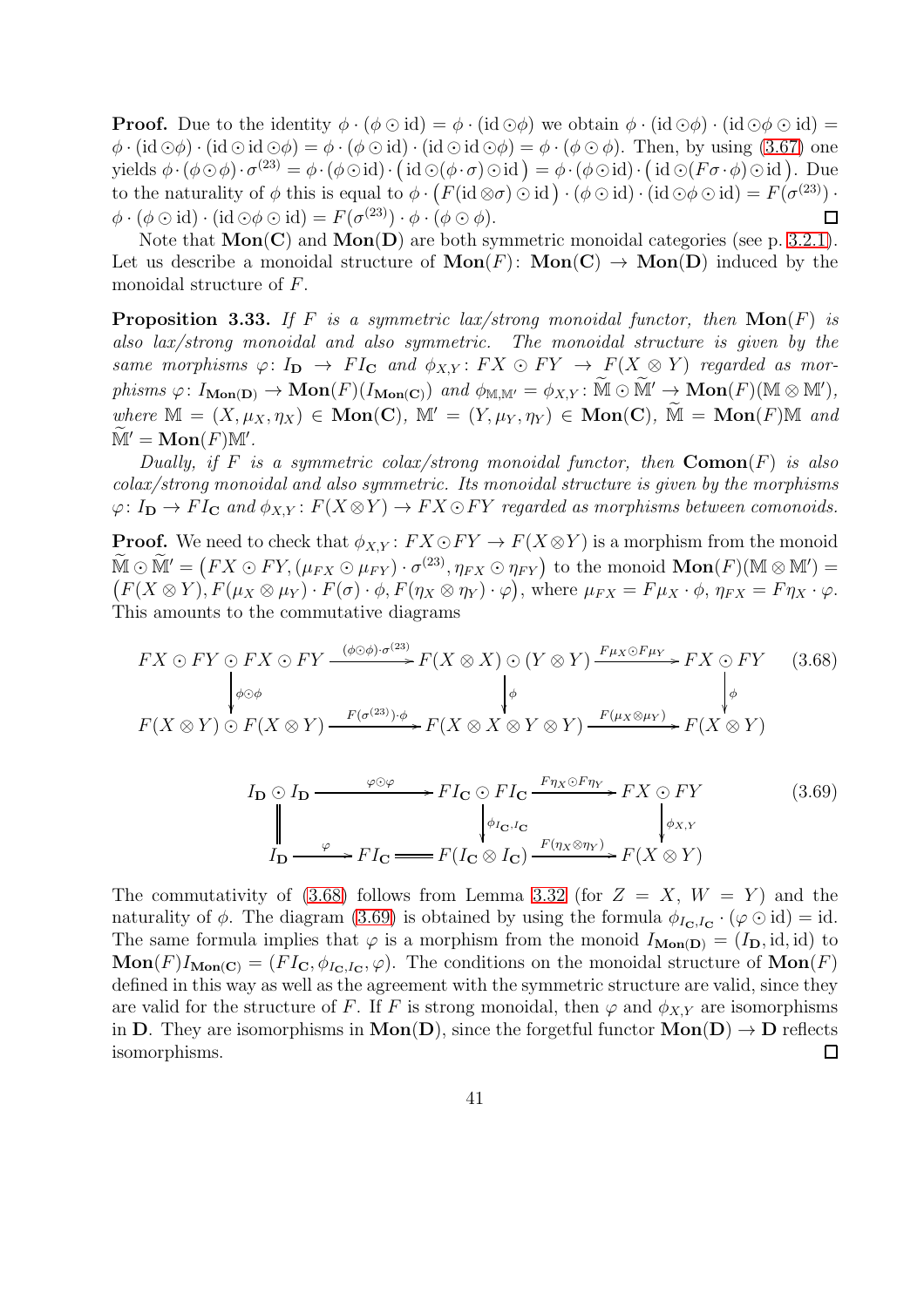**Proof.** Due to the identity $\phi\cdot(\phi\odot\mathrm{id})=\phi\cdot(\mathrm{id}\odot\phi)$ we obtain $\phi\cdot(\mathrm{id}\odot\phi)\cdot(\mathrm{id}\odot\phi\odot\mathrm{id})=\phi\cdot(\mathrm{id}\odot\phi)\cdot(\mathrm{id}\odot\mathrm{id}\odot\phi)=\phi\cdot(\phi\odot\mathrm{id})\cdot(\mathrm{id}\odot\mathrm{id}\odot\phi)=\phi\cdot(\phi\odot\phi)$. Then, by using (3.67) one yields $\phi\cdot(\phi\odot\phi)\cdot\sigma^{(23)}=\phi\cdot(\phi\odot\mathrm{id})\cdot\big(\mathrm{id}\odot(\phi\cdot\sigma)\odot\mathrm{id}\big)=\phi\cdot(\phi\odot\mathrm{id})\cdot\big(\mathrm{id}\odot(F\sigma\cdot\phi)\odot\mathrm{id}\big)$. Due to the naturality of $\phi$ this is equal to $\phi\cdot\big(F(\mathrm{id}\otimes\sigma)\odot\mathrm{id}\big)\cdot(\phi\odot\mathrm{id})\cdot(\mathrm{id}\odot\phi\odot\mathrm{id})=F(\sigma^{(23)})\cdot\phi\cdot(\phi\odot\mathrm{id})\cdot(\mathrm{id}\odot\phi\odot\mathrm{id})=F(\sigma^{(23)})\cdot\phi\cdot(\phi\odot\phi)$. ◻

Note that $\mathbf{Mon}(\mathbf{C})$ and $\mathbf{Mon}(\mathbf{D})$ are both symmetric monoidal categories (see p. 3.2.1). Let us describe a monoidal structure of $\mathbf{Mon}(F)\colon\mathbf{Mon}(\mathbf{C})\to\mathbf{Mon}(\mathbf{D})$ induced by the monoidal structure of $F$.

**Proposition 3.33.** *If $F$ is a symmetric lax/strong monoidal functor, then $\mathbf{Mon}(F)$ is also lax/strong monoidal and also symmetric. The monoidal structure is given by the same morphisms $\varphi\colon I_{\mathbf{D}}\to FI_{\mathbf{C}}$ and $\phi_{X,Y}\colon FX\odot FY\to F(X\otimes Y)$ regarded as morphisms $\varphi\colon I_{\mathbf{Mon}(\mathbf{D})}\to\mathbf{Mon}(F)(I_{\mathbf{Mon}(\mathbf{C})})$ and $\phi_{\mathbb{M},\mathbb{M}'}=\phi_{X,Y}\colon\widetilde{\mathbb{M}}\odot\widetilde{\mathbb{M}}'\to\mathbf{Mon}(F)(\mathbb{M}\otimes\mathbb{M}')$, where $\mathbb{M}=(X,\mu_X,\eta_X)\in\mathbf{Mon}(\mathbf{C})$, $\mathbb{M}'=(Y,\mu_Y,\eta_Y)\in\mathbf{Mon}(\mathbf{C})$, $\widetilde{\mathbb{M}}=\mathbf{Mon}(F)\mathbb{M}$ and $\widetilde{\mathbb{M}}'=\mathbf{Mon}(F)\mathbb{M}'$.*

*Dually, if $F$ is a symmetric colax/strong monoidal functor, then $\mathbf{Comon}(F)$ is also colax/strong monoidal and also symmetric. Its monoidal structure is given by the morphisms $\varphi\colon I_{\mathbf{D}}\to FI_{\mathbf{C}}$ and $\phi_{X,Y}\colon F(X\otimes Y)\to FX\odot FY$ regarded as morphisms between comonoids.*

**Proof.** We need to check that $\phi_{X,Y}\colon FX\odot FY\to F(X\otimes Y)$ is a morphism from the monoid $\widetilde{\mathbb{M}}\odot\widetilde{\mathbb{M}}'=\big(FX\odot FY,(\mu_{FX}\odot\mu_{FY})\cdot\sigma^{(23)},\eta_{FX}\odot\eta_{FY}\big)$ to the monoid $\mathbf{Mon}(F)(\mathbb{M}\otimes\mathbb{M}')=\big(F(X\otimes Y),F(\mu_X\otimes\mu_Y)\cdot F(\sigma)\cdot\phi,F(\eta_X\otimes\eta_Y)\cdot\varphi\big)$, where $\mu_{FX}=F\mu_X\cdot\phi$, $\eta_{FX}=F\eta_X\cdot\varphi$. This amounts to the commutative diagrams

$$\begin{array}{ccccc}
FX\odot FY\odot FX\odot FY & \xrightarrow{(\phi\odot\phi)\cdot\sigma^{(23)}} & F(X\otimes X)\odot(Y\otimes Y) & \xrightarrow{F\mu_X\odot F\mu_Y} & FX\odot FY\\
\downarrow{\scriptstyle\phi\odot\phi} & & \downarrow{\scriptstyle\phi} & & \downarrow{\scriptstyle\phi}\\
F(X\otimes Y)\odot F(X\otimes Y) & \xrightarrow{F(\sigma^{(23)})\cdot\phi} & F(X\otimes X\otimes Y\otimes Y) & \xrightarrow{F(\mu_X\otimes\mu_Y)} & F(X\otimes Y)
\end{array}\qquad(3.68)$$

$$\begin{array}{ccccc}
I_{\mathbf{D}}\odot I_{\mathbf{D}} & \xrightarrow{\varphi\odot\varphi} & FI_{\mathbf{C}}\odot FI_{\mathbf{C}} & \xrightarrow{F\eta_X\odot F\eta_Y} & FX\odot FY\\
\| & & \downarrow{\scriptstyle\phi_{I_{\mathbf{C}},I_{\mathbf{C}}}} & & \downarrow{\scriptstyle\phi_{X,Y}}\\
I_{\mathbf{D}} & \xrightarrow{\varphi} FI_{\mathbf{C}} = & F(I_{\mathbf{C}}\otimes I_{\mathbf{C}}) & \xrightarrow{F(\eta_X\otimes\eta_Y)} & F(X\otimes Y)
\end{array}\qquad(3.69)$$

The commutativity of (3.68) follows from Lemma 3.32 (for $Z=X$, $W=Y$) and the naturality of $\phi$. The diagram (3.69) is obtained by using the formula $\phi_{I_{\mathbf{C}},I_{\mathbf{C}}}\cdot(\varphi\odot\mathrm{id})=\mathrm{id}$. The same formula implies that $\varphi$ is a morphism from the monoid $I_{\mathbf{Mon}(\mathbf{D})}=(I_{\mathbf{D}},\mathrm{id},\mathrm{id})$ to $\mathbf{Mon}(F)I_{\mathbf{Mon}(\mathbf{C})}=(FI_{\mathbf{C}},\phi_{I_{\mathbf{C}},I_{\mathbf{C}}},\varphi)$. The conditions on the monoidal structure of $\mathbf{Mon}(F)$ defined in this way as well as the agreement with the symmetric structure are valid, since they are valid for the structure of $F$. If $F$ is strong monoidal, then $\varphi$ and $\phi_{X,Y}$ are isomorphisms in $\mathbf{D}$. They are isomorphisms in $\mathbf{Mon}(\mathbf{D})$, since the forgetful functor $\mathbf{Mon}(\mathbf{D})\to\mathbf{D}$ reflects isomorphisms. ◻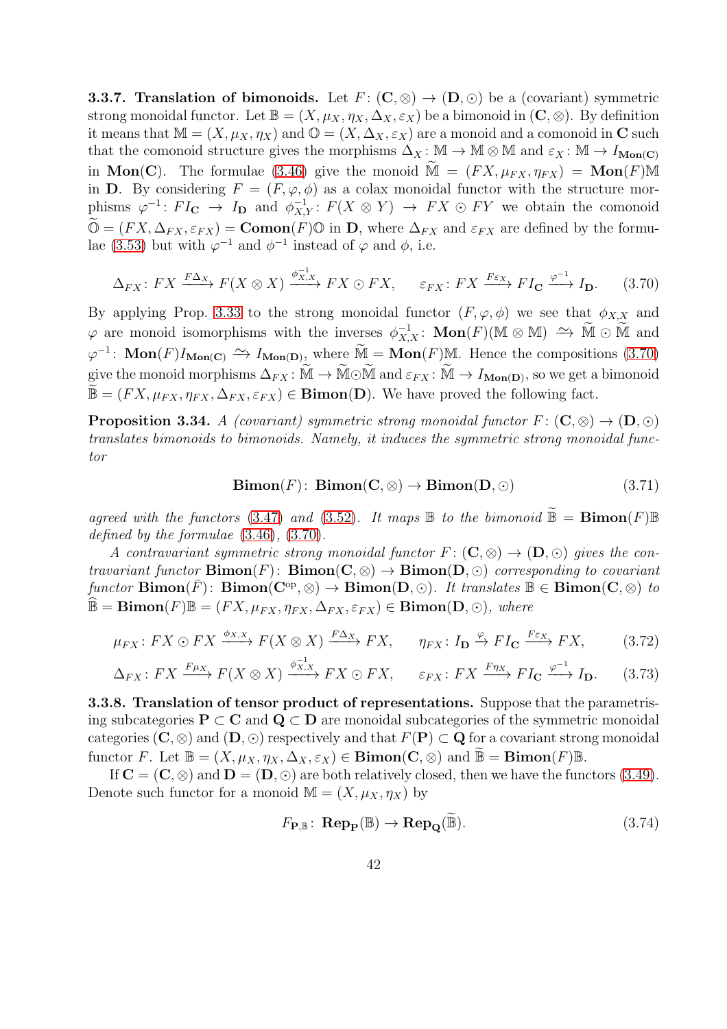**3.3.7. Translation of bimonoids.** Let $F\colon (\mathbf{C},\otimes)\to(\mathbf{D},\odot)$ be a (covariant) symmetric strong monoidal functor. Let $\mathbb{B}=(X,\mu_X,\eta_X,\Delta_X,\varepsilon_X)$ be a bimonoid in $(\mathbf{C},\otimes)$. By definition it means that $\mathbb{M}=(X,\mu_X,\eta_X)$ and $\mathbb{O}=(X,\Delta_X,\varepsilon_X)$ are a monoid and a comonoid in $\mathbf{C}$ such that the comonoid structure gives the morphisms $\Delta_X\colon\mathbb{M}\to\mathbb{M}\otimes\mathbb{M}$ and $\varepsilon_X\colon\mathbb{M}\to I_{\mathbf{Mon(C)}}$ in $\mathbf{Mon(C)}$. The formulae (3.46) give the monoid $\widetilde{\mathbb{M}}=(FX,\mu_{FX},\eta_{FX})=\mathbf{Mon}(F)\mathbb{M}$ in $\mathbf{D}$. By considering $F=(F,\varphi,\phi)$ as a colax monoidal functor with the structure morphisms $\varphi^{-1}\colon FI_{\mathbf{C}}\to I_{\mathbf{D}}$ and $\phi^{-1}_{X,Y}\colon F(X\otimes Y)\to FX\odot FY$ we obtain the comonoid $\widetilde{\mathbb{O}}=(FX,\Delta_{FX},\varepsilon_{FX})=\mathbf{Comon}(F)\mathbb{O}$ in $\mathbf{D}$, where $\Delta_{FX}$ and $\varepsilon_{FX}$ are defined by the formulae (3.53) but with $\varphi^{-1}$ and $\phi^{-1}$ instead of $\varphi$ and $\phi$, i.e.

$$\Delta_{FX}\colon FX\xrightarrow{F\Delta_X}F(X\otimes X)\xrightarrow{\phi^{-1}_{X,X}}FX\odot FX,\qquad \varepsilon_{FX}\colon FX\xrightarrow{F\varepsilon_X}FI_{\mathbf{C}}\xrightarrow{\varphi^{-1}}I_{\mathbf{D}}.\tag{3.70}$$

By applying Prop. 3.33 to the strong monoidal functor $(F,\varphi,\phi)$ we see that $\phi_{X,X}$ and $\varphi$ are monoid isomorphisms with the inverses $\phi^{-1}_{X,X}\colon\mathbf{Mon}(F)(\mathbb{M}\otimes\mathbb{M})\xrightarrow{\sim}\widetilde{\mathbb{M}}\odot\widetilde{\mathbb{M}}$ and $\varphi^{-1}\colon\mathbf{Mon}(F)I_{\mathbf{Mon(C)}}\xrightarrow{\sim}I_{\mathbf{Mon(D)}}$, where $\widetilde{\mathbb{M}}=\mathbf{Mon}(F)\mathbb{M}$. Hence the compositions (3.70) give the monoid morphisms $\Delta_{FX}\colon\widetilde{\mathbb{M}}\to\widetilde{\mathbb{M}}\odot\widetilde{\mathbb{M}}$ and $\varepsilon_{FX}\colon\widetilde{\mathbb{M}}\to I_{\mathbf{Mon(D)}}$, so we get a bimonoid $\widetilde{\mathbb{B}}=(FX,\mu_{FX},\eta_{FX},\Delta_{FX},\varepsilon_{FX})\in\mathbf{Bimon(D)}$. We have proved the following fact.

**Proposition 3.34.** *A (covariant) symmetric strong monoidal functor $F\colon(\mathbf{C},\otimes)\to(\mathbf{D},\odot)$ translates bimonoids to bimonoids. Namely, it induces the symmetric strong monoidal functor*

$$\mathbf{Bimon}(F)\colon\ \mathbf{Bimon}(\mathbf{C},\otimes)\to\mathbf{Bimon}(\mathbf{D},\odot)\tag{3.71}$$

*agreed with the functors (3.47) and (3.52). It maps $\mathbb{B}$ to the bimonoid $\widetilde{\mathbb{B}}=\mathbf{Bimon}(F)\mathbb{B}$ defined by the formulae (3.46), (3.70).*

*A contravariant symmetric strong monoidal functor $F\colon(\mathbf{C},\otimes)\to(\mathbf{D},\odot)$ gives the contravariant functor $\mathbf{Bimon}(F)\colon\mathbf{Bimon}(\mathbf{C},\otimes)\to\mathbf{Bimon}(\mathbf{D},\odot)$ corresponding to covariant functor $\mathbf{Bimon}(\bar F)\colon\mathbf{Bimon}(\mathbf{C}^{\mathrm{op}},\otimes)\to\mathbf{Bimon}(\mathbf{D},\odot)$. It translates $\mathbb{B}\in\mathbf{Bimon}(\mathbf{C},\otimes)$ to $\widehat{\mathbb{B}}=\mathbf{Bimon}(F)\mathbb{B}=(FX,\mu_{FX},\eta_{FX},\Delta_{FX},\varepsilon_{FX})\in\mathbf{Bimon}(\mathbf{D},\odot)$, where*

$$\mu_{FX}\colon FX\odot FX\xrightarrow{\phi_{X,X}}F(X\otimes X)\xrightarrow{F\Delta_X}FX,\qquad \eta_{FX}\colon I_{\mathbf{D}}\xrightarrow{\varphi}FI_{\mathbf{C}}\xrightarrow{F\varepsilon_X}FX,\tag{3.72}$$

$$\Delta_{FX}\colon FX\xrightarrow{F\mu_X}F(X\otimes X)\xrightarrow{\phi^{-1}_{X,X}}FX\odot FX,\qquad \varepsilon_{FX}\colon FX\xrightarrow{F\eta_X}FI_{\mathbf{C}}\xrightarrow{\varphi^{-1}}I_{\mathbf{D}}.\tag{3.73}$$

**3.3.8. Translation of tensor product of representations.** Suppose that the parametrising subcategories $\mathbf{P}\subset\mathbf{C}$ and $\mathbf{Q}\subset\mathbf{D}$ are monoidal subcategories of the symmetric monoidal categories $(\mathbf{C},\otimes)$ and $(\mathbf{D},\odot)$ respectively and that $F(\mathbf{P})\subset\mathbf{Q}$ for a covariant strong monoidal functor $F$. Let $\mathbb{B}=(X,\mu_X,\eta_X,\Delta_X,\varepsilon_X)\in\mathbf{Bimon}(\mathbf{C},\otimes)$ and $\widetilde{\mathbb{B}}=\mathbf{Bimon}(F)\mathbb{B}$.

If $\mathbf{C}=(\mathbf{C},\otimes)$ and $\mathbf{D}=(\mathbf{D},\odot)$ are both relatively closed, then we have the functors (3.49). Denote such functor for a monoid $\mathbb{M}=(X,\mu_X,\eta_X)$ by

$$F_{\mathbf{P},\mathbb{B}}\colon\ \mathbf{Rep}_{\mathbf{P}}(\mathbb{B})\to\mathbf{Rep}_{\mathbf{Q}}(\widetilde{\mathbb{B}}).\tag{3.74}$$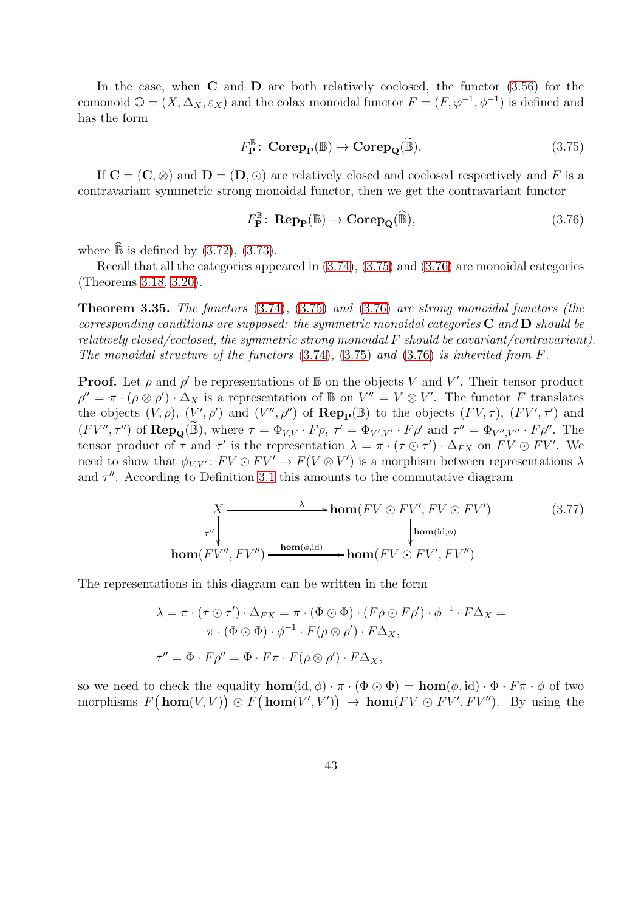In the case, when $\mathbf{C}$ and $\mathbf{D}$ are both relatively coclosed, the functor (3.56) for the comonoid $\mathbb{O} = (X, \Delta_X, \varepsilon_X)$ and the colax monoidal functor $F = (F, \varphi^{-1}, \phi^{-1})$ is defined and has the form

$$F^{\mathbb{B}}_{\mathbf{P}} \colon \mathbf{Corep}_{\mathbf{P}}(\mathbb{B}) \to \mathbf{Corep}_{\mathbf{Q}}(\widetilde{\mathbb{B}}). \tag{3.75}$$

If $\mathbf{C} = (\mathbf{C}, \otimes)$ and $\mathbf{D} = (\mathbf{D}, \odot)$ are relatively closed and coclosed respectively and $F$ is a contravariant symmetric strong monoidal functor, then we get the contravariant functor

$$F^{\mathbb{B}}_{\mathbf{P}} \colon \mathbf{Rep}_{\mathbf{P}}(\mathbb{B}) \to \mathbf{Corep}_{\mathbf{Q}}(\widehat{\mathbb{B}}), \tag{3.76}$$

where $\widehat{\mathbb{B}}$ is defined by (3.72), (3.73).

Recall that all the categories appeared in (3.74), (3.75) and (3.76) are monoidal categories (Theorems 3.18, 3.20).

**Theorem 3.35.** *The functors* (3.74), (3.75) *and* (3.76) *are strong monoidal functors (the corresponding conditions are supposed: the symmetric monoidal categories* $\mathbf{C}$ *and* $\mathbf{D}$ *should be relatively closed/coclosed, the symmetric strong monoidal* $F$ *should be covariant/contravariant). The monoidal structure of the functors* (3.74), (3.75) *and* (3.76) *is inherited from* $F$*.*

**Proof.** Let $\rho$ and $\rho'$ be representations of $\mathbb{B}$ on the objects $V$ and $V'$. Their tensor product $\rho'' = \pi \cdot (\rho \otimes \rho') \cdot \Delta_X$ is a representation of $\mathbb{B}$ on $V'' = V \otimes V'$. The functor $F$ translates the objects $(V, \rho)$, $(V', \rho')$ and $(V'', \rho'')$ of $\mathbf{Rep}_{\mathbf{P}}(\mathbb{B})$ to the objects $(FV, \tau)$, $(FV', \tau')$ and $(FV'', \tau'')$ of $\mathbf{Rep}_{\mathbf{Q}}(\widetilde{\mathbb{B}})$, where $\tau = \Phi_{V,V} \cdot F\rho$, $\tau' = \Phi_{V',V'} \cdot F\rho'$ and $\tau'' = \Phi_{V'',V''} \cdot F\rho''$. The tensor product of $\tau$ and $\tau'$ is the representation $\lambda = \pi \cdot (\tau \odot \tau') \cdot \Delta_{FX}$ on $FV \odot FV'$. We need to show that $\phi_{V,V'} \colon FV \odot FV' \to F(V \otimes V')$ is a morphism between representations $\lambda$ and $\tau''$. According to Definition 3.1 this amounts to the commutative diagram

$$\begin{array}{ccc} X & \xrightarrow{\quad\lambda\quad} & \mathbf{hom}(FV \odot FV', FV \odot FV') \\ {\scriptstyle \tau''}\big\downarrow & & \big\downarrow{\scriptstyle \mathbf{hom}(\mathrm{id},\phi)} \\ \mathbf{hom}(FV'', FV'') & \xrightarrow{\mathbf{hom}(\phi,\mathrm{id})} & \mathbf{hom}(FV \odot FV', FV'') \end{array} \tag{3.77}$$

The representations in this diagram can be written in the form

$$\lambda = \pi \cdot (\tau \odot \tau') \cdot \Delta_{FX} = \pi \cdot (\Phi \odot \Phi) \cdot (F\rho \odot F\rho') \cdot \phi^{-1} \cdot F\Delta_X =$$
$$\pi \cdot (\Phi \odot \Phi) \cdot \phi^{-1} \cdot F(\rho \otimes \rho') \cdot F\Delta_X,$$

$$\tau'' = \Phi \cdot F\rho'' = \Phi \cdot F\pi \cdot F(\rho \otimes \rho') \cdot F\Delta_X,$$

so we need to check the equality $\mathbf{hom}(\mathrm{id}, \phi) \cdot \pi \cdot (\Phi \odot \Phi) = \mathbf{hom}(\phi, \mathrm{id}) \cdot \Phi \cdot F\pi \cdot \phi$ of two morphisms $F\big(\mathbf{hom}(V, V)\big) \odot F\big(\mathbf{hom}(V', V')\big) \to \mathbf{hom}(FV \odot FV', FV'')$. By using the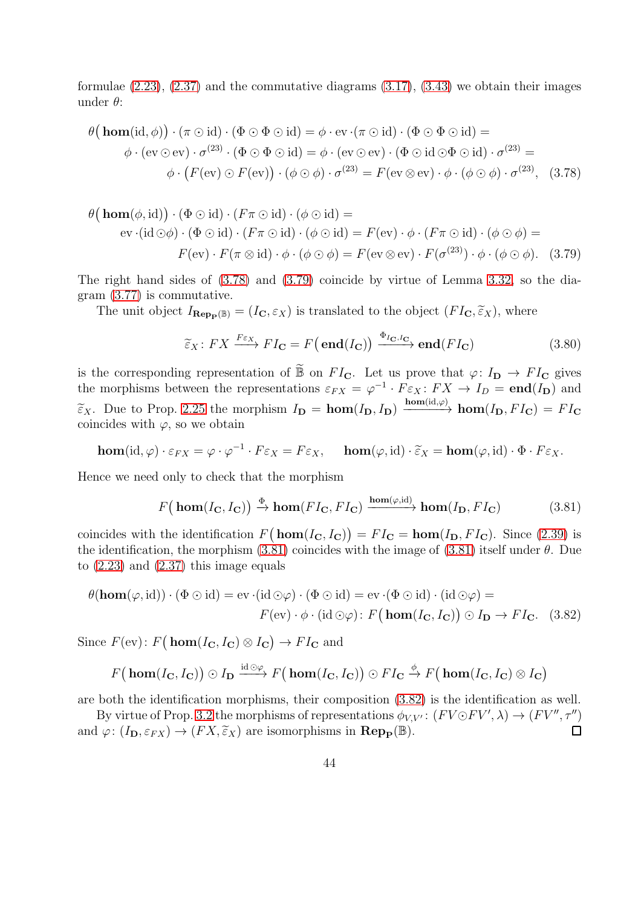formulae (2.23), (2.37) and the commutative diagrams (3.17), (3.43) we obtain their images under $\theta$:

$$\theta\big(\mathbf{hom}(\mathrm{id},\phi)\big)\cdot(\pi\odot\mathrm{id})\cdot(\Phi\odot\Phi\odot\mathrm{id})=\phi\cdot\mathrm{ev}\cdot(\pi\odot\mathrm{id})\cdot(\Phi\odot\Phi\odot\mathrm{id})=$$
$$\phi\cdot(\mathrm{ev}\odot\mathrm{ev})\cdot\sigma^{(23)}\cdot(\Phi\odot\Phi\odot\mathrm{id})=\phi\cdot(\mathrm{ev}\odot\mathrm{ev})\cdot(\Phi\odot\mathrm{id}\odot\Phi\odot\mathrm{id})\cdot\sigma^{(23)}=$$
$$\phi\cdot\big(F(\mathrm{ev})\odot F(\mathrm{ev})\big)\cdot(\phi\odot\phi)\cdot\sigma^{(23)}=F(\mathrm{ev}\otimes\mathrm{ev})\cdot\phi\cdot(\phi\odot\phi)\cdot\sigma^{(23)},\quad(3.78)$$

$$\theta\big(\mathbf{hom}(\phi,\mathrm{id})\big)\cdot(\Phi\odot\mathrm{id})\cdot(F\pi\odot\mathrm{id})\cdot(\phi\odot\mathrm{id})=$$
$$\mathrm{ev}\cdot(\mathrm{id}\odot\phi)\cdot(\Phi\odot\mathrm{id})\cdot(F\pi\odot\mathrm{id})\cdot(\phi\odot\mathrm{id})=F(\mathrm{ev})\cdot\phi\cdot(F\pi\odot\mathrm{id})\cdot(\phi\odot\phi)=$$
$$F(\mathrm{ev})\cdot F(\pi\otimes\mathrm{id})\cdot\phi\cdot(\phi\odot\phi)=F(\mathrm{ev}\otimes\mathrm{ev})\cdot F(\sigma^{(23)})\cdot\phi\cdot(\phi\odot\phi).\quad(3.79)$$

The right hand sides of (3.78) and (3.79) coincide by virtue of Lemma 3.32, so the diagram (3.77) is commutative.

The unit object $I_{\mathbf{Rep_P}(\mathbb{B})}=(I_{\mathbf{C}},\varepsilon_X)$ is translated to the object $(FI_{\mathbf{C}},\widetilde{\varepsilon}_X)$, where

$$\widetilde{\varepsilon}_X\colon FX\xrightarrow{F\varepsilon_X}FI_{\mathbf{C}}=F\big(\mathbf{end}(I_{\mathbf{C}})\big)\xrightarrow{\Phi_{I_{\mathbf{C}},I_{\mathbf{C}}}}\mathbf{end}(FI_{\mathbf{C}})\tag{3.80}$$

is the corresponding representation of $\widetilde{\mathbb{B}}$ on $FI_{\mathbf{C}}$. Let us prove that $\varphi\colon I_{\mathbf{D}}\to FI_{\mathbf{C}}$ gives the morphisms between the representations $\varepsilon_{FX}=\varphi^{-1}\cdot F\varepsilon_X\colon FX\to I_D=\mathbf{end}(I_{\mathbf{D}})$ and $\widetilde{\varepsilon}_X$. Due to Prop. 2.25 the morphism $I_{\mathbf{D}}=\mathbf{hom}(I_{\mathbf{D}},I_{\mathbf{D}})\xrightarrow{\mathbf{hom}(\mathrm{id},\varphi)}\mathbf{hom}(I_{\mathbf{D}},FI_{\mathbf{C}})=FI_{\mathbf{C}}$ coincides with $\varphi$, so we obtain

$$\mathbf{hom}(\mathrm{id},\varphi)\cdot\varepsilon_{FX}=\varphi\cdot\varphi^{-1}\cdot F\varepsilon_X=F\varepsilon_X,\qquad\mathbf{hom}(\varphi,\mathrm{id})\cdot\widetilde{\varepsilon}_X=\mathbf{hom}(\varphi,\mathrm{id})\cdot\Phi\cdot F\varepsilon_X.$$

Hence we need only to check that the morphism

$$F\big(\mathbf{hom}(I_{\mathbf{C}},I_{\mathbf{C}})\big)\xrightarrow{\Phi}\mathbf{hom}(FI_{\mathbf{C}},FI_{\mathbf{C}})\xrightarrow{\mathbf{hom}(\varphi,\mathrm{id})}\mathbf{hom}(I_{\mathbf{D}},FI_{\mathbf{C}})\tag{3.81}$$

coincides with the identification $F\big(\mathbf{hom}(I_{\mathbf{C}},I_{\mathbf{C}})\big)=FI_{\mathbf{C}}=\mathbf{hom}(I_{\mathbf{D}},FI_{\mathbf{C}})$. Since (2.39) is the identification, the morphism (3.81) coincides with the image of (3.81) itself under $\theta$. Due to (2.23) and (2.37) this image equals

$$\theta(\mathbf{hom}(\varphi,\mathrm{id}))\cdot(\Phi\odot\mathrm{id})=\mathrm{ev}\cdot(\mathrm{id}\odot\varphi)\cdot(\Phi\odot\mathrm{id})=\mathrm{ev}\cdot(\Phi\odot\mathrm{id})\cdot(\mathrm{id}\odot\varphi)=$$
$$F(\mathrm{ev})\cdot\phi\cdot(\mathrm{id}\odot\varphi)\colon F\big(\mathbf{hom}(I_{\mathbf{C}},I_{\mathbf{C}})\big)\odot I_{\mathbf{D}}\to FI_{\mathbf{C}}.\quad(3.82)$$

Since $F(\mathrm{ev})\colon F\big(\mathbf{hom}(I_{\mathbf{C}},I_{\mathbf{C}})\otimes I_{\mathbf{C}}\big)\to FI_{\mathbf{C}}$ and

$$F\big(\mathbf{hom}(I_{\mathbf{C}},I_{\mathbf{C}})\big)\odot I_{\mathbf{D}}\xrightarrow{\mathrm{id}\odot\varphi}F\big(\mathbf{hom}(I_{\mathbf{C}},I_{\mathbf{C}})\big)\odot FI_{\mathbf{C}}\xrightarrow{\phi}F\big(\mathbf{hom}(I_{\mathbf{C}},I_{\mathbf{C}})\otimes I_{\mathbf{C}}\big)$$

are both the identification morphisms, their composition (3.82) is the identification as well.

By virtue of Prop. 3.2 the morphisms of representations $\phi_{V,V'}\colon(FV\odot FV',\lambda)\to(FV'',\tau'')$ and $\varphi\colon(I_{\mathbf{D}},\varepsilon_{FX})\to(FX,\widetilde{\varepsilon}_X)$ are isomorphisms in $\mathbf{Rep_P}(\mathbb{B})$. ∎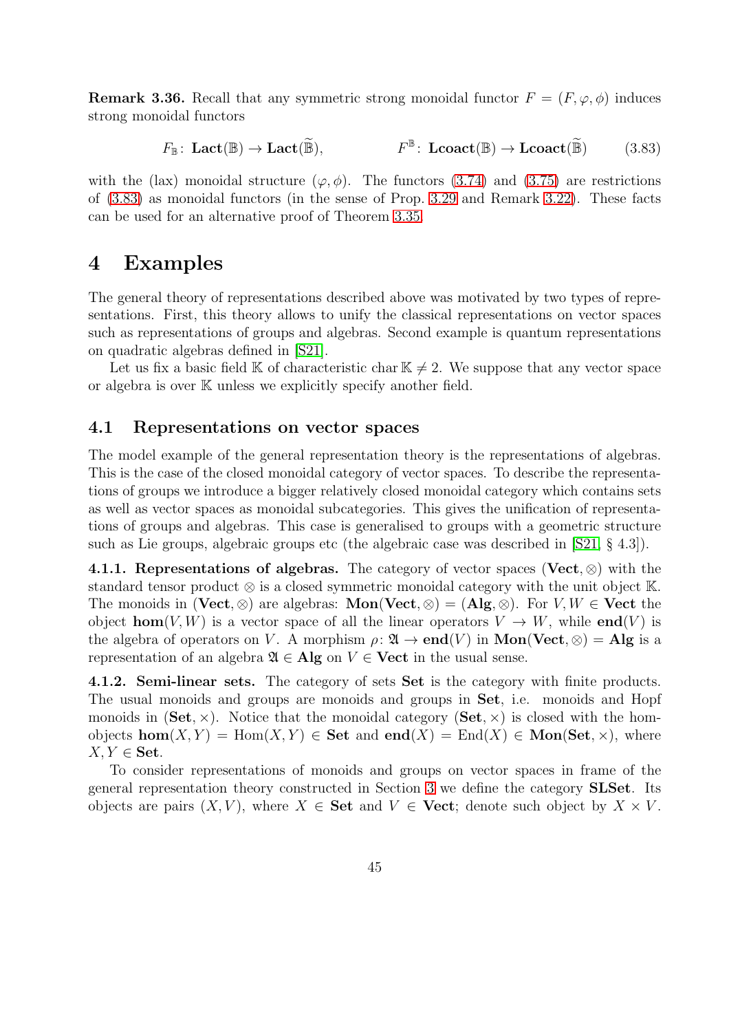**Remark 3.36.** Recall that any symmetric strong monoidal functor $F = (F, \varphi, \phi)$ induces strong monoidal functors

$$F_{\mathbb{B}}\colon \mathbf{Lact}(\mathbb{B}) \to \mathbf{Lact}(\widetilde{\mathbb{B}}), \qquad\qquad F^{\mathbb{B}}\colon \mathbf{Lcoact}(\mathbb{B}) \to \mathbf{Lcoact}(\widetilde{\mathbb{B}}) \tag{3.83}$$

with the (lax) monoidal structure $(\varphi, \phi)$. The functors (3.74) and (3.75) are restrictions of (3.83) as monoidal functors (in the sense of Prop. 3.29 and Remark 3.22). These facts can be used for an alternative proof of Theorem 3.35.

# 4 Examples

The general theory of representations described above was motivated by two types of representations. First, this theory allows to unify the classical representations on vector spaces such as representations of groups and algebras. Second example is quantum representations on quadratic algebras defined in [S21].

Let us fix a basic field $\mathbb{K}$ of characteristic $\operatorname{char}\mathbb{K} \ne 2$. We suppose that any vector space or algebra is over $\mathbb{K}$ unless we explicitly specify another field.

## 4.1 Representations on vector spaces

The model example of the general representation theory is the representations of algebras. This is the case of the closed monoidal category of vector spaces. To describe the representations of groups we introduce a bigger relatively closed monoidal category which contains sets as well as vector spaces as monoidal subcategories. This gives the unification of representations of groups and algebras. This case is generalised to groups with a geometric structure such as Lie groups, algebraic groups etc (the algebraic case was described in [S21, § 4.3]).

**4.1.1. Representations of algebras.** The category of vector spaces $(\mathbf{Vect}, \otimes)$ with the standard tensor product $\otimes$ is a closed symmetric monoidal category with the unit object $\mathbb{K}$. The monoids in $(\mathbf{Vect}, \otimes)$ are algebras: $\mathbf{Mon}(\mathbf{Vect}, \otimes) = (\mathbf{Alg}, \otimes)$. For $V, W \in \mathbf{Vect}$ the object $\mathbf{hom}(V, W)$ is a vector space of all the linear operators $V \to W$, while $\mathbf{end}(V)$ is the algebra of operators on $V$. A morphism $\rho\colon \mathfrak{A} \to \mathbf{end}(V)$ in $\mathbf{Mon}(\mathbf{Vect}, \otimes) = \mathbf{Alg}$ is a representation of an algebra $\mathfrak{A} \in \mathbf{Alg}$ on $V \in \mathbf{Vect}$ in the usual sense.

**4.1.2. Semi-linear sets.** The category of sets $\mathbf{Set}$ is the category with finite products. The usual monoids and groups are monoids and groups in $\mathbf{Set}$, i.e. monoids and Hopf monoids in $(\mathbf{Set}, \times)$. Notice that the monoidal category $(\mathbf{Set}, \times)$ is closed with the hom-objects $\mathbf{hom}(X, Y) = \operatorname{Hom}(X, Y) \in \mathbf{Set}$ and $\mathbf{end}(X) = \operatorname{End}(X) \in \mathbf{Mon}(\mathbf{Set}, \times)$, where $X, Y \in \mathbf{Set}$.

To consider representations of monoids and groups on vector spaces in frame of the general representation theory constructed in Section 3 we define the category $\mathbf{SLSet}$. Its objects are pairs $(X, V)$, where $X \in \mathbf{Set}$ and $V \in \mathbf{Vect}$; denote such object by $X \times V$.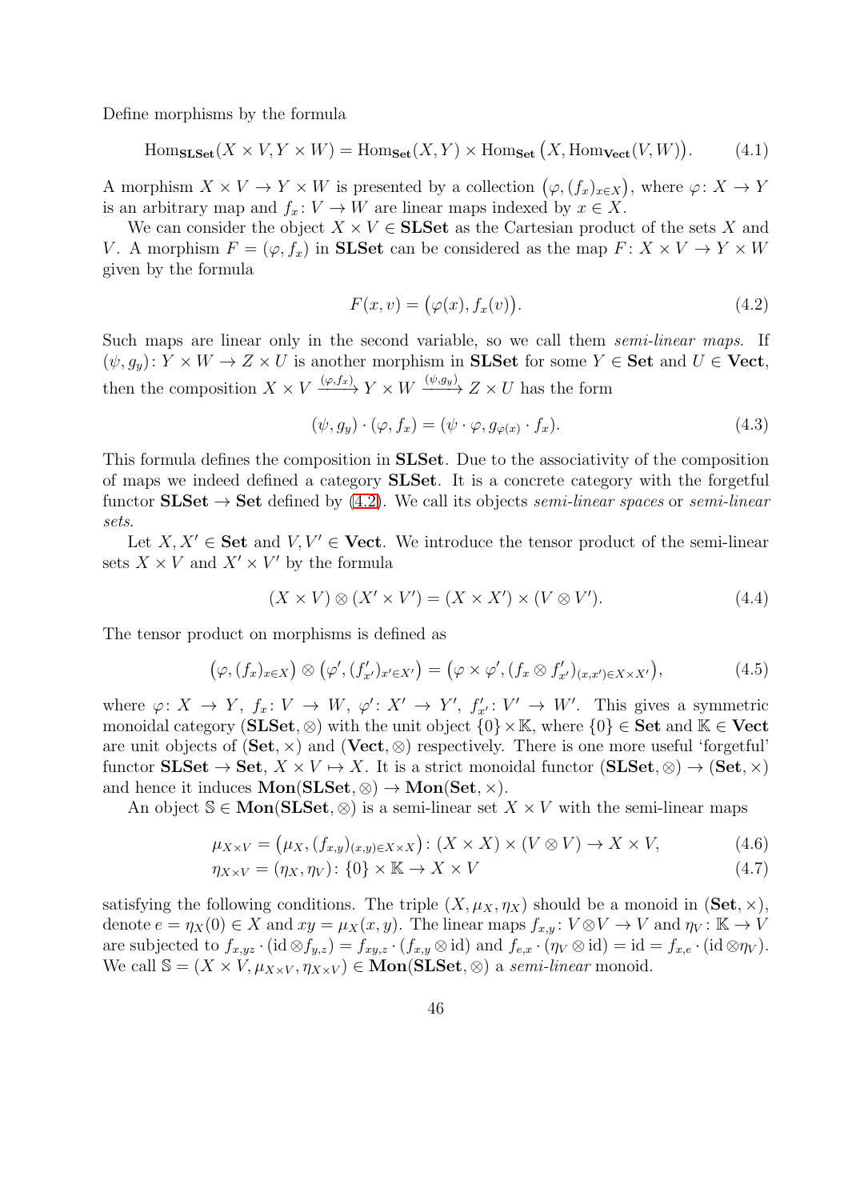Define morphisms by the formula

$$\mathrm{Hom}_{\mathbf{SLSet}}(X \times V, Y \times W) = \mathrm{Hom}_{\mathbf{Set}}(X, Y) \times \mathrm{Hom}_{\mathbf{Set}}\big(X, \mathrm{Hom}_{\mathbf{Vect}}(V, W)\big). \tag{4.1}$$

A morphism $X \times V \to Y \times W$ is presented by a collection $\big(\varphi, (f_x)_{x\in X}\big)$, where $\varphi\colon X \to Y$ is an arbitrary map and $f_x\colon V \to W$ are linear maps indexed by $x \in X$.

We can consider the object $X \times V \in \mathbf{SLSet}$ as the Cartesian product of the sets $X$ and $V$. A morphism $F = (\varphi, f_x)$ in $\mathbf{SLSet}$ can be considered as the map $F\colon X \times V \to Y \times W$ given by the formula

$$F(x, v) = \big(\varphi(x), f_x(v)\big). \tag{4.2}$$

Such maps are linear only in the second variable, so we call them *semi-linear maps*. If $(\psi, g_y)\colon Y \times W \to Z \times U$ is another morphism in $\mathbf{SLSet}$ for some $Y \in \mathbf{Set}$ and $U \in \mathbf{Vect}$, then the composition $X \times V \xrightarrow{(\varphi, f_x)} Y \times W \xrightarrow{(\psi, g_y)} Z \times U$ has the form

$$(\psi, g_y) \cdot (\varphi, f_x) = (\psi \cdot \varphi, g_{\varphi(x)} \cdot f_x). \tag{4.3}$$

This formula defines the composition in $\mathbf{SLSet}$. Due to the associativity of the composition of maps we indeed defined a category $\mathbf{SLSet}$. It is a concrete category with the forgetful functor $\mathbf{SLSet} \to \mathbf{Set}$ defined by (4.2). We call its objects *semi-linear spaces* or *semi-linear sets*.

Let $X, X' \in \mathbf{Set}$ and $V, V' \in \mathbf{Vect}$. We introduce the tensor product of the semi-linear sets $X \times V$ and $X' \times V'$ by the formula

$$(X \times V) \otimes (X' \times V') = (X \times X') \times (V \otimes V'). \tag{4.4}$$

The tensor product on morphisms is defined as

$$\big(\varphi, (f_x)_{x\in X}\big) \otimes \big(\varphi', (f'_{x'})_{x'\in X'}\big) = \big(\varphi \times \varphi', (f_x \otimes f'_{x'})_{(x,x')\in X\times X'}\big), \tag{4.5}$$

where $\varphi\colon X \to Y$, $f_x\colon V \to W$, $\varphi'\colon X' \to Y'$, $f'_{x'}\colon V' \to W'$. This gives a symmetric monoidal category $(\mathbf{SLSet}, \otimes)$ with the unit object $\{0\} \times \mathbb{K}$, where $\{0\} \in \mathbf{Set}$ and $\mathbb{K} \in \mathbf{Vect}$ are unit objects of $(\mathbf{Set}, \times)$ and $(\mathbf{Vect}, \otimes)$ respectively. There is one more useful 'forgetful' functor $\mathbf{SLSet} \to \mathbf{Set}$, $X \times V \mapsto X$. It is a strict monoidal functor $(\mathbf{SLSet}, \otimes) \to (\mathbf{Set}, \times)$ and hence it induces $\mathbf{Mon}(\mathbf{SLSet}, \otimes) \to \mathbf{Mon}(\mathbf{Set}, \times)$.

An object $\mathbb{S} \in \mathbf{Mon}(\mathbf{SLSet}, \otimes)$ is a semi-linear set $X \times V$ with the semi-linear maps

$$\mu_{X\times V} = \big(\mu_X, (f_{x,y})_{(x,y)\in X\times X}\big)\colon (X \times X) \times (V \otimes V) \to X \times V, \tag{4.6}$$

$$\eta_{X\times V} = (\eta_X, \eta_V)\colon \{0\} \times \mathbb{K} \to X \times V \tag{4.7}$$

satisfying the following conditions. The triple $(X, \mu_X, \eta_X)$ should be a monoid in $(\mathbf{Set}, \times)$, denote $e = \eta_X(0) \in X$ and $xy = \mu_X(x, y)$. The linear maps $f_{x,y}\colon V \otimes V \to V$ and $\eta_V\colon \mathbb{K} \to V$ are subjected to $f_{x,yz} \cdot (\mathrm{id} \otimes f_{y,z}) = f_{xy,z} \cdot (f_{x,y} \otimes \mathrm{id})$ and $f_{e,x} \cdot (\eta_V \otimes \mathrm{id}) = \mathrm{id} = f_{x,e} \cdot (\mathrm{id} \otimes \eta_V)$. We call $\mathbb{S} = (X \times V, \mu_{X\times V}, \eta_{X\times V}) \in \mathbf{Mon}(\mathbf{SLSet}, \otimes)$ a *semi-linear* monoid.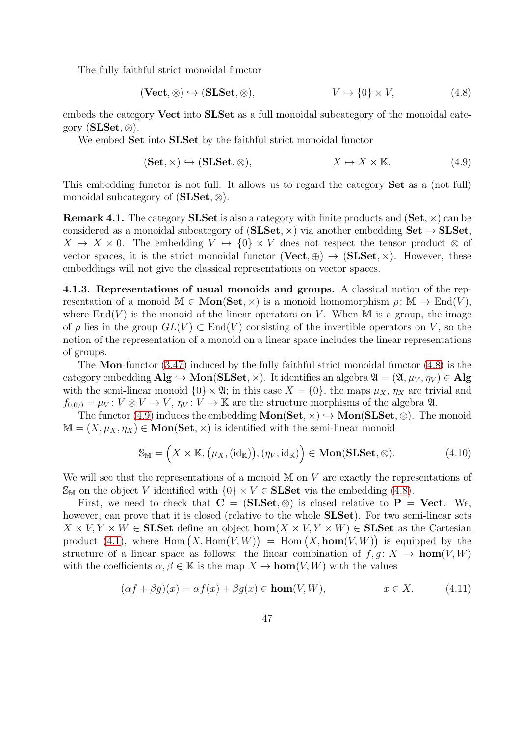The fully faithful strict monoidal functor

$$(\mathbf{Vect}, \otimes) \hookrightarrow (\mathbf{SLSet}, \otimes), \qquad\qquad V \mapsto \{0\} \times V, \tag{4.8}$$

embeds the category **Vect** into **SLSet** as a full monoidal subcategory of the monoidal category $(\mathbf{SLSet}, \otimes)$.

We embed **Set** into **SLSet** by the faithful strict monoidal functor

$$(\mathbf{Set}, \times) \hookrightarrow (\mathbf{SLSet}, \otimes), \qquad\qquad X \mapsto X \times \mathbb{K}. \tag{4.9}$$

This embedding functor is not full. It allows us to regard the category **Set** as a (not full) monoidal subcategory of $(\mathbf{SLSet}, \otimes)$.

**Remark 4.1.** The category **SLSet** is also a category with finite products and $(\mathbf{Set}, \times)$ can be considered as a monoidal subcategory of $(\mathbf{SLSet}, \times)$ via another embedding $\mathbf{Set} \to \mathbf{SLSet}$, $X \mapsto X \times 0$. The embedding $V \mapsto \{0\} \times V$ does not respect the tensor product $\otimes$ of vector spaces, it is the strict monoidal functor $(\mathbf{Vect}, \oplus) \to (\mathbf{SLSet}, \times)$. However, these embeddings will not give the classical representations on vector spaces.

**4.1.3. Representations of usual monoids and groups.** A classical notion of the representation of a monoid $\mathbb{M} \in \mathbf{Mon}(\mathbf{Set}, \times)$ is a monoid homomorphism $\rho\colon \mathbb{M} \to \mathrm{End}(V)$, where $\mathrm{End}(V)$ is the monoid of the linear operators on $V$. When $\mathbb{M}$ is a group, the image of $\rho$ lies in the group $GL(V) \subset \mathrm{End}(V)$ consisting of the invertible operators on $V$, so the notion of the representation of a monoid on a linear space includes the linear representations of groups.

The **Mon**-functor (3.47) induced by the fully faithful strict monoidal functor (4.8) is the category embedding $\mathbf{Alg} \hookrightarrow \mathbf{Mon}(\mathbf{SLSet}, \times)$. It identifies an algebra $\mathfrak{A} = (\mathfrak{A}, \mu_V, \eta_V) \in \mathbf{Alg}$ with the semi-linear monoid $\{0\} \times \mathfrak{A}$; in this case $X = \{0\}$, the maps $\mu_X$, $\eta_X$ are trivial and $f_{0,0,0} = \mu_V\colon V \otimes V \to V$, $\eta_V\colon V \to \mathbb{K}$ are the structure morphisms of the algebra $\mathfrak{A}$.

The functor (4.9) induces the embedding $\mathbf{Mon}(\mathbf{Set}, \times) \hookrightarrow \mathbf{Mon}(\mathbf{SLSet}, \otimes)$. The monoid $\mathbb{M} = (X, \mu_X, \eta_X) \in \mathbf{Mon}(\mathbf{Set}, \times)$ is identified with the semi-linear monoid

$$\mathbb{S}_{\mathbb{M}} = \Big(X \times \mathbb{K}, \big(\mu_X, (\mathrm{id}_{\mathbb{K}})\big), (\eta_V, \mathrm{id}_{\mathbb{K}})\Big) \in \mathbf{Mon}(\mathbf{SLSet}, \otimes). \tag{4.10}$$

We will see that the representations of a monoid $\mathbb{M}$ on $V$ are exactly the representations of $\mathbb{S}_{\mathbb{M}}$ on the object $V$ identified with $\{0\} \times V \in \mathbf{SLSet}$ via the embedding (4.8).

First, we need to check that $\mathbf{C} = (\mathbf{SLSet}, \otimes)$ is closed relative to $\mathbf{P} = \mathbf{Vect}$. We, however, can prove that it is closed (relative to the whole **SLSet**). For two semi-linear sets $X \times V, Y \times W \in \mathbf{SLSet}$ define an object $\mathbf{hom}(X \times V, Y \times W) \in \mathbf{SLSet}$ as the Cartesian product (4.1), where $\mathrm{Hom}\big(X, \mathrm{Hom}(V, W)\big) = \mathrm{Hom}\big(X, \mathbf{hom}(V, W)\big)$ is equipped by the structure of a linear space as follows: the linear combination of $f, g\colon X \to \mathbf{hom}(V, W)$ with the coefficients $\alpha, \beta \in \mathbb{K}$ is the map $X \to \mathbf{hom}(V, W)$ with the values

$$(\alpha f + \beta g)(x) = \alpha f(x) + \beta g(x) \in \mathbf{hom}(V, W), \qquad\qquad x \in X. \tag{4.11}$$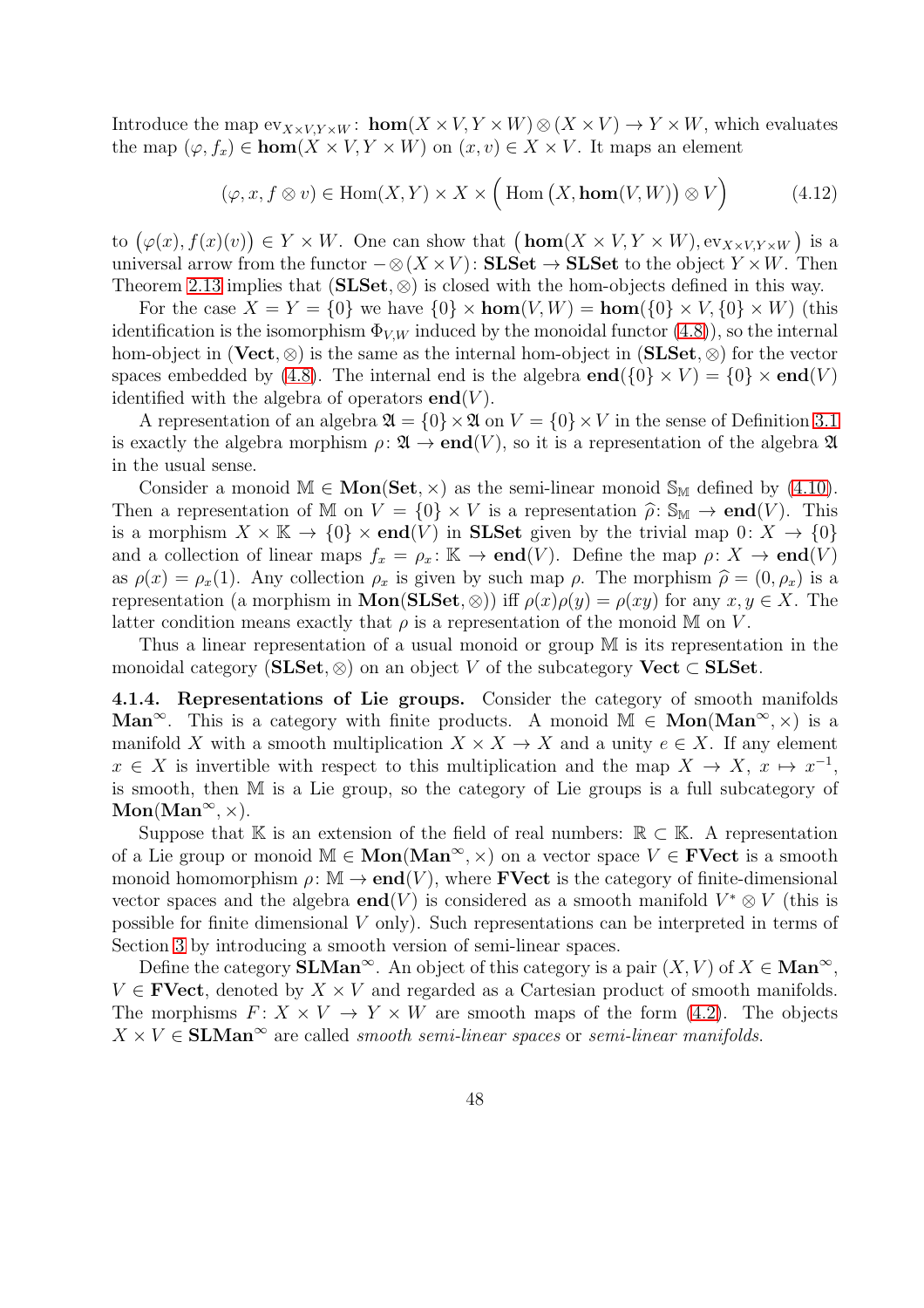Introduce the map $\mathrm{ev}_{X\times V,Y\times W}\colon \mathbf{hom}(X\times V,Y\times W)\otimes(X\times V)\to Y\times W$, which evaluates the map $(\varphi,f_x)\in\mathbf{hom}(X\times V,Y\times W)$ on $(x,v)\in X\times V$. It maps an element

$$(\varphi,x,f\otimes v)\in \mathrm{Hom}(X,Y)\times X\times\Big(\mathrm{Hom}\big(X,\mathbf{hom}(V,W)\big)\otimes V\Big) \tag{4.12}$$

to $\big(\varphi(x),f(x)(v)\big)\in Y\times W$. One can show that $\big(\mathbf{hom}(X\times V,Y\times W),\mathrm{ev}_{X\times V,Y\times W}\big)$ is a universal arrow from the functor $-\otimes(X\times V)\colon \mathbf{SLSet}\to\mathbf{SLSet}$ to the object $Y\times W$. Then Theorem 2.13 implies that $(\mathbf{SLSet},\otimes)$ is closed with the hom-objects defined in this way.

For the case $X=Y=\{0\}$ we have $\{0\}\times\mathbf{hom}(V,W)=\mathbf{hom}(\{0\}\times V,\{0\}\times W)$ (this identification is the isomorphism $\Phi_{V,W}$ induced by the monoidal functor (4.8)), so the internal hom-object in $(\mathbf{Vect},\otimes)$ is the same as the internal hom-object in $(\mathbf{SLSet},\otimes)$ for the vector spaces embedded by (4.8). The internal end is the algebra $\mathbf{end}(\{0\}\times V)=\{0\}\times\mathbf{end}(V)$ identified with the algebra of operators $\mathbf{end}(V)$.

A representation of an algebra $\mathfrak{A}=\{0\}\times\mathfrak{A}$ on $V=\{0\}\times V$ in the sense of Definition 3.1 is exactly the algebra morphism $\rho\colon\mathfrak{A}\to\mathbf{end}(V)$, so it is a representation of the algebra $\mathfrak{A}$ in the usual sense.

Consider a monoid $\mathbb{M}\in\mathbf{Mon}(\mathbf{Set},\times)$ as the semi-linear monoid $\mathbb{S}_{\mathbb{M}}$ defined by (4.10). Then a representation of $\mathbb{M}$ on $V=\{0\}\times V$ is a representation $\widehat{\rho}\colon\mathbb{S}_{\mathbb{M}}\to\mathbf{end}(V)$. This is a morphism $X\times\mathbb{K}\to\{0\}\times\mathbf{end}(V)$ in $\mathbf{SLSet}$ given by the trivial map $0\colon X\to\{0\}$ and a collection of linear maps $f_x=\rho_x\colon\mathbb{K}\to\mathbf{end}(V)$. Define the map $\rho\colon X\to\mathbf{end}(V)$ as $\rho(x)=\rho_x(1)$. Any collection $\rho_x$ is given by such map $\rho$. The morphism $\widehat{\rho}=(0,\rho_x)$ is a representation (a morphism in $\mathbf{Mon}(\mathbf{SLSet},\otimes)$) iff $\rho(x)\rho(y)=\rho(xy)$ for any $x,y\in X$. The latter condition means exactly that $\rho$ is a representation of the monoid $\mathbb{M}$ on $V$.

Thus a linear representation of a usual monoid or group $\mathbb{M}$ is its representation in the monoidal category $(\mathbf{SLSet},\otimes)$ on an object $V$ of the subcategory $\mathbf{Vect}\subset\mathbf{SLSet}$.

**4.1.4. Representations of Lie groups.** Consider the category of smooth manifolds $\mathbf{Man}^\infty$. This is a category with finite products. A monoid $\mathbb{M}\in\mathbf{Mon}(\mathbf{Man}^\infty,\times)$ is a manifold $X$ with a smooth multiplication $X\times X\to X$ and a unity $e\in X$. If any element $x\in X$ is invertible with respect to this multiplication and the map $X\to X$, $x\mapsto x^{-1}$, is smooth, then $\mathbb{M}$ is a Lie group, so the category of Lie groups is a full subcategory of $\mathbf{Mon}(\mathbf{Man}^\infty,\times)$.

Suppose that $\mathbb{K}$ is an extension of the field of real numbers: $\mathbb{R}\subset\mathbb{K}$. A representation of a Lie group or monoid $\mathbb{M}\in\mathbf{Mon}(\mathbf{Man}^\infty,\times)$ on a vector space $V\in\mathbf{FVect}$ is a smooth monoid homomorphism $\rho\colon\mathbb{M}\to\mathbf{end}(V)$, where $\mathbf{FVect}$ is the category of finite-dimensional vector spaces and the algebra $\mathbf{end}(V)$ is considered as a smooth manifold $V^*\otimes V$ (this is possible for finite dimensional $V$ only). Such representations can be interpreted in terms of Section 3 by introducing a smooth version of semi-linear spaces.

Define the category $\mathbf{SLMan}^\infty$. An object of this category is a pair $(X,V)$ of $X\in\mathbf{Man}^\infty$, $V\in\mathbf{FVect}$, denoted by $X\times V$ and regarded as a Cartesian product of smooth manifolds. The morphisms $F\colon X\times V\to Y\times W$ are smooth maps of the form (4.2). The objects $X\times V\in\mathbf{SLMan}^\infty$ are called *smooth semi-linear spaces* or *semi-linear manifolds*.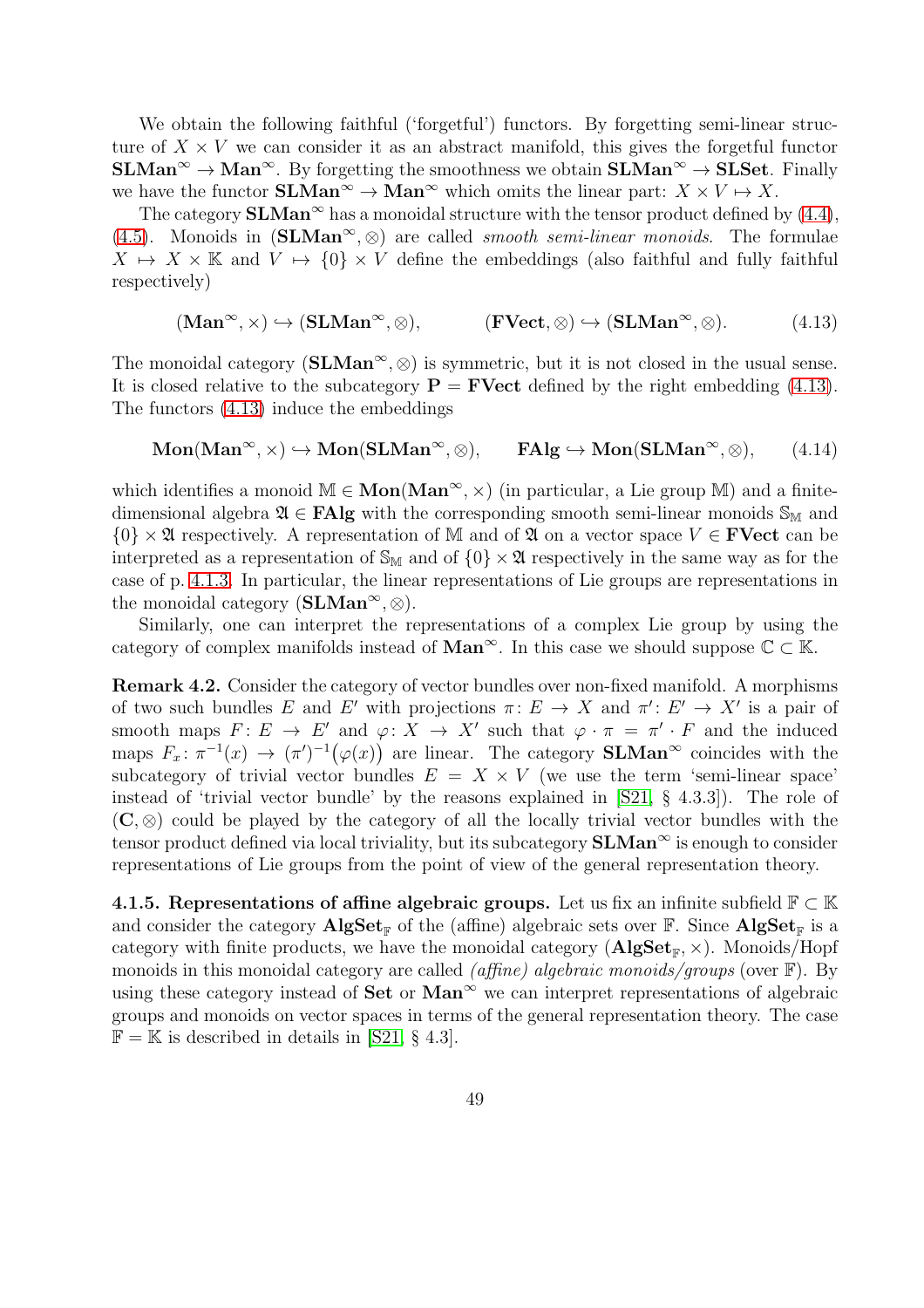We obtain the following faithful ('forgetful') functors. By forgetting semi-linear structure of $X \times V$ we can consider it as an abstract manifold, this gives the forgetful functor $\mathbf{SLMan}^\infty \to \mathbf{Man}^\infty$. By forgetting the smoothness we obtain $\mathbf{SLMan}^\infty \to \mathbf{SLSet}$. Finally we have the functor $\mathbf{SLMan}^\infty \to \mathbf{Man}^\infty$ which omits the linear part: $X \times V \mapsto X$.

The category $\mathbf{SLMan}^\infty$ has a monoidal structure with the tensor product defined by (4.4), (4.5). Monoids in $(\mathbf{SLMan}^\infty, \otimes)$ are called *smooth semi-linear monoids*. The formulae $X \mapsto X \times \mathbb{K}$ and $V \mapsto \{0\} \times V$ define the embeddings (also faithful and fully faithful respectively)

$$(\mathbf{Man}^\infty, \times) \hookrightarrow (\mathbf{SLMan}^\infty, \otimes), \qquad (\mathbf{FVect}, \otimes) \hookrightarrow (\mathbf{SLMan}^\infty, \otimes). \tag{4.13}$$

The monoidal category $(\mathbf{SLMan}^\infty, \otimes)$ is symmetric, but it is not closed in the usual sense. It is closed relative to the subcategory $\mathbf{P} = \mathbf{FVect}$ defined by the right embedding (4.13). The functors (4.13) induce the embeddings

$$\mathbf{Mon}(\mathbf{Man}^\infty, \times) \hookrightarrow \mathbf{Mon}(\mathbf{SLMan}^\infty, \otimes), \qquad \mathbf{FAlg} \hookrightarrow \mathbf{Mon}(\mathbf{SLMan}^\infty, \otimes), \tag{4.14}$$

which identifies a monoid $\mathbb{M} \in \mathbf{Mon}(\mathbf{Man}^\infty, \times)$ (in particular, a Lie group $\mathbb{M}$) and a finite-dimensional algebra $\mathfrak{A} \in \mathbf{FAlg}$ with the corresponding smooth semi-linear monoids $\mathbb{S}_{\mathbb{M}}$ and $\{0\} \times \mathfrak{A}$ respectively. A representation of $\mathbb{M}$ and of $\mathfrak{A}$ on a vector space $V \in \mathbf{FVect}$ can be interpreted as a representation of $\mathbb{S}_{\mathbb{M}}$ and of $\{0\} \times \mathfrak{A}$ respectively in the same way as for the case of p. 4.1.3. In particular, the linear representations of Lie groups are representations in the monoidal category $(\mathbf{SLMan}^\infty, \otimes)$.

Similarly, one can interpret the representations of a complex Lie group by using the category of complex manifolds instead of $\mathbf{Man}^\infty$. In this case we should suppose $\mathbb{C} \subset \mathbb{K}$.

**Remark 4.2.** Consider the category of vector bundles over non-fixed manifold. A morphisms of two such bundles $E$ and $E'$ with projections $\pi\colon E \to X$ and $\pi'\colon E' \to X'$ is a pair of smooth maps $F\colon E \to E'$ and $\varphi\colon X \to X'$ such that $\varphi \cdot \pi = \pi' \cdot F$ and the induced maps $F_x\colon \pi^{-1}(x) \to (\pi')^{-1}\big(\varphi(x)\big)$ are linear. The category $\mathbf{SLMan}^\infty$ coincides with the subcategory of trivial vector bundles $E = X \times V$ (we use the term 'semi-linear space' instead of 'trivial vector bundle' by the reasons explained in [S21, § 4.3.3]). The role of $(\mathbf{C}, \otimes)$ could be played by the category of all the locally trivial vector bundles with the tensor product defined via local triviality, but its subcategory $\mathbf{SLMan}^\infty$ is enough to consider representations of Lie groups from the point of view of the general representation theory.

**4.1.5. Representations of affine algebraic groups.** Let us fix an infinite subfield $\mathbb{F} \subset \mathbb{K}$ and consider the category $\mathbf{AlgSet}_{\mathbb{F}}$ of the (affine) algebraic sets over $\mathbb{F}$. Since $\mathbf{AlgSet}_{\mathbb{F}}$ is a category with finite products, we have the monoidal category $(\mathbf{AlgSet}_{\mathbb{F}}, \times)$. Monoids/Hopf monoids in this monoidal category are called *(affine) algebraic monoids/groups* (over $\mathbb{F}$). By using these category instead of $\mathbf{Set}$ or $\mathbf{Man}^\infty$ we can interpret representations of algebraic groups and monoids on vector spaces in terms of the general representation theory. The case $\mathbb{F} = \mathbb{K}$ is described in details in [S21, § 4.3].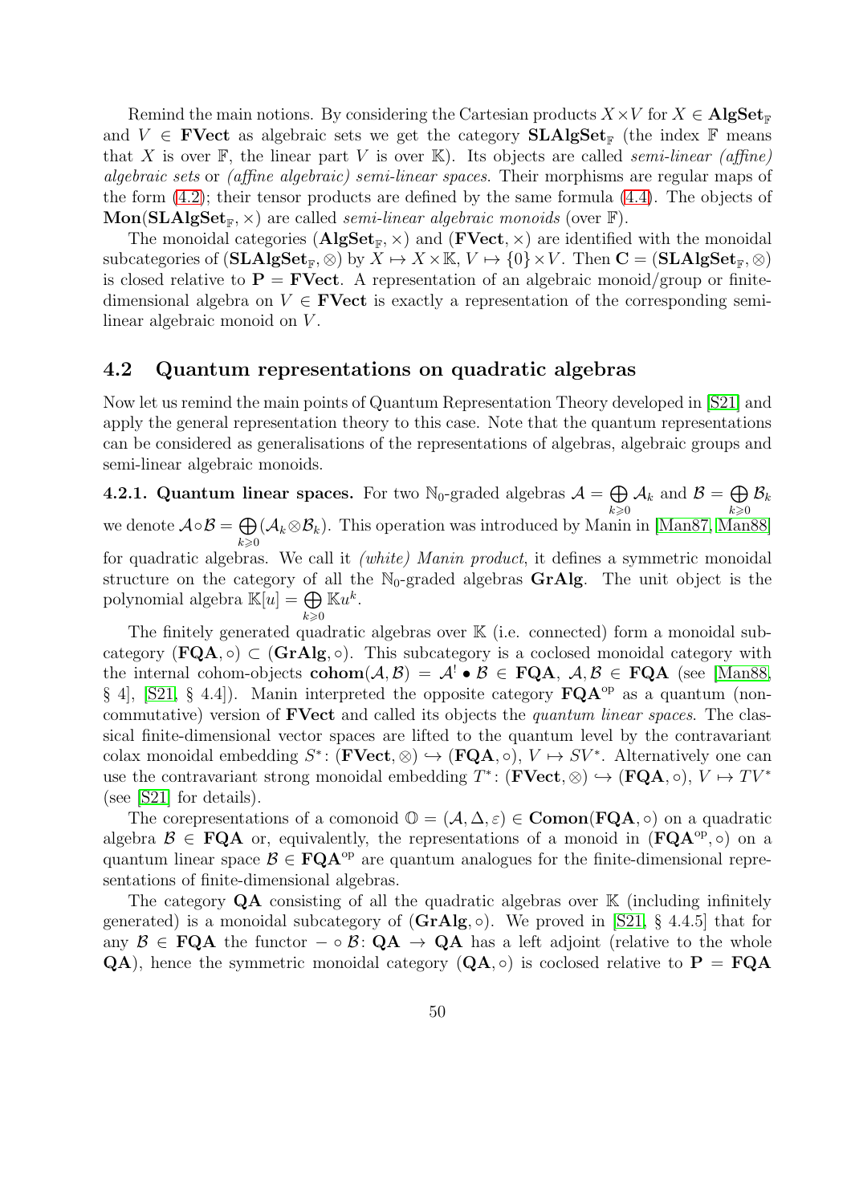Remind the main notions. By considering the Cartesian products $X \times V$ for $X \in \mathbf{AlgSet}_{\mathbb{F}}$ and $V \in \mathbf{FVect}$ as algebraic sets we get the category $\mathbf{SLAlgSet}_{\mathbb{F}}$ (the index $\mathbb{F}$ means that $X$ is over $\mathbb{F}$, the linear part $V$ is over $\mathbb{K}$). Its objects are called *semi-linear (affine) algebraic sets* or *(affine algebraic) semi-linear spaces*. Their morphisms are regular maps of the form (4.2); their tensor products are defined by the same formula (4.4). The objects of $\mathbf{Mon}(\mathbf{SLAlgSet}_{\mathbb{F}}, \times)$ are called *semi-linear algebraic monoids* (over $\mathbb{F}$).

The monoidal categories $(\mathbf{AlgSet}_{\mathbb{F}}, \times)$ and $(\mathbf{FVect}, \times)$ are identified with the monoidal subcategories of $(\mathbf{SLAlgSet}_{\mathbb{F}}, \otimes)$ by $X \mapsto X \times \mathbb{K}$, $V \mapsto \{0\} \times V$. Then $\mathbf{C} = (\mathbf{SLAlgSet}_{\mathbb{F}}, \otimes)$ is closed relative to $\mathbf{P} = \mathbf{FVect}$. A representation of an algebraic monoid/group or finite-dimensional algebra on $V \in \mathbf{FVect}$ is exactly a representation of the corresponding semi-linear algebraic monoid on $V$.

## 4.2 Quantum representations on quadratic algebras

Now let us remind the main points of Quantum Representation Theory developed in [S21] and apply the general representation theory to this case. Note that the quantum representations can be considered as generalisations of the representations of algebras, algebraic groups and semi-linear algebraic monoids.

**4.2.1. Quantum linear spaces.** For two $\mathbb{N}_0$-graded algebras $\mathcal{A} = \bigoplus\limits_{k \geqslant 0} \mathcal{A}_k$ and $\mathcal{B} = \bigoplus\limits_{k \geqslant 0} \mathcal{B}_k$ we denote $\mathcal{A} \circ \mathcal{B} = \bigoplus\limits_{k \geqslant 0} (\mathcal{A}_k \otimes \mathcal{B}_k)$. This operation was introduced by Manin in [Man87, Man88] for quadratic algebras. We call it *(white) Manin product*, it defines a symmetric monoidal structure on the category of all the $\mathbb{N}_0$-graded algebras $\mathbf{GrAlg}$. The unit object is the polynomial algebra $\mathbb{K}[u] = \bigoplus\limits_{k \geqslant 0} \mathbb{K} u^k$.

The finitely generated quadratic algebras over $\mathbb{K}$ (i.e. connected) form a monoidal subcategory $(\mathbf{FQA}, \circ) \subset (\mathbf{GrAlg}, \circ)$. This subcategory is a coclosed monoidal category with the internal cohom-objects $\mathbf{cohom}(\mathcal{A}, \mathcal{B}) = \mathcal{A}^! \bullet \mathcal{B} \in \mathbf{FQA}$, $\mathcal{A}, \mathcal{B} \in \mathbf{FQA}$ (see [Man88, § 4], [S21, § 4.4]). Manin interpreted the opposite category $\mathbf{FQA}^{\mathrm{op}}$ as a quantum (non-commutative) version of $\mathbf{FVect}$ and called its objects the *quantum linear spaces*. The classical finite-dimensional vector spaces are lifted to the quantum level by the contravariant colax monoidal embedding $S^* \colon (\mathbf{FVect}, \otimes) \hookrightarrow (\mathbf{FQA}, \circ)$, $V \mapsto SV^*$. Alternatively one can use the contravariant strong monoidal embedding $T^* \colon (\mathbf{FVect}, \otimes) \hookrightarrow (\mathbf{FQA}, \circ)$, $V \mapsto TV^*$ (see [S21] for details).

The corepresentations of a comonoid $\mathbb{O} = (\mathcal{A}, \Delta, \varepsilon) \in \mathbf{Comon}(\mathbf{FQA}, \circ)$ on a quadratic algebra $\mathcal{B} \in \mathbf{FQA}$ or, equivalently, the representations of a monoid in $(\mathbf{FQA}^{\mathrm{op}}, \circ)$ on a quantum linear space $\mathcal{B} \in \mathbf{FQA}^{\mathrm{op}}$ are quantum analogues for the finite-dimensional representations of finite-dimensional algebras.

The category $\mathbf{QA}$ consisting of all the quadratic algebras over $\mathbb{K}$ (including infinitely generated) is a monoidal subcategory of $(\mathbf{GrAlg}, \circ)$. We proved in [S21, § 4.4.5] that for any $\mathcal{B} \in \mathbf{FQA}$ the functor $- \circ \mathcal{B} \colon \mathbf{QA} \to \mathbf{QA}$ has a left adjoint (relative to the whole $\mathbf{QA}$), hence the symmetric monoidal category $(\mathbf{QA}, \circ)$ is coclosed relative to $\mathbf{P} = \mathbf{FQA}$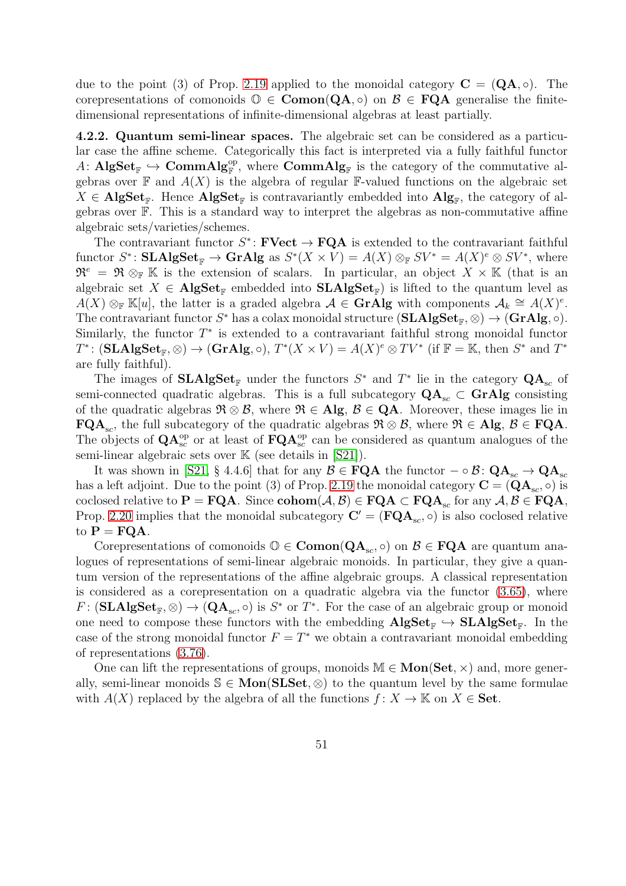due to the point (3) of Prop. 2.19 applied to the monoidal category $\mathbf{C} = (\mathbf{QA}, \circ)$. The corepresentations of comonoids $\mathbb{O} \in \mathbf{Comon}(\mathbf{QA}, \circ)$ on $\mathcal{B} \in \mathbf{FQA}$ generalise the finite-dimensional representations of infinite-dimensional algebras at least partially.

**4.2.2. Quantum semi-linear spaces.** The algebraic set can be considered as a particular case the affine scheme. Categorically this fact is interpreted via a fully faithful functor $A\colon \mathbf{AlgSet}_{\mathbb{F}} \hookrightarrow \mathbf{CommAlg}_{\mathbb{F}}^{\mathrm{op}}$, where $\mathbf{CommAlg}_{\mathbb{F}}$ is the category of the commutative algebras over $\mathbb{F}$ and $A(X)$ is the algebra of regular $\mathbb{F}$-valued functions on the algebraic set $X \in \mathbf{AlgSet}_{\mathbb{F}}$. Hence $\mathbf{AlgSet}_{\mathbb{F}}$ is contravariantly embedded into $\mathbf{Alg}_{\mathbb{F}}$, the category of algebras over $\mathbb{F}$. This is a standard way to interpret the algebras as non-commutative affine algebraic sets/varieties/schemes.

The contravariant functor $S^*\colon \mathbf{FVect} \to \mathbf{FQA}$ is extended to the contravariant faithful functor $S^*\colon \mathbf{SLAlgSet}_{\mathbb{F}} \to \mathbf{GrAlg}$ as $S^*(X \times V) = A(X) \otimes_{\mathbb{F}} SV^* = A(X)^e \otimes SV^*$, where $\mathfrak{R}^e = \mathfrak{R} \otimes_{\mathbb{F}} \mathbb{K}$ is the extension of scalars. In particular, an object $X \times \mathbb{K}$ (that is an algebraic set $X \in \mathbf{AlgSet}_{\mathbb{F}}$ embedded into $\mathbf{SLAlgSet}_{\mathbb{F}}$) is lifted to the quantum level as $A(X) \otimes_{\mathbb{F}} \mathbb{K}[u]$, the latter is a graded algebra $\mathcal{A} \in \mathbf{GrAlg}$ with components $\mathcal{A}_k \cong A(X)^e$. The contravariant functor $S^*$ has a colax monoidal structure $(\mathbf{SLAlgSet}_{\mathbb{F}}, \otimes) \to (\mathbf{GrAlg}, \circ)$. Similarly, the functor $T^*$ is extended to a contravariant faithful strong monoidal functor $T^*\colon (\mathbf{SLAlgSet}_{\mathbb{F}}, \otimes) \to (\mathbf{GrAlg}, \circ)$, $T^*(X \times V) = A(X)^e \otimes TV^*$ (if $\mathbb{F} = \mathbb{K}$, then $S^*$ and $T^*$ are fully faithful).

The images of $\mathbf{SLAlgSet}_{\mathbb{F}}$ under the functors $S^*$ and $T^*$ lie in the category $\mathbf{QA}_{\mathrm{sc}}$ of semi-connected quadratic algebras. This is a full subcategory $\mathbf{QA}_{\mathrm{sc}} \subset \mathbf{GrAlg}$ consisting of the quadratic algebras $\mathfrak{R} \otimes \mathcal{B}$, where $\mathfrak{R} \in \mathbf{Alg}$, $\mathcal{B} \in \mathbf{QA}$. Moreover, these images lie in $\mathbf{FQA}_{\mathrm{sc}}$, the full subcategory of the quadratic algebras $\mathfrak{R} \otimes \mathcal{B}$, where $\mathfrak{R} \in \mathbf{Alg}$, $\mathcal{B} \in \mathbf{FQA}$. The objects of $\mathbf{QA}_{\mathrm{sc}}^{\mathrm{op}}$ or at least of $\mathbf{FQA}_{\mathrm{sc}}^{\mathrm{op}}$ can be considered as quantum analogues of the semi-linear algebraic sets over $\mathbb{K}$ (see details in [S21]).

It was shown in [S21, § 4.4.6] that for any $\mathcal{B} \in \mathbf{FQA}$ the functor $- \circ \mathcal{B}\colon \mathbf{QA}_{\mathrm{sc}} \to \mathbf{QA}_{\mathrm{sc}}$ has a left adjoint. Due to the point (3) of Prop. 2.19 the monoidal category $\mathbf{C} = (\mathbf{QA}_{\mathrm{sc}}, \circ)$ is coclosed relative to $\mathbf{P} = \mathbf{FQA}$. Since $\mathbf{cohom}(\mathcal{A}, \mathcal{B}) \in \mathbf{FQA} \subset \mathbf{FQA}_{\mathrm{sc}}$ for any $\mathcal{A}, \mathcal{B} \in \mathbf{FQA}$, Prop. 2.20 implies that the monoidal subcategory $\mathbf{C}' = (\mathbf{FQA}_{\mathrm{sc}}, \circ)$ is also coclosed relative to $\mathbf{P} = \mathbf{FQA}$.

Corepresentations of comonoids $\mathbb{O} \in \mathbf{Comon}(\mathbf{QA}_{\mathrm{sc}}, \circ)$ on $\mathcal{B} \in \mathbf{FQA}$ are quantum analogues of representations of semi-linear algebraic monoids. In particular, they give a quantum version of the representations of the affine algebraic groups. A classical representation is considered as a corepresentation on a quadratic algebra via the functor (3.65), where $F\colon (\mathbf{SLAlgSet}_{\mathbb{F}}, \otimes) \to (\mathbf{QA}_{\mathrm{sc}}, \circ)$ is $S^*$ or $T^*$. For the case of an algebraic group or monoid one need to compose these functors with the embedding $\mathbf{AlgSet}_{\mathbb{F}} \hookrightarrow \mathbf{SLAlgSet}_{\mathbb{F}}$. In the case of the strong monoidal functor $F = T^*$ we obtain a contravariant monoidal embedding of representations (3.76).

One can lift the representations of groups, monoids $\mathbb{M} \in \mathbf{Mon}(\mathbf{Set}, \times)$ and, more generally, semi-linear monoids $\mathbb{S} \in \mathbf{Mon}(\mathbf{SLSet}, \otimes)$ to the quantum level by the same formulae with $A(X)$ replaced by the algebra of all the functions $f\colon X \to \mathbb{K}$ on $X \in \mathbf{Set}$.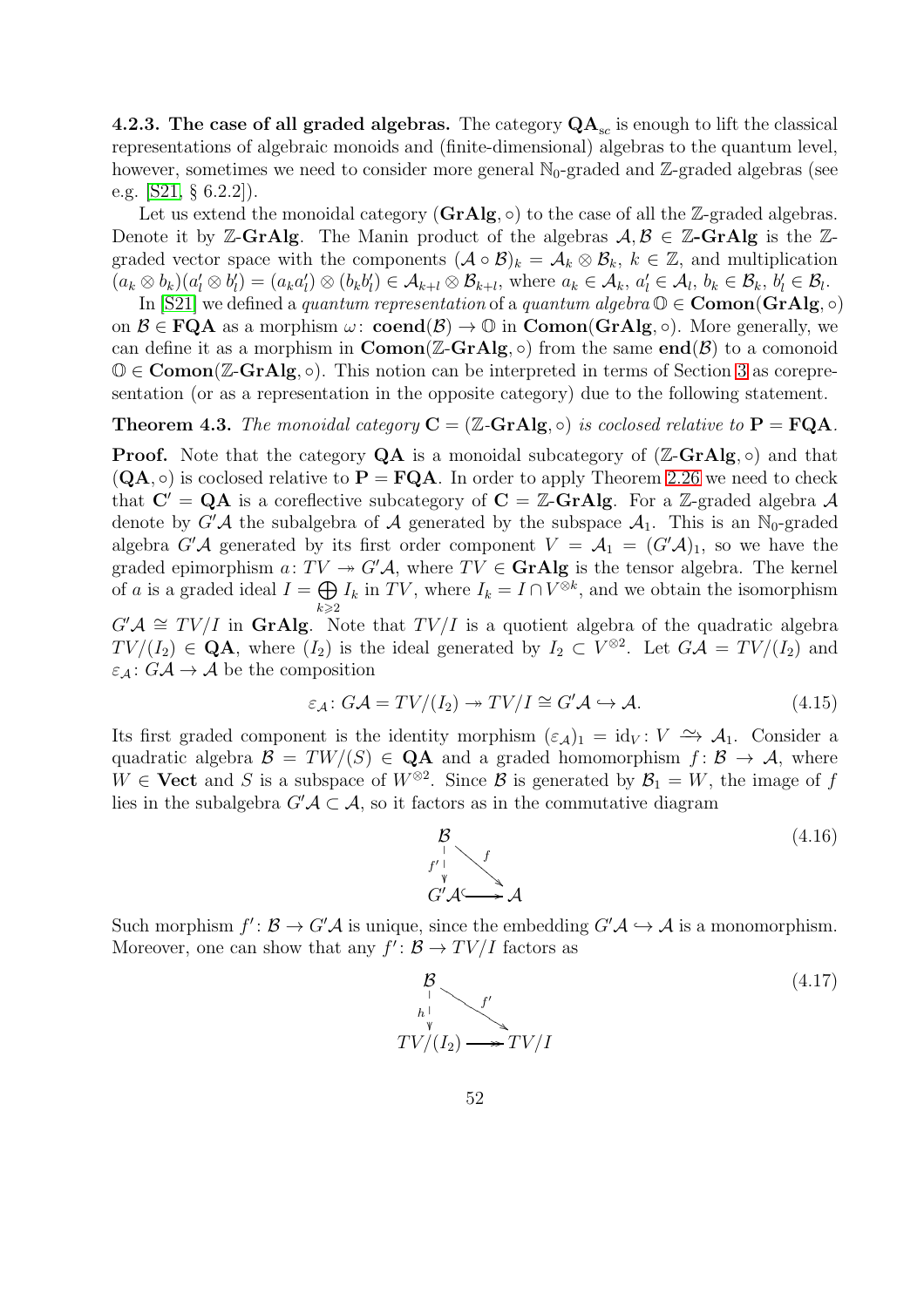**4.2.3. The case of all graded algebras.** The category $\mathbf{QA}_{\rm sc}$ is enough to lift the classical representations of algebraic monoids and (finite-dimensional) algebras to the quantum level, however, sometimes we need to consider more general $\mathbb{N}_0$-graded and $\mathbb{Z}$-graded algebras (see e.g. [S21, § 6.2.2]).

Let us extend the monoidal category $(\mathbf{GrAlg},\circ)$ to the case of all the $\mathbb{Z}$-graded algebras. Denote it by $\mathbb{Z}$-$\mathbf{GrAlg}$. The Manin product of the algebras $\mathcal{A},\mathcal{B}\in\mathbb{Z}$-$\mathbf{GrAlg}$ is the $\mathbb{Z}$-graded vector space with the components $(\mathcal{A}\circ\mathcal{B})_k=\mathcal{A}_k\otimes\mathcal{B}_k$, $k\in\mathbb{Z}$, and multiplication $(a_k\otimes b_k)(a'_l\otimes b'_l)=(a_ka'_l)\otimes(b_kb'_l)\in\mathcal{A}_{k+l}\otimes\mathcal{B}_{k+l}$, where $a_k\in\mathcal{A}_k$, $a'_l\in\mathcal{A}_l$, $b_k\in\mathcal{B}_k$, $b'_l\in\mathcal{B}_l$.

In [S21] we defined a *quantum representation* of a *quantum algebra* $\mathbb{O}\in\mathbf{Comon}(\mathbf{GrAlg},\circ)$ on $\mathcal{B}\in\mathbf{FQA}$ as a morphism $\omega\colon\ \mathbf{coend}(\mathcal{B})\to\mathbb{O}$ in $\mathbf{Comon}(\mathbf{GrAlg},\circ)$. More generally, we can define it as a morphism in $\mathbf{Comon}(\mathbb{Z}\text{-}\mathbf{GrAlg},\circ)$ from the same $\mathbf{end}(\mathcal{B})$ to a comonoid $\mathbb{O}\in\mathbf{Comon}(\mathbb{Z}\text{-}\mathbf{GrAlg},\circ)$. This notion can be interpreted in terms of Section 3 as corepresentation (or as a representation in the opposite category) due to the following statement.

**Theorem 4.3.** *The monoidal category $\mathbf{C}=(\mathbb{Z}\text{-}\mathbf{GrAlg},\circ)$ is coclosed relative to $\mathbf{P}=\mathbf{FQA}$.*

**Proof.** Note that the category $\mathbf{QA}$ is a monoidal subcategory of $(\mathbb{Z}\text{-}\mathbf{GrAlg},\circ)$ and that $(\mathbf{QA},\circ)$ is coclosed relative to $\mathbf{P}=\mathbf{FQA}$. In order to apply Theorem 2.26 we need to check that $\mathbf{C}'=\mathbf{QA}$ is a coreflective subcategory of $\mathbf{C}=\mathbb{Z}\text{-}\mathbf{GrAlg}$. For a $\mathbb{Z}$-graded algebra $\mathcal{A}$ denote by $G'\mathcal{A}$ the subalgebra of $\mathcal{A}$ generated by the subspace $\mathcal{A}_1$. This is an $\mathbb{N}_0$-graded algebra $G'\mathcal{A}$ generated by its first order component $V=\mathcal{A}_1=(G'\mathcal{A})_1$, so we have the graded epimorphism $a\colon TV\twoheadrightarrow G'\mathcal{A}$, where $TV\in\mathbf{GrAlg}$ is the tensor algebra. The kernel of $a$ is a graded ideal $I=\bigoplus\limits_{k\geqslant2}I_k$ in $TV$, where $I_k=I\cap V^{\otimes k}$, and we obtain the isomorphism $G'\mathcal{A}\cong TV/I$ in $\mathbf{GrAlg}$. Note that $TV/I$ is a quotient algebra of the quadratic algebra $TV/(I_2)\in\mathbf{QA}$, where $(I_2)$ is the ideal generated by $I_2\subset V^{\otimes2}$. Let $G\mathcal{A}=TV/(I_2)$ and $\varepsilon_{\mathcal{A}}\colon G\mathcal{A}\to\mathcal{A}$ be the composition

$$\varepsilon_{\mathcal{A}}\colon G\mathcal{A}=TV/(I_2)\twoheadrightarrow TV/I\cong G'\mathcal{A}\hookrightarrow\mathcal{A}. \tag{4.15}$$

Its first graded component is the identity morphism $(\varepsilon_{\mathcal{A}})_1=\mathrm{id}_V\colon V\xrightarrow{\sim}\mathcal{A}_1$. Consider a quadratic algebra $\mathcal{B}=TW/(S)\in\mathbf{QA}$ and a graded homomorphism $f\colon\mathcal{B}\to\mathcal{A}$, where $W\in\mathbf{Vect}$ and $S$ is a subspace of $W^{\otimes2}$. Since $\mathcal{B}$ is generated by $\mathcal{B}_1=W$, the image of $f$ lies in the subalgebra $G'\mathcal{A}\subset\mathcal{A}$, so it factors as in the commutative diagram

$$\begin{array}{ccc}\mathcal{B} & & \\ {\scriptstyle f'}\downarrow & \searrow{\scriptstyle f} & \\ G'\mathcal{A} & \hookrightarrow & \mathcal{A}\end{array} \tag{4.16}$$

Such morphism $f'\colon\mathcal{B}\to G'\mathcal{A}$ is unique, since the embedding $G'\mathcal{A}\hookrightarrow\mathcal{A}$ is a monomorphism. Moreover, one can show that any $f'\colon\mathcal{B}\to TV/I$ factors as

$$\begin{array}{ccc}\mathcal{B} & & \\ {\scriptstyle h}\downarrow & \searrow{\scriptstyle f'} & \\ TV/(I_2) & \twoheadrightarrow & TV/I\end{array} \tag{4.17}$$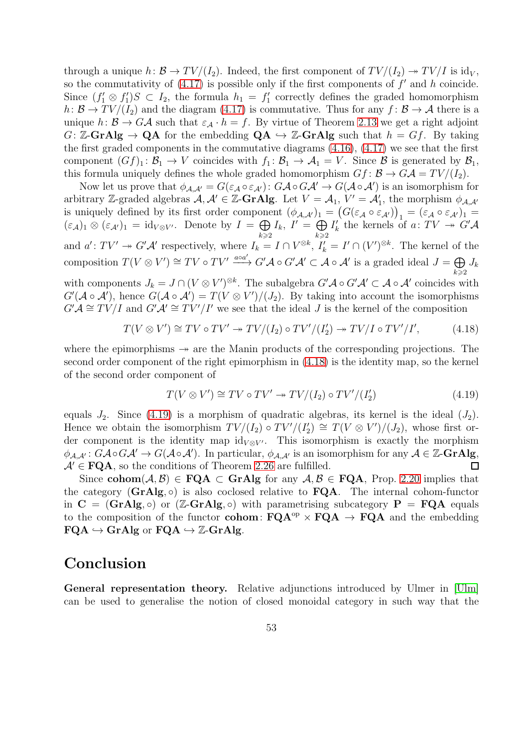through a unique $h\colon \mathcal{B} \to TV/(I_2)$. Indeed, the first component of $TV/(I_2) \twoheadrightarrow TV/I$ is $\mathrm{id}_V$, so the commutativity of (4.17) is possible only if the first components of $f'$ and $h$ coincide. Since $(f_1' \otimes f_1')S \subset I_2$, the formula $h_1 = f_1'$ correctly defines the graded homomorphism $h\colon \mathcal{B} \to TV/(I_2)$ and the diagram (4.17) is commutative. Thus for any $f\colon \mathcal{B} \to \mathcal{A}$ there is a unique $h\colon \mathcal{B} \to G\mathcal{A}$ such that $\varepsilon_{\mathcal{A}} \cdot h = f$. By virtue of Theorem 2.13 we get a right adjoint $G\colon \mathbb{Z}\text{-}\mathbf{GrAlg} \to \mathbf{QA}$ for the embedding $\mathbf{QA} \hookrightarrow \mathbb{Z}\text{-}\mathbf{GrAlg}$ such that $h = Gf$. By taking the first graded components in the commutative diagrams (4.16), (4.17) we see that the first component $(Gf)_1\colon \mathcal{B}_1 \to V$ coincides with $f_1\colon \mathcal{B}_1 \to \mathcal{A}_1 = V$. Since $\mathcal{B}$ is generated by $\mathcal{B}_1$, this formula uniquely defines the whole graded homomorphism $Gf\colon \mathcal{B} \to G\mathcal{A} = TV/(I_2)$.

Now let us prove that $\phi_{\mathcal{A},\mathcal{A}'} = G(\varepsilon_{\mathcal{A}} \circ \varepsilon_{\mathcal{A}'})\colon G\mathcal{A} \circ G\mathcal{A}' \to G(\mathcal{A} \circ \mathcal{A}')$ is an isomorphism for arbitrary $\mathbb{Z}$-graded algebras $\mathcal{A}, \mathcal{A}' \in \mathbb{Z}\text{-}\mathbf{GrAlg}$. Let $V = \mathcal{A}_1$, $V' = \mathcal{A}_1'$, the morphism $\phi_{\mathcal{A},\mathcal{A}'}$ is uniquely defined by its first order component $(\phi_{\mathcal{A},\mathcal{A}'})_1 = \big(G(\varepsilon_{\mathcal{A}} \circ \varepsilon_{\mathcal{A}'})\big)_1 = (\varepsilon_{\mathcal{A}} \circ \varepsilon_{\mathcal{A}'})_1 = (\varepsilon_{\mathcal{A}})_1 \otimes (\varepsilon_{\mathcal{A}'})_1 = \mathrm{id}_{V \otimes V'}$. Denote by $I = \bigoplus_{k \geqslant 2} I_k$, $I' = \bigoplus_{k \geqslant 2} I_k'$ the kernels of $a\colon TV \twoheadrightarrow G'\mathcal{A}$ and $a'\colon TV' \twoheadrightarrow G'\mathcal{A}'$ respectively, where $I_k = I \cap V^{\otimes k}$, $I_k' = I' \cap (V')^{\otimes k}$. The kernel of the composition $T(V \otimes V') \cong TV \circ TV' \xrightarrow{a \circ a'} G'\mathcal{A} \circ G'\mathcal{A}' \subset \mathcal{A} \circ \mathcal{A}'$ is a graded ideal $J = \bigoplus_{k \geqslant 2} J_k$ with components $J_k = J \cap (V \otimes V')^{\otimes k}$. The subalgebra $G'\mathcal{A} \circ G'\mathcal{A}' \subset \mathcal{A} \circ \mathcal{A}'$ coincides with $G'(\mathcal{A} \circ \mathcal{A}')$, hence $G(\mathcal{A} \circ \mathcal{A}') = T(V \otimes V')/(J_2)$. By taking into account the isomorphisms $G'\mathcal{A} \cong TV/I$ and $G'\mathcal{A}' \cong TV'/I'$ we see that the ideal $J$ is the kernel of the composition

$$T(V \otimes V') \cong TV \circ TV' \twoheadrightarrow TV/(I_2) \circ TV'/(I_2') \twoheadrightarrow TV/I \circ TV'/I', \tag{4.18}$$

where the epimorphisms $\twoheadrightarrow$ are the Manin products of the corresponding projections. The second order component of the right epimorphism in (4.18) is the identity map, so the kernel of the second order component of

$$T(V \otimes V') \cong TV \circ TV' \twoheadrightarrow TV/(I_2) \circ TV'/(I_2') \tag{4.19}$$

equals $J_2$. Since (4.19) is a morphism of quadratic algebras, its kernel is the ideal $(J_2)$. Hence we obtain the isomorphism $TV/(I_2) \circ TV'/(I_2') \cong T(V \otimes V')/(J_2)$, whose first order component is the identity map $\mathrm{id}_{V \otimes V'}$. This isomorphism is exactly the morphism $\phi_{\mathcal{A},\mathcal{A}'}\colon G\mathcal{A} \circ G\mathcal{A}' \to G(\mathcal{A} \circ \mathcal{A}')$. In particular, $\phi_{\mathcal{A},\mathcal{A}'}$ is an isomorphism for any $\mathcal{A} \in \mathbb{Z}\text{-}\mathbf{GrAlg}$, $\mathcal{A}' \in \mathbf{FQA}$, so the conditions of Theorem 2.26 are fulfilled. $\square$

Since $\mathbf{cohom}(\mathcal{A}, \mathcal{B}) \in \mathbf{FQA} \subset \mathbf{GrAlg}$ for any $\mathcal{A}, \mathcal{B} \in \mathbf{FQA}$, Prop. 2.20 implies that the category $(\mathbf{GrAlg}, \circ)$ is also coclosed relative to $\mathbf{FQA}$. The internal cohom-functor in $\mathbf{C} = (\mathbf{GrAlg}, \circ)$ or $(\mathbb{Z}\text{-}\mathbf{GrAlg}, \circ)$ with parametrising subcategory $\mathbf{P} = \mathbf{FQA}$ equals to the composition of the functor $\mathbf{cohom}\colon \mathbf{FQA}^{\mathrm{op}} \times \mathbf{FQA} \to \mathbf{FQA}$ and the embedding $\mathbf{FQA} \hookrightarrow \mathbf{GrAlg}$ or $\mathbf{FQA} \hookrightarrow \mathbb{Z}\text{-}\mathbf{GrAlg}$.

## Conclusion

**General representation theory.** Relative adjunctions introduced by Ulmer in [Ulm] can be used to generalise the notion of closed monoidal category in such way that the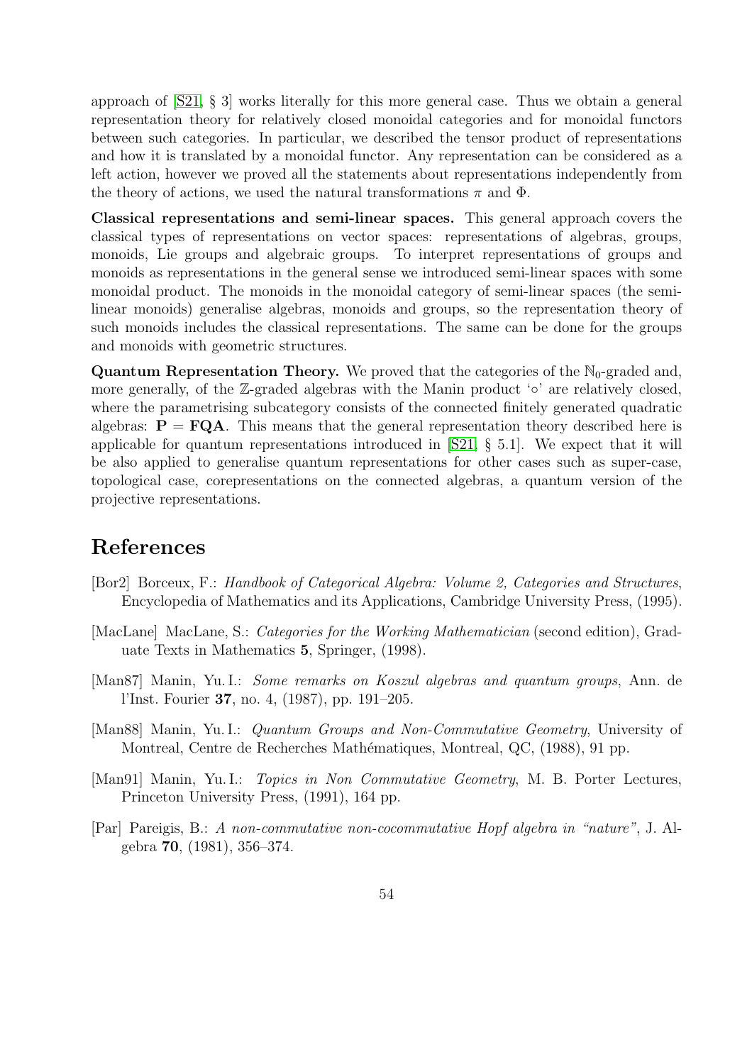approach of [S21, § 3] works literally for this more general case. Thus we obtain a general representation theory for relatively closed monoidal categories and for monoidal functors between such categories. In particular, we described the tensor product of representations and how it is translated by a monoidal functor. Any representation can be considered as a left action, however we proved all the statements about representations independently from the theory of actions, we used the natural transformations $\pi$ and $\Phi$.

**Classical representations and semi-linear spaces.** This general approach covers the classical types of representations on vector spaces: representations of algebras, groups, monoids, Lie groups and algebraic groups. To interpret representations of groups and monoids as representations in the general sense we introduced semi-linear spaces with some monoidal product. The monoids in the monoidal category of semi-linear spaces (the semi-linear monoids) generalise algebras, monoids and groups, so the representation theory of such monoids includes the classical representations. The same can be done for the groups and monoids with geometric structures.

**Quantum Representation Theory.** We proved that the categories of the $\mathbb{N}_0$-graded and, more generally, of the $\mathbb{Z}$-graded algebras with the Manin product '$\circ$' are relatively closed, where the parametrising subcategory consists of the connected finitely generated quadratic algebras: $\mathbf{P} = \mathbf{FQA}$. This means that the general representation theory described here is applicable for quantum representations introduced in [S21, § 5.1]. We expect that it will be also applied to generalise quantum representations for other cases such as super-case, topological case, corepresentations on the connected algebras, a quantum version of the projective representations.

# References

[Bor2] Borceux, F.: *Handbook of Categorical Algebra: Volume 2, Categories and Structures*, Encyclopedia of Mathematics and its Applications, Cambridge University Press, (1995).

[MacLane] MacLane, S.: *Categories for the Working Mathematician* (second edition), Graduate Texts in Mathematics **5**, Springer, (1998).

[Man87] Manin, Yu. I.: *Some remarks on Koszul algebras and quantum groups*, Ann. de l'Inst. Fourier **37**, no. 4, (1987), pp. 191–205.

[Man88] Manin, Yu. I.: *Quantum Groups and Non-Commutative Geometry*, University of Montreal, Centre de Recherches Mathématiques, Montreal, QC, (1988), 91 pp.

[Man91] Manin, Yu. I.: *Topics in Non Commutative Geometry*, M. B. Porter Lectures, Princeton University Press, (1991), 164 pp.

[Par] Pareigis, B.: *A non-commutative non-cocommutative Hopf algebra in "nature"*, J. Algebra **70**, (1981), 356–374.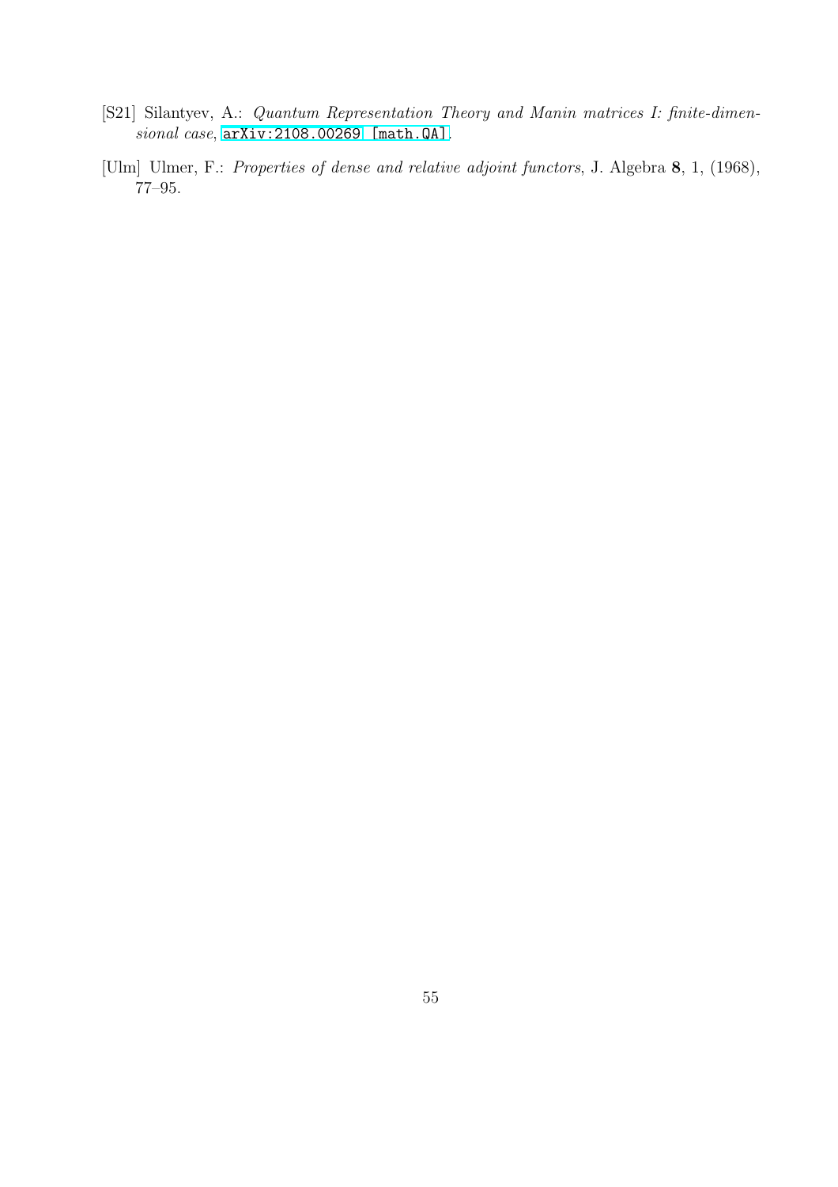[S21] Silantyev, A.: *Quantum Representation Theory and Manin matrices I: finite-dimensional case*, arXiv:2108.00269 [math.QA].

[Ulm] Ulmer, F.: *Properties of dense and relative adjoint functors*, J. Algebra **8**, 1, (1968), 77–95.